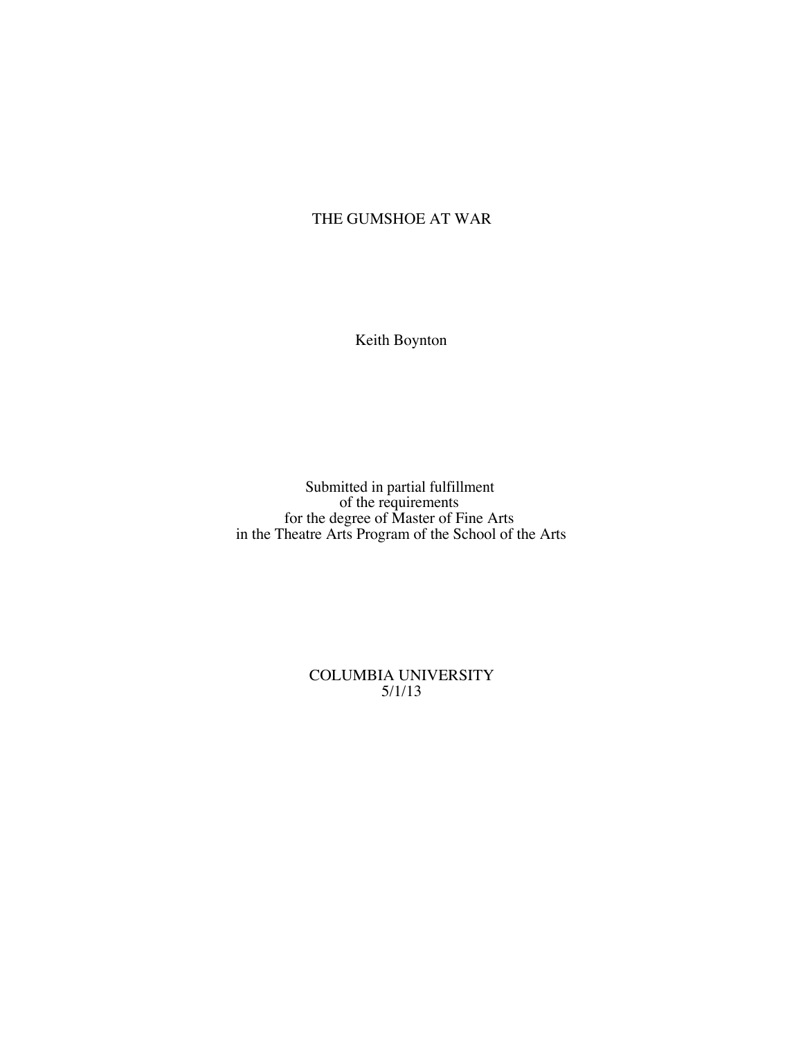# THE GUMSHOE AT WAR

Keith Boynton

Submitted in partial fulfillment
of the requirements
for the degree of Master of Fine Arts
in the Theatre Arts Program of the School of the Arts

COLUMBIA UNIVERSITY
5/1/13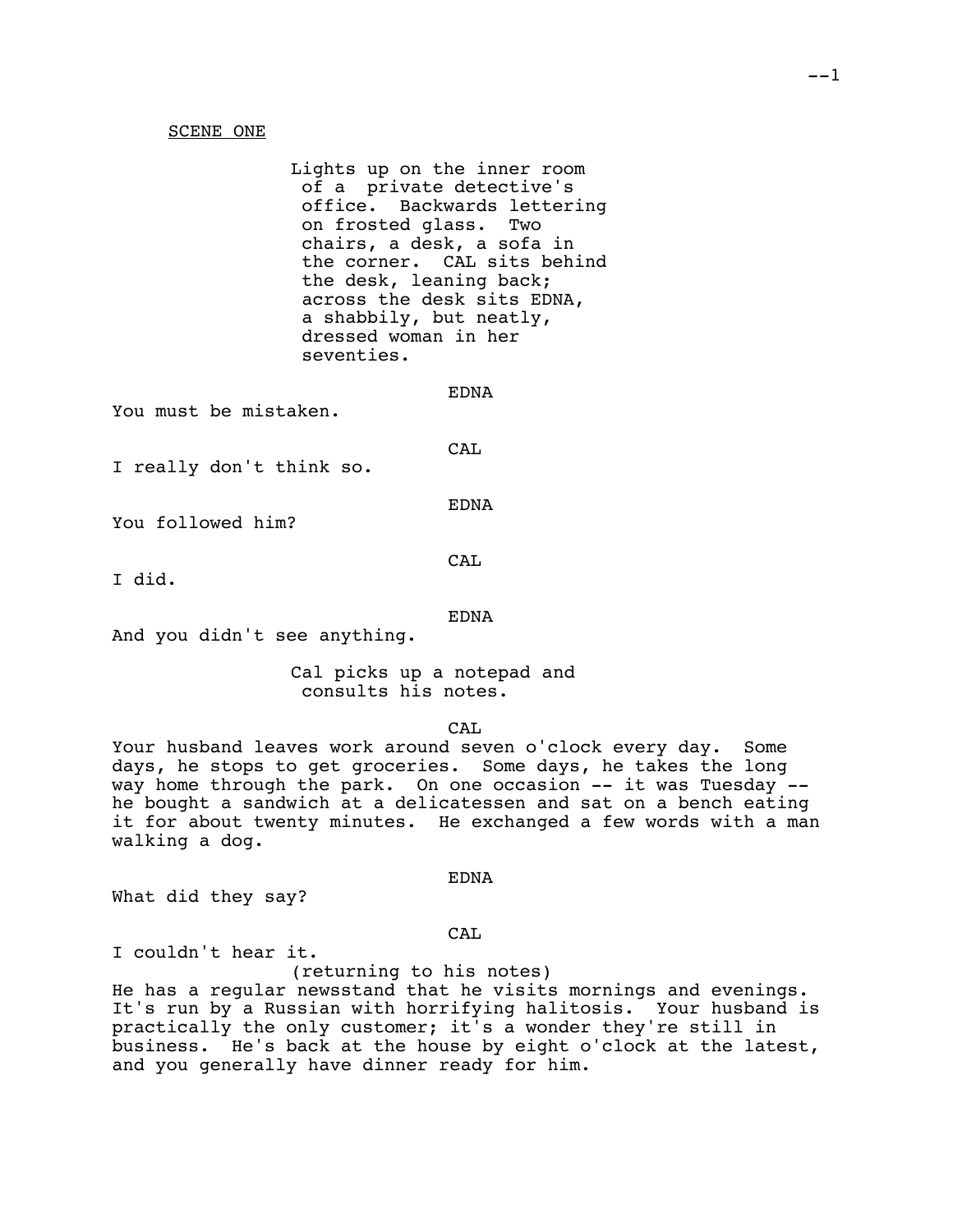SCENE ONE

*Lights up on the inner room of a private detective's office. Backwards lettering on frosted glass. Two chairs, a desk, a sofa in the corner. CAL sits behind the desk, leaning back; across the desk sits EDNA, a shabbily, but neatly, dressed woman in her seventies.*

EDNA

You must be mistaken.

CAL

I really don't think so.

EDNA

You followed him?

CAL

I did.

EDNA

And you didn't see anything.

*Cal picks up a notepad and consults his notes.*

CAL

Your husband leaves work around seven o'clock every day. Some days, he stops to get groceries. Some days, he takes the long way home through the park. On one occasion -- it was Tuesday -- he bought a sandwich at a delicatessen and sat on a bench eating it for about twenty minutes. He exchanged a few words with a man walking a dog.

EDNA

What did they say?

CAL

I couldn't hear it.

(returning to his notes)

He has a regular newsstand that he visits mornings and evenings. It's run by a Russian with horrifying halitosis. Your husband is practically the only customer; it's a wonder they're still in business. He's back at the house by eight o'clock at the latest, and you generally have dinner ready for him.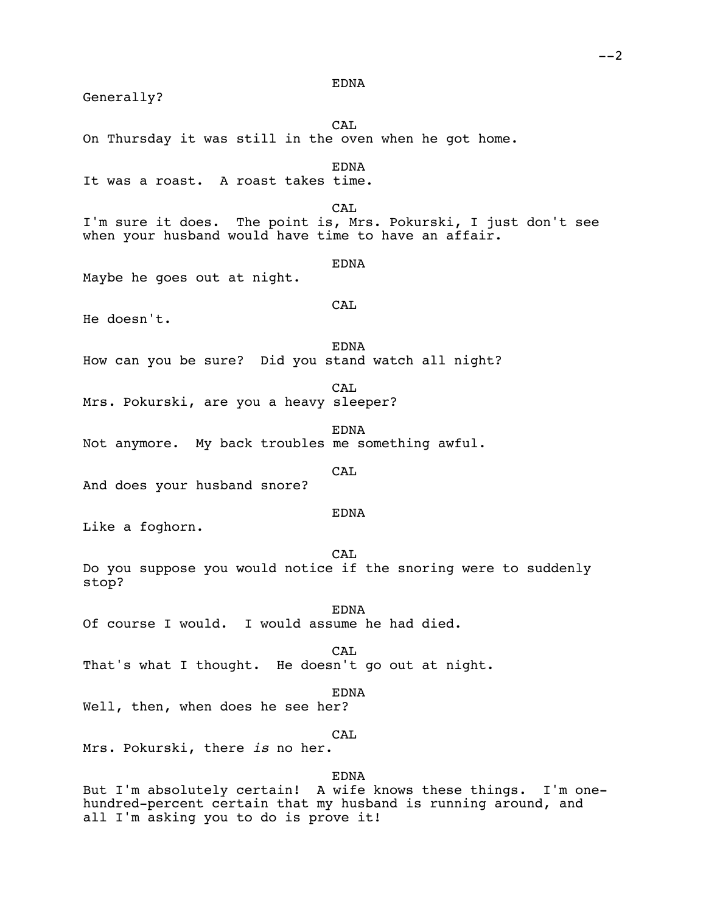EDNA

Generally?

CAL

On Thursday it was still in the oven when he got home.

EDNA

It was a roast. A roast takes time.

CAL

I'm sure it does. The point is, Mrs. Pokurski, I just don't see when your husband would have time to have an affair.

EDNA

Maybe he goes out at night.

CAL

He doesn't.

EDNA

How can you be sure? Did you stand watch all night?

CAL

Mrs. Pokurski, are you a heavy sleeper?

EDNA

Not anymore. My back troubles me something awful.

CAL

And does your husband snore?

EDNA

Like a foghorn.

CAL

Do you suppose you would notice if the snoring were to suddenly stop?

EDNA

Of course I would. I would assume he had died.

CAL

That's what I thought. He doesn't go out at night.

EDNA

Well, then, when does he see her?

CAL

Mrs. Pokurski, there *is* no her.

EDNA

But I'm absolutely certain! A wife knows these things. I'm one-hundred-percent certain that my husband is running around, and all I'm asking you to do is prove it!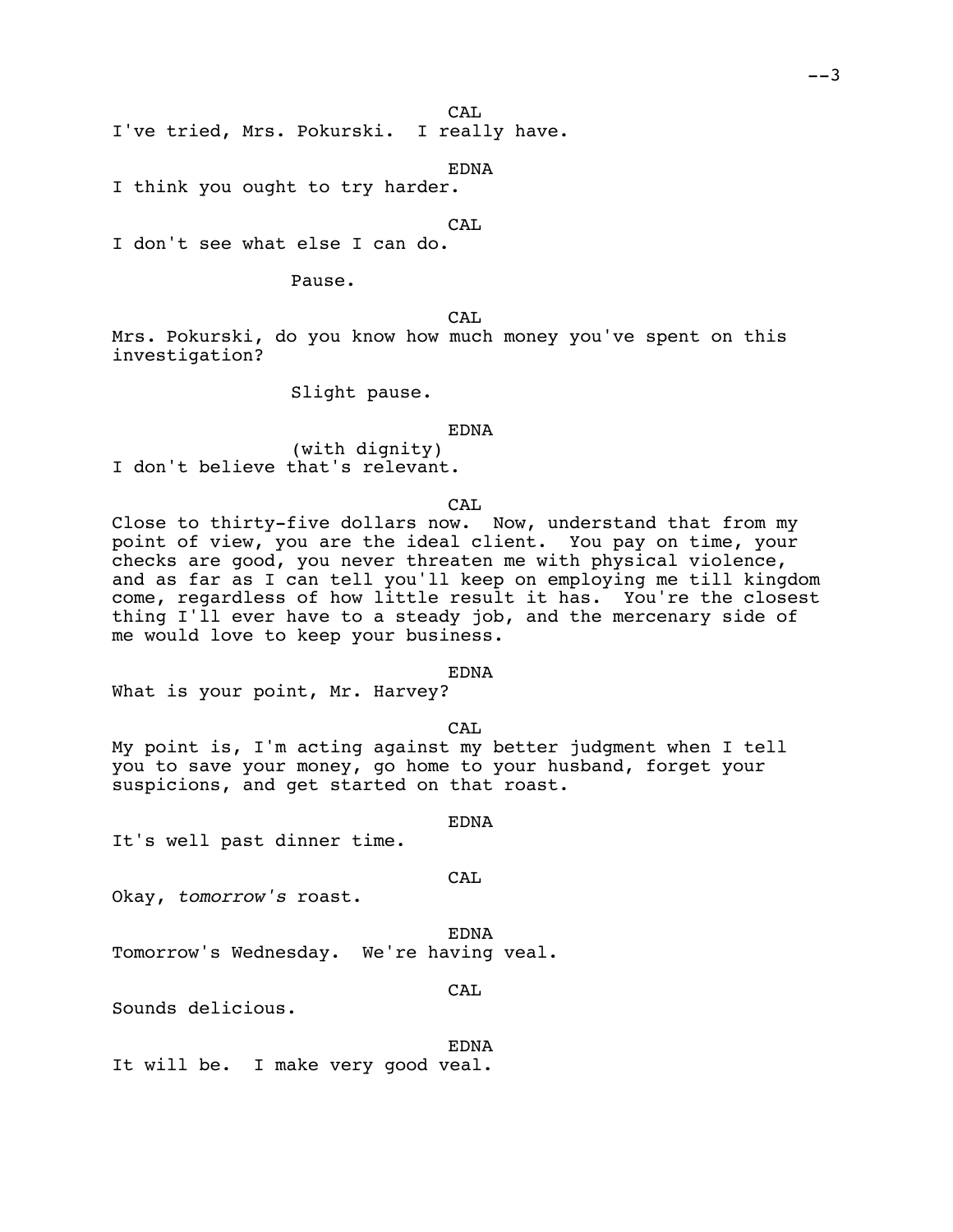CAL

I've tried, Mrs. Pokurski. I really have.

EDNA

I think you ought to try harder.

CAL

I don't see what else I can do.

Pause.

CAL

Mrs. Pokurski, do you know how much money you've spent on this investigation?

Slight pause.

EDNA

(with dignity)

I don't believe that's relevant.

CAL

Close to thirty-five dollars now. Now, understand that from my point of view, you are the ideal client. You pay on time, your checks are good, you never threaten me with physical violence, and as far as I can tell you'll keep on employing me till kingdom come, regardless of how little result it has. You're the closest thing I'll ever have to a steady job, and the mercenary side of me would love to keep your business.

EDNA

What is your point, Mr. Harvey?

CAL

My point is, I'm acting against my better judgment when I tell you to save your money, go home to your husband, forget your suspicions, and get started on that roast.

EDNA

It's well past dinner time.

CAL

Okay, *tomorrow's* roast.

EDNA

Tomorrow's Wednesday. We're having veal.

CAL

Sounds delicious.

EDNA

It will be. I make very good veal.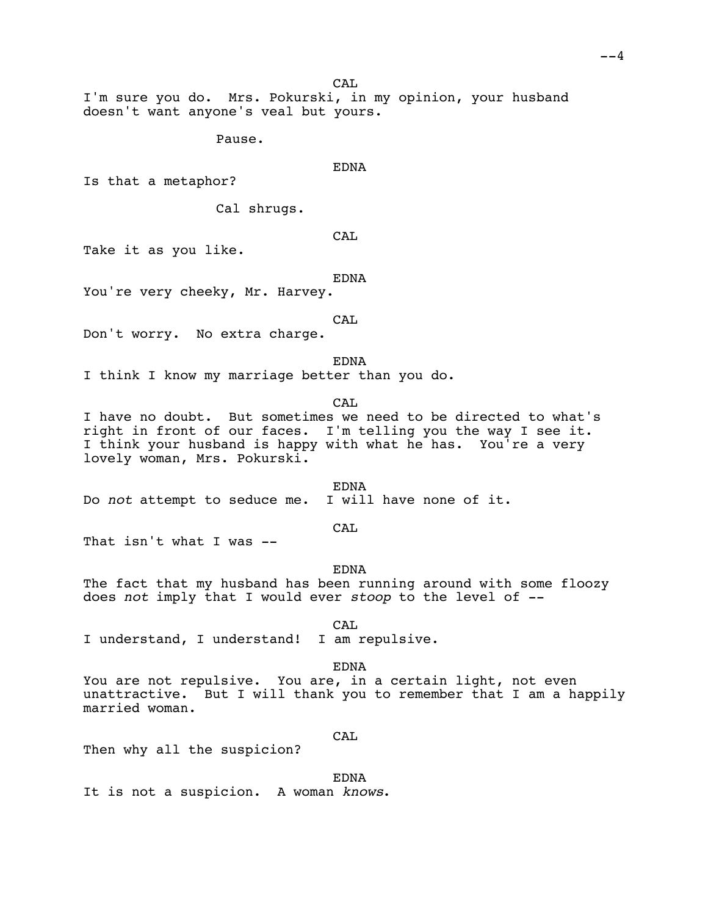CAL

I'm sure you do. Mrs. Pokurski, in my opinion, your husband doesn't want anyone's veal but yours.

Pause.

EDNA

Is that a metaphor?

Cal shrugs.

CAL

Take it as you like.

EDNA

You're very cheeky, Mr. Harvey.

CAL

Don't worry. No extra charge.

EDNA

I think I know my marriage better than you do.

CAL

I have no doubt. But sometimes we need to be directed to what's right in front of our faces. I'm telling you the way I see it. I think your husband is happy with what he has. You're a very lovely woman, Mrs. Pokurski.

EDNA

Do *not* attempt to seduce me. I will have none of it.

CAL

That isn't what I was --

EDNA

The fact that my husband has been running around with some floozy does *not* imply that I would ever *stoop* to the level of --

CAL

I understand, I understand! I am repulsive.

EDNA

You are not repulsive. You are, in a certain light, not even unattractive. But I will thank you to remember that I am a happily married woman.

CAL

Then why all the suspicion?

EDNA

It is not a suspicion. A woman *knows*.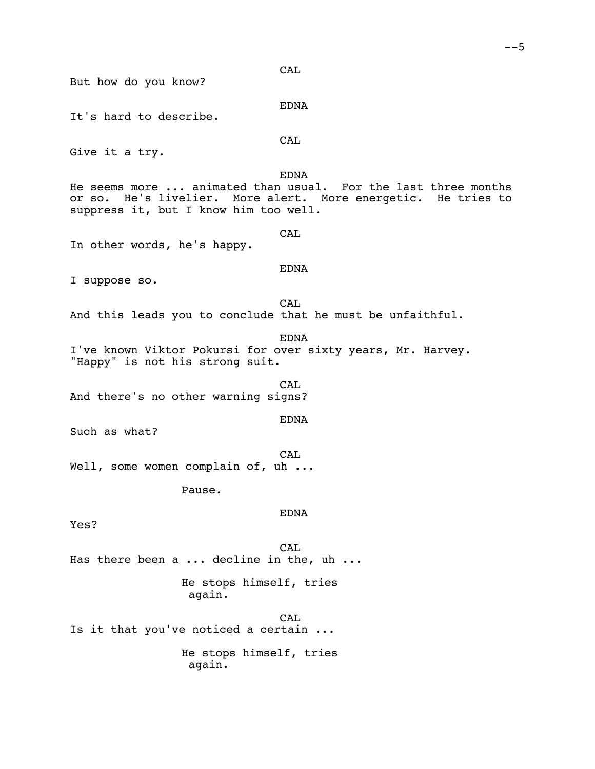CAL

But how do you know?

EDNA

It's hard to describe.

CAL

Give it a try.

EDNA

He seems more ... animated than usual. For the last three months or so. He's livelier. More alert. More energetic. He tries to suppress it, but I know him too well.

CAL

In other words, he's happy.

EDNA

I suppose so.

CAL

And this leads you to conclude that he must be unfaithful.

EDNA

I've known Viktor Pokursi for over sixty years, Mr. Harvey. "Happy" is not his strong suit.

CAL

And there's no other warning signs?

EDNA

Such as what?

CAL

Well, some women complain of, uh ...

Pause.

EDNA

Yes?

CAL

Has there been a ... decline in the, uh ...

He stops himself, tries again.

CAL

Is it that you've noticed a certain ...

He stops himself, tries again.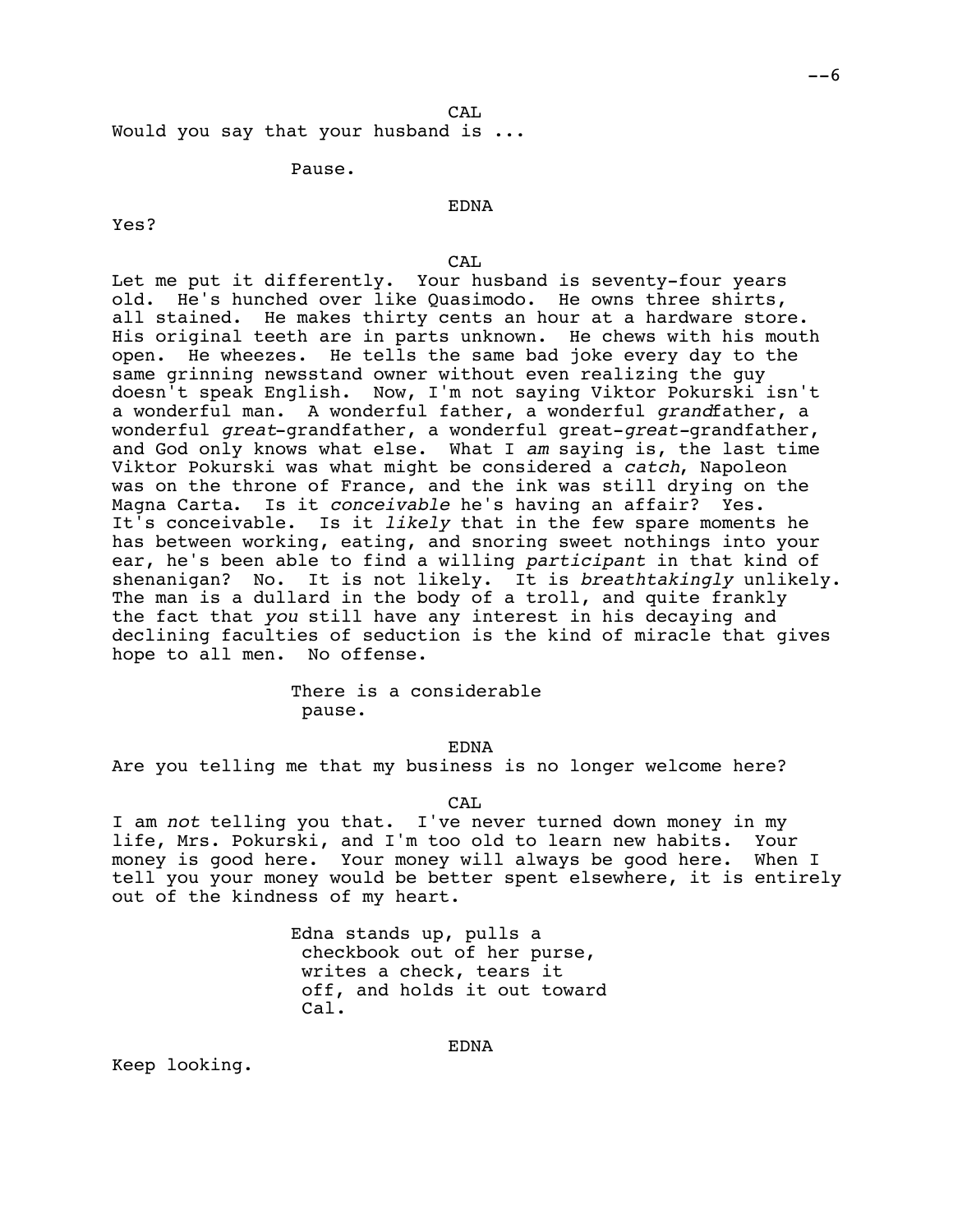CAL

Would you say that your husband is ...

Pause.

EDNA

Yes?

CAL

Let me put it differently. Your husband is seventy-four years old. He's hunched over like Quasimodo. He owns three shirts, all stained. He makes thirty cents an hour at a hardware store. His original teeth are in parts unknown. He chews with his mouth open. He wheezes. He tells the same bad joke every day to the same grinning newsstand owner without even realizing the guy doesn't speak English. Now, I'm not saying Viktor Pokurski isn't a wonderful man. A wonderful father, a wonderful *grand*father, a wonderful *great*-grandfather, a wonderful great-*great*-grandfather, and God only knows what else. What I *am* saying is, the last time Viktor Pokurski was what might be considered a *catch*, Napoleon was on the throne of France, and the ink was still drying on the Magna Carta. Is it *conceivable* he's having an affair? Yes. It's conceivable. Is it *likely* that in the few spare moments he has between working, eating, and snoring sweet nothings into your ear, he's been able to find a willing *participant* in that kind of shenanigan? No. It is not likely. It is *breathtakingly* unlikely. The man is a dullard in the body of a troll, and quite frankly the fact that *you* still have any interest in his decaying and declining faculties of seduction is the kind of miracle that gives hope to all men. No offense.

There is a considerable pause.

EDNA

Are you telling me that my business is no longer welcome here?

CAL

I am *not* telling you that. I've never turned down money in my life, Mrs. Pokurski, and I'm too old to learn new habits. Your money is good here. Your money will always be good here. When I tell you your money would be better spent elsewhere, it is entirely out of the kindness of my heart.

Edna stands up, pulls a checkbook out of her purse, writes a check, tears it off, and holds it out toward Cal.

EDNA

Keep looking.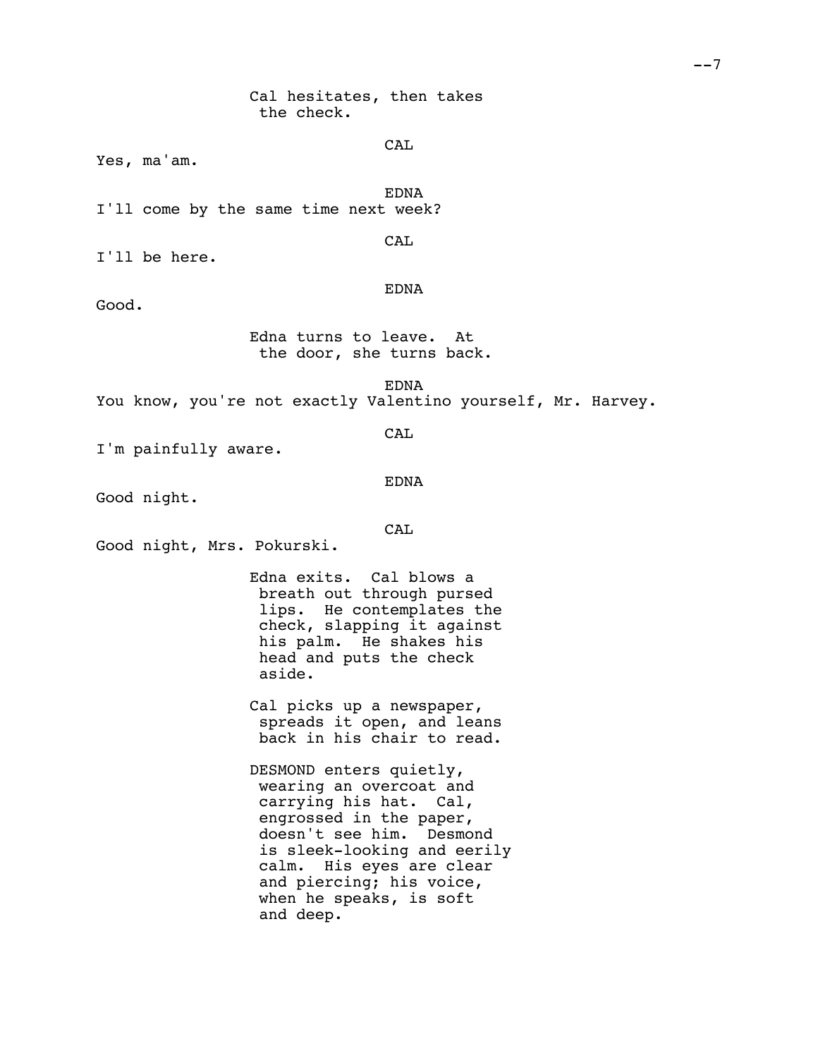Cal hesitates, then takes the check.

CAL

Yes, ma'am.

EDNA

I'll come by the same time next week?

CAL

I'll be here.

EDNA

Good.

Edna turns to leave. At the door, she turns back.

EDNA

You know, you're not exactly Valentino yourself, Mr. Harvey.

CAL

I'm painfully aware.

EDNA

Good night.

CAL

Good night, Mrs. Pokurski.

Edna exits. Cal blows a breath out through pursed lips. He contemplates the check, slapping it against his palm. He shakes his head and puts the check aside.

Cal picks up a newspaper, spreads it open, and leans back in his chair to read.

DESMOND enters quietly, wearing an overcoat and carrying his hat. Cal, engrossed in the paper, doesn't see him. Desmond is sleek-looking and eerily calm. His eyes are clear and piercing; his voice, when he speaks, is soft and deep.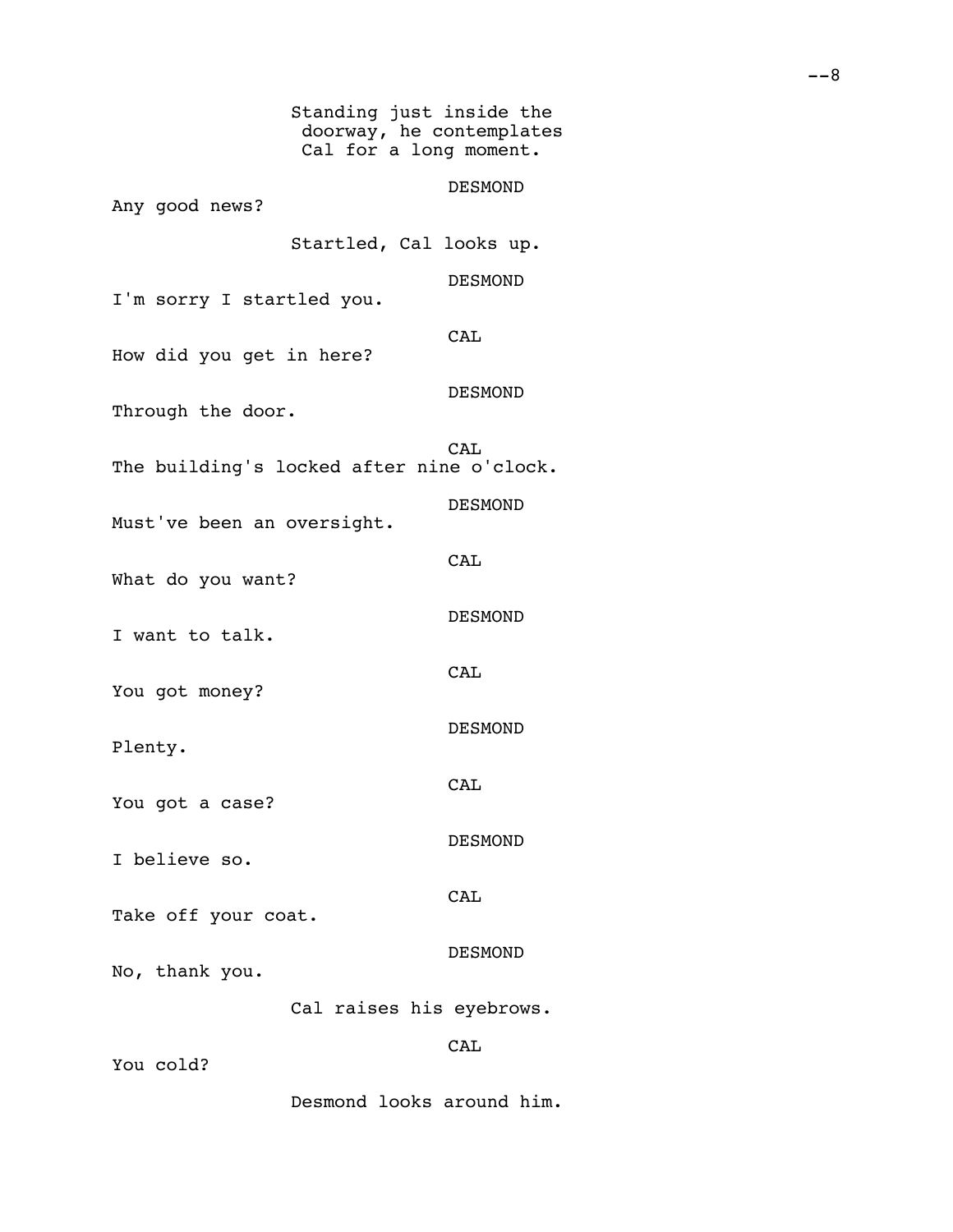Standing just inside the doorway, he contemplates Cal for a long moment.

DESMOND

Any good news?

Startled, Cal looks up.

DESMOND

I'm sorry I startled you.

CAL

How did you get in here?

DESMOND

Through the door.

CAL

The building's locked after nine o'clock.

DESMOND

Must've been an oversight.

CAL

What do you want?

DESMOND

I want to talk.

CAL

You got money?

DESMOND

Plenty.

CAL

You got a case?

DESMOND

I believe so.

CAL

Take off your coat.

DESMOND

No, thank you.

Cal raises his eyebrows.

CAL

You cold?

Desmond looks around him.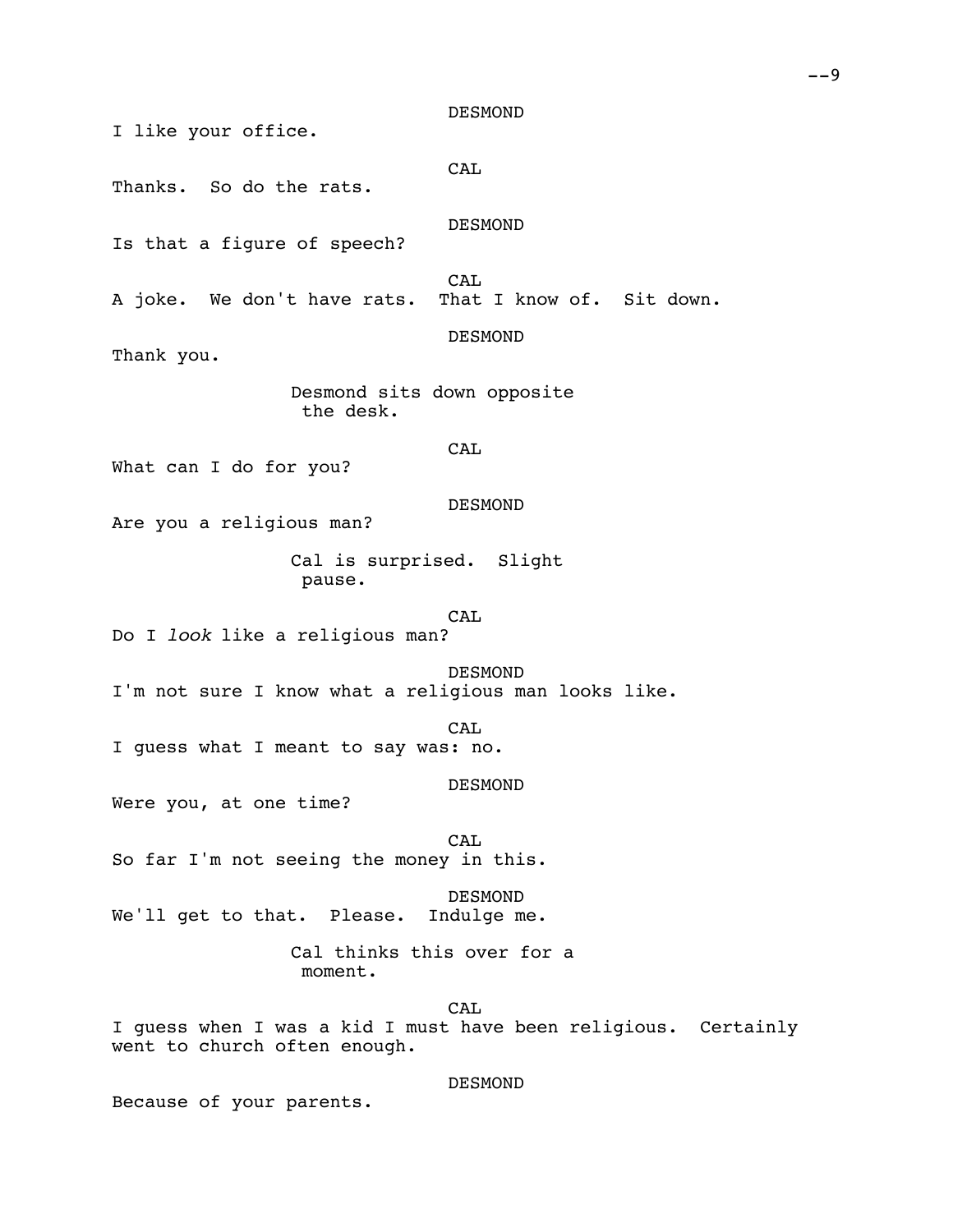DESMOND

I like your office.

CAL

Thanks. So do the rats.

DESMOND

Is that a figure of speech?

CAL

A joke. We don't have rats. That I know of. Sit down.

DESMOND

Thank you.

Desmond sits down opposite the desk.

CAL

What can I do for you?

DESMOND

Are you a religious man?

Cal is surprised. Slight pause.

CAL

Do I *look* like a religious man?

DESMOND

I'm not sure I know what a religious man looks like.

CAL

I guess what I meant to say was: no.

DESMOND

Were you, at one time?

CAL

So far I'm not seeing the money in this.

DESMOND

We'll get to that. Please. Indulge me.

Cal thinks this over for a moment.

CAL

I guess when I was a kid I must have been religious. Certainly went to church often enough.

DESMOND

Because of your parents.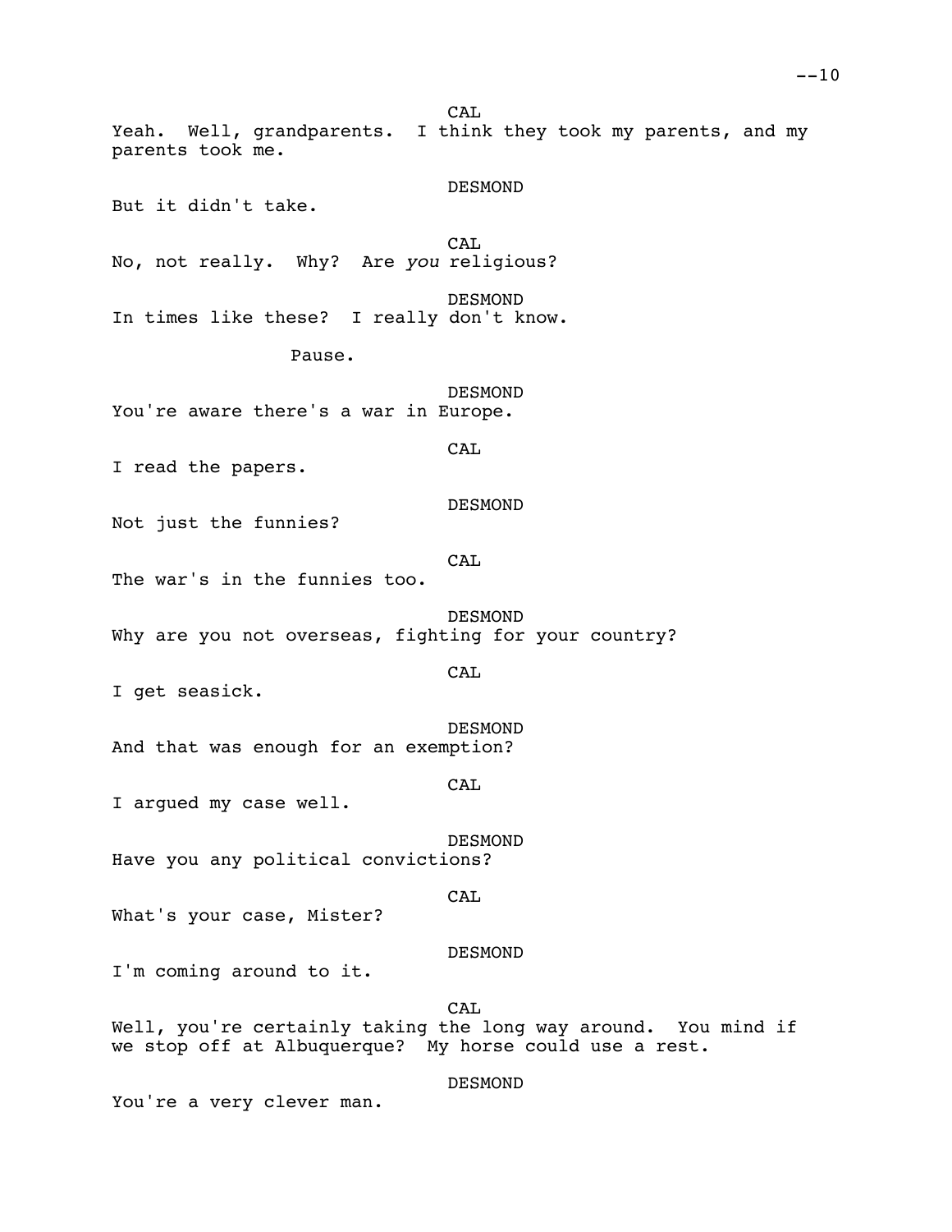CAL

Yeah. Well, grandparents. I think they took my parents, and my parents took me.

DESMOND

But it didn't take.

CAL

No, not really. Why? Are *you* religious?

DESMOND

In times like these? I really don't know.

Pause.

DESMOND

You're aware there's a war in Europe.

CAL

I read the papers.

DESMOND

Not just the funnies?

CAL

The war's in the funnies too.

DESMOND

Why are you not overseas, fighting for your country?

CAL

I get seasick.

DESMOND

And that was enough for an exemption?

CAL

I argued my case well.

DESMOND

Have you any political convictions?

CAL

What's your case, Mister?

DESMOND

I'm coming around to it.

CAL

Well, you're certainly taking the long way around. You mind if we stop off at Albuquerque? My horse could use a rest.

DESMOND

You're a very clever man.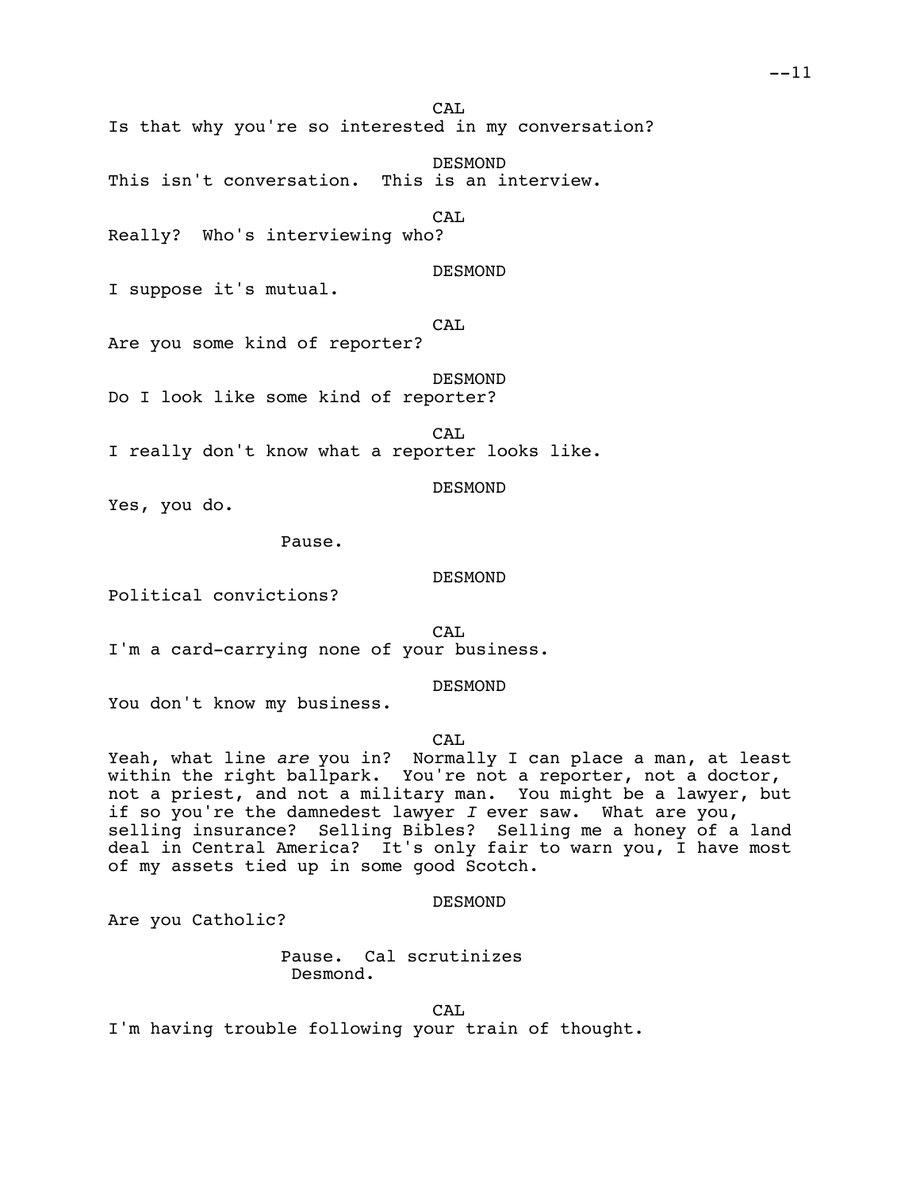CAL

Is that why you're so interested in my conversation?

DESMOND

This isn't conversation.  This is an interview.

CAL

Really?  Who's interviewing who?

DESMOND

I suppose it's mutual.

CAL

Are you some kind of reporter?

DESMOND

Do I look like some kind of reporter?

CAL

I really don't know what a reporter looks like.

DESMOND

Yes, you do.

Pause.

DESMOND

Political convictions?

CAL

I'm a card-carrying none of your business.

DESMOND

You don't know my business.

CAL

Yeah, what line *are* you in?  Normally I can place a man, at least within the right ballpark.  You're not a reporter, not a doctor, not a priest, and not a military man.  You might be a lawyer, but if so you're the damnedest lawyer *I* ever saw.  What are you, selling insurance?  Selling Bibles?  Selling me a honey of a land deal in Central America?  It's only fair to warn you, I have most of my assets tied up in some good Scotch.

DESMOND

Are you Catholic?

Pause.  Cal scrutinizes Desmond.

CAL

I'm having trouble following your train of thought.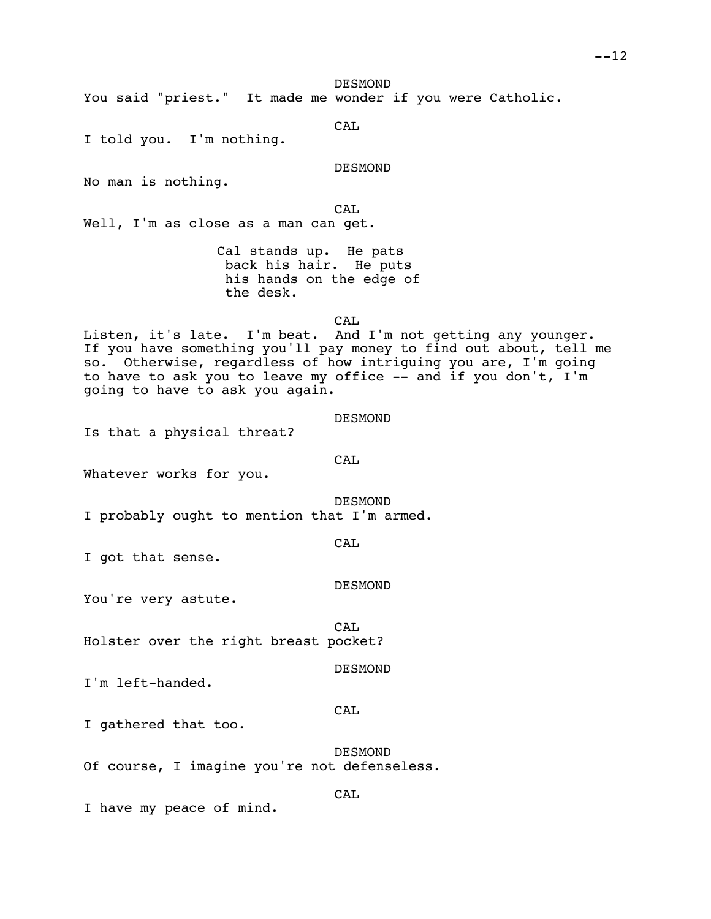DESMOND

You said "priest." It made me wonder if you were Catholic.

CAL

I told you. I'm nothing.

DESMOND

No man is nothing.

CAL

Well, I'm as close as a man can get.

Cal stands up. He pats back his hair. He puts his hands on the edge of the desk.

CAL

Listen, it's late. I'm beat. And I'm not getting any younger. If you have something you'll pay money to find out about, tell me so. Otherwise, regardless of how intriguing you are, I'm going to have to ask you to leave my office -- and if you don't, I'm going to have to ask you again.

DESMOND

Is that a physical threat?

CAL

Whatever works for you.

DESMOND

I probably ought to mention that I'm armed.

CAL

I got that sense.

DESMOND

You're very astute.

CAL

Holster over the right breast pocket?

DESMOND

I'm left-handed.

CAL

I gathered that too.

DESMOND

Of course, I imagine you're not defenseless.

CAL

I have my peace of mind.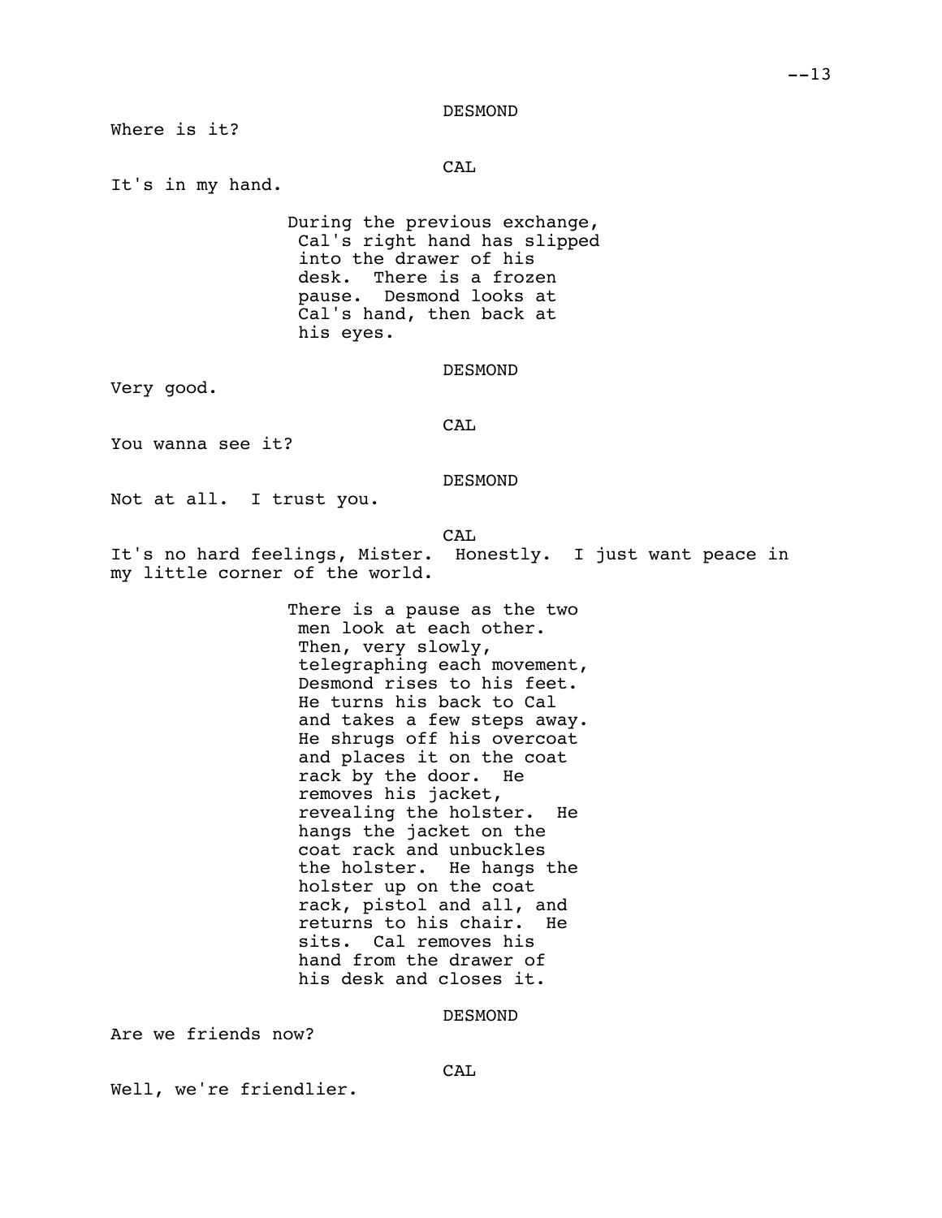DESMOND

Where is it?

CAL

It's in my hand.

During the previous exchange, Cal's right hand has slipped into the drawer of his desk. There is a frozen pause. Desmond looks at Cal's hand, then back at his eyes.

DESMOND

Very good.

CAL

You wanna see it?

DESMOND

Not at all. I trust you.

CAL

It's no hard feelings, Mister. Honestly. I just want peace in my little corner of the world.

There is a pause as the two men look at each other. Then, very slowly, telegraphing each movement, Desmond rises to his feet. He turns his back to Cal and takes a few steps away. He shrugs off his overcoat and places it on the coat rack by the door. He removes his jacket, revealing the holster. He hangs the jacket on the coat rack and unbuckles the holster. He hangs the holster up on the coat rack, pistol and all, and returns to his chair. He sits. Cal removes his hand from the drawer of his desk and closes it.

DESMOND

Are we friends now?

CAL

Well, we're friendlier.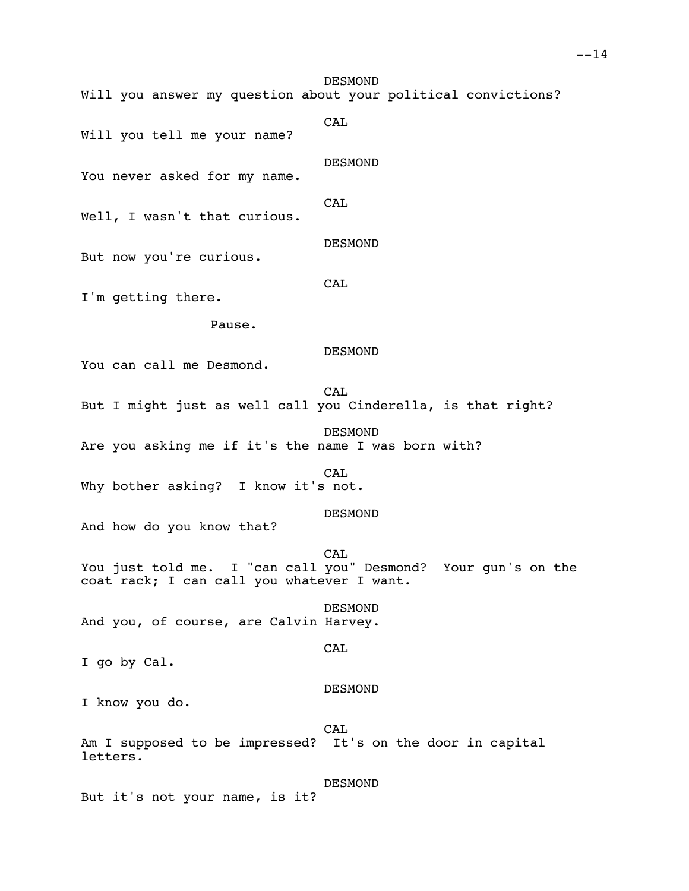DESMOND
Will you answer my question about your political convictions?

CAL
Will you tell me your name?

DESMOND
You never asked for my name.

CAL
Well, I wasn't that curious.

DESMOND
But now you're curious.

CAL
I'm getting there.

Pause.

DESMOND
You can call me Desmond.

CAL
But I might just as well call you Cinderella, is that right?

DESMOND
Are you asking me if it's the name I was born with?

CAL
Why bother asking? I know it's not.

DESMOND
And how do you know that?

CAL
You just told me. I "can call you" Desmond? Your gun's on the coat rack; I can call you whatever I want.

DESMOND
And you, of course, are Calvin Harvey.

CAL
I go by Cal.

DESMOND
I know you do.

CAL
Am I supposed to be impressed? It's on the door in capital letters.

DESMOND
But it's not your name, is it?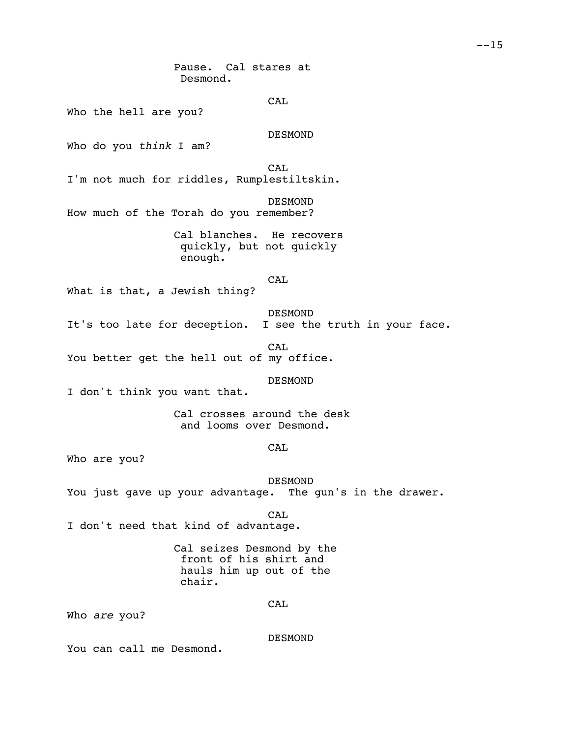Pause. Cal stares at Desmond.

CAL

Who the hell are you?

DESMOND

Who do you *think* I am?

CAL

I'm not much for riddles, Rumplestiltskin.

DESMOND

How much of the Torah do you remember?

Cal blanches. He recovers quickly, but not quickly enough.

CAL

What is that, a Jewish thing?

DESMOND

It's too late for deception. I see the truth in your face.

CAL

You better get the hell out of my office.

DESMOND

I don't think you want that.

Cal crosses around the desk and looms over Desmond.

CAL

Who are you?

DESMOND

You just gave up your advantage. The gun's in the drawer.

CAL

I don't need that kind of advantage.

Cal seizes Desmond by the front of his shirt and hauls him up out of the chair.

CAL

Who *are* you?

DESMOND

You can call me Desmond.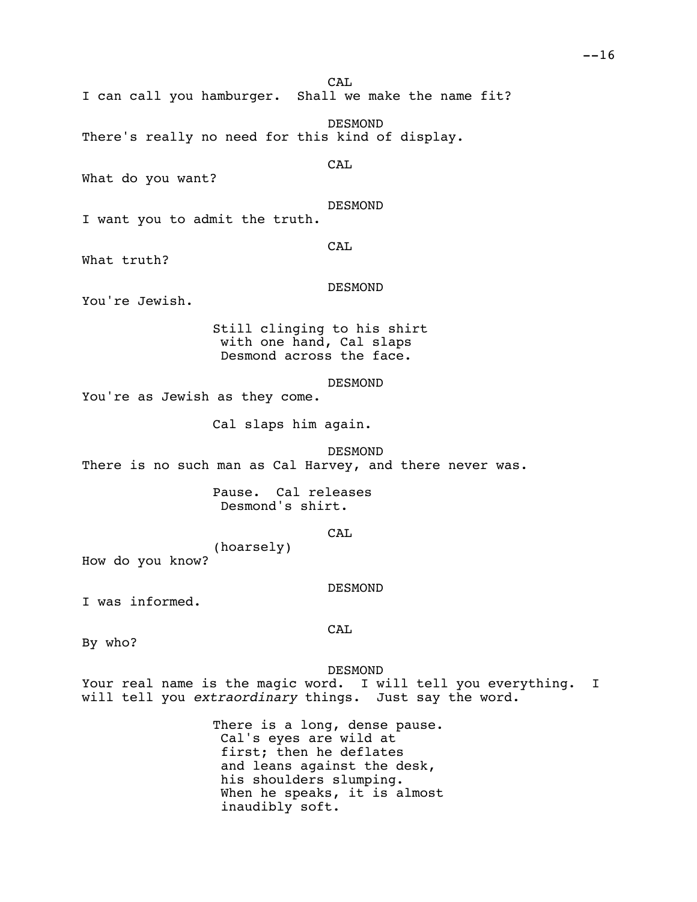CAL

I can call you hamburger. Shall we make the name fit?

DESMOND

There's really no need for this kind of display.

CAL

What do you want?

DESMOND

I want you to admit the truth.

CAL

What truth?

DESMOND

You're Jewish.

Still clinging to his shirt with one hand, Cal slaps Desmond across the face.

DESMOND

You're as Jewish as they come.

Cal slaps him again.

DESMOND

There is no such man as Cal Harvey, and there never was.

Pause. Cal releases Desmond's shirt.

CAL

(hoarsely)

How do you know?

DESMOND

I was informed.

CAL

By who?

DESMOND

Your real name is the magic word. I will tell you everything. I will tell you *extraordinary* things. Just say the word.

There is a long, dense pause. Cal's eyes are wild at first; then he deflates and leans against the desk, his shoulders slumping. When he speaks, it is almost inaudibly soft.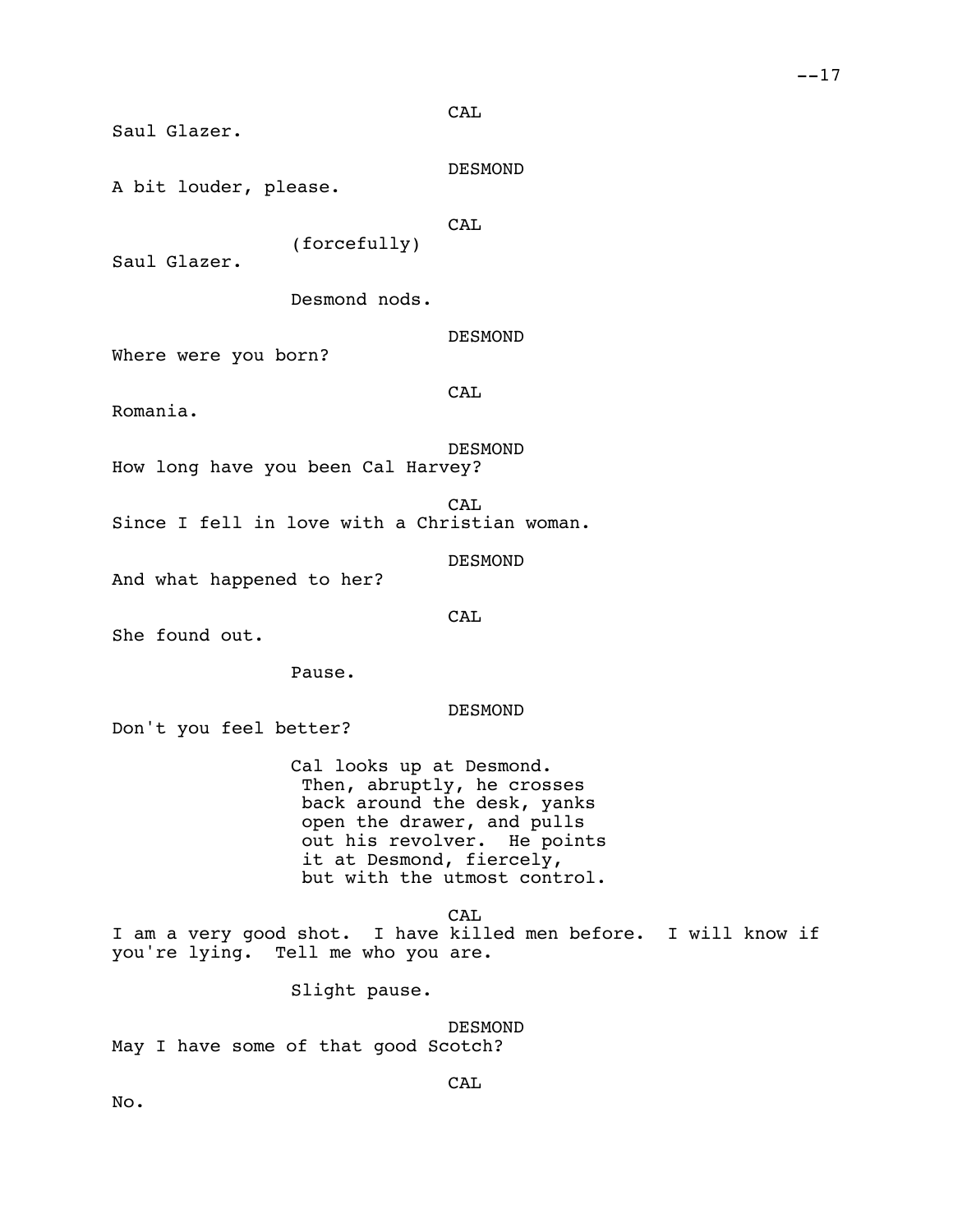CAL

Saul Glazer.

DESMOND

A bit louder, please.

CAL

(forcefully)

Saul Glazer.

Desmond nods.

DESMOND

Where were you born?

CAL

Romania.

DESMOND

How long have you been Cal Harvey?

CAL

Since I fell in love with a Christian woman.

DESMOND

And what happened to her?

CAL

She found out.

Pause.

DESMOND

Don't you feel better?

Cal looks up at Desmond. Then, abruptly, he crosses back around the desk, yanks open the drawer, and pulls out his revolver. He points it at Desmond, fiercely, but with the utmost control.

CAL

I am a very good shot. I have killed men before. I will know if you're lying. Tell me who you are.

Slight pause.

DESMOND

May I have some of that good Scotch?

CAL

No.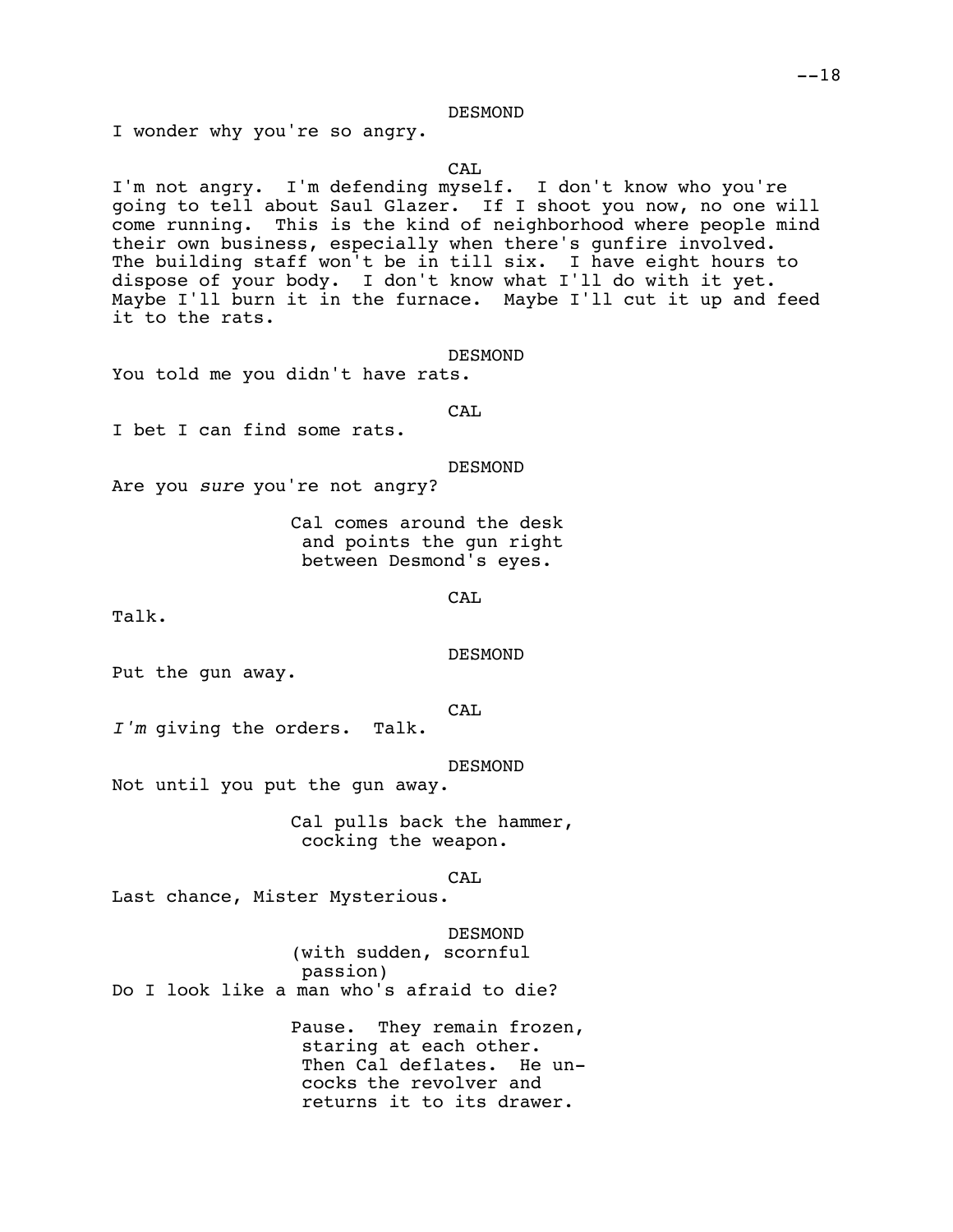DESMOND

I wonder why you're so angry.

CAL

I'm not angry. I'm defending myself. I don't know who you're going to tell about Saul Glazer. If I shoot you now, no one will come running. This is the kind of neighborhood where people mind their own business, especially when there's gunfire involved. The building staff won't be in till six. I have eight hours to dispose of your body. I don't know what I'll do with it yet. Maybe I'll burn it in the furnace. Maybe I'll cut it up and feed it to the rats.

DESMOND

You told me you didn't have rats.

CAL

I bet I can find some rats.

DESMOND

Are you *sure* you're not angry?

Cal comes around the desk and points the gun right between Desmond's eyes.

CAL

Talk.

DESMOND

Put the gun away.

CAL

*I'm* giving the orders. Talk.

DESMOND

Not until you put the gun away.

Cal pulls back the hammer, cocking the weapon.

CAL

Last chance, Mister Mysterious.

DESMOND

(with sudden, scornful passion)

Do I look like a man who's afraid to die?

Pause. They remain frozen, staring at each other. Then Cal deflates. He un-cocks the revolver and returns it to its drawer.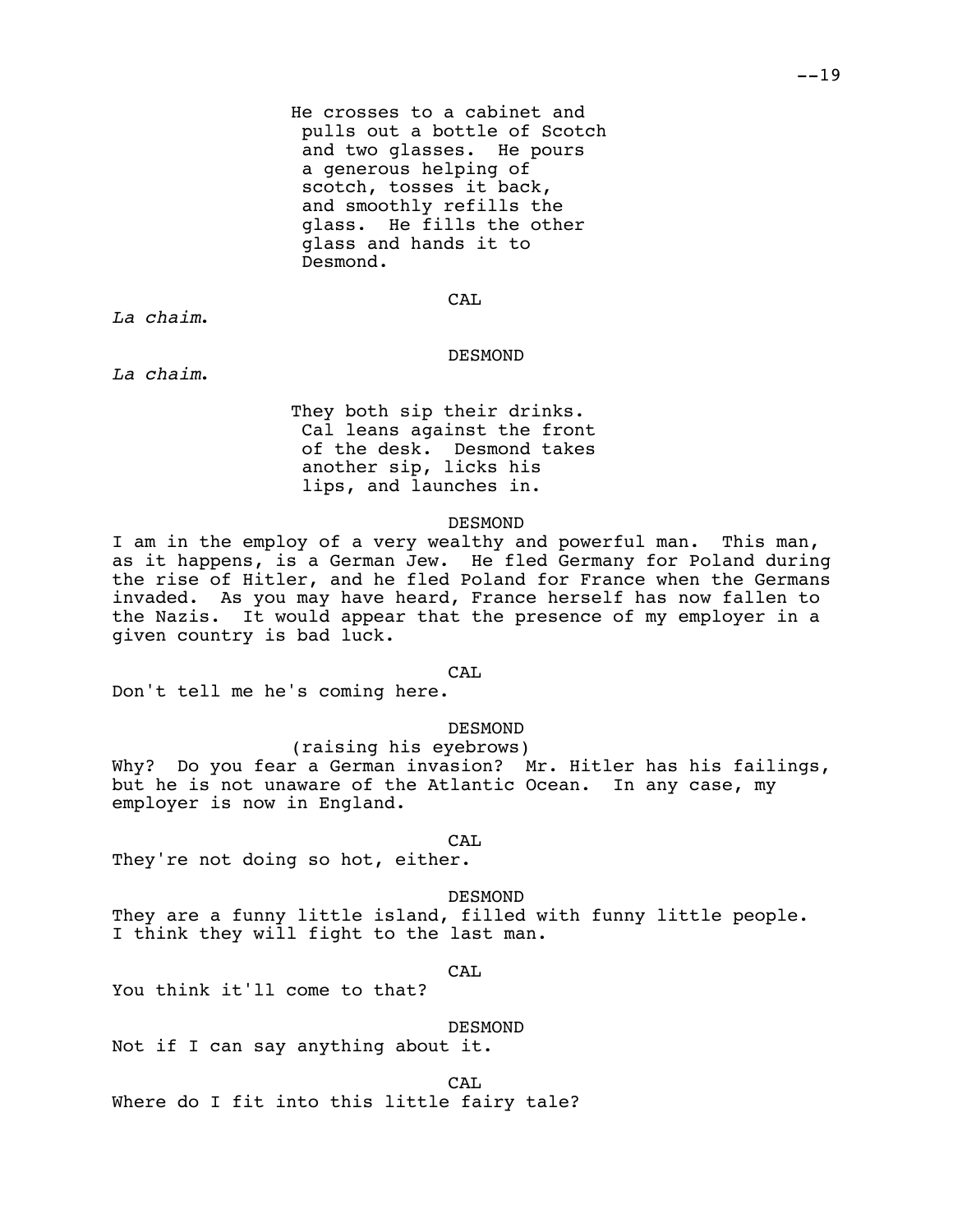He crosses to a cabinet and pulls out a bottle of Scotch and two glasses. He pours a generous helping of scotch, tosses it back, and smoothly refills the glass. He fills the other glass and hands it to Desmond.

CAL

*La chaim.*

DESMOND

*La chaim.*

They both sip their drinks. Cal leans against the front of the desk. Desmond takes another sip, licks his lips, and launches in.

DESMOND

I am in the employ of a very wealthy and powerful man. This man, as it happens, is a German Jew. He fled Germany for Poland during the rise of Hitler, and he fled Poland for France when the Germans invaded. As you may have heard, France herself has now fallen to the Nazis. It would appear that the presence of my employer in a given country is bad luck.

CAL

Don't tell me he's coming here.

DESMOND

(raising his eyebrows)

Why? Do you fear a German invasion? Mr. Hitler has his failings, but he is not unaware of the Atlantic Ocean. In any case, my employer is now in England.

CAL

They're not doing so hot, either.

DESMOND

They are a funny little island, filled with funny little people. I think they will fight to the last man.

CAL

You think it'll come to that?

DESMOND

Not if I can say anything about it.

CAL

Where do I fit into this little fairy tale?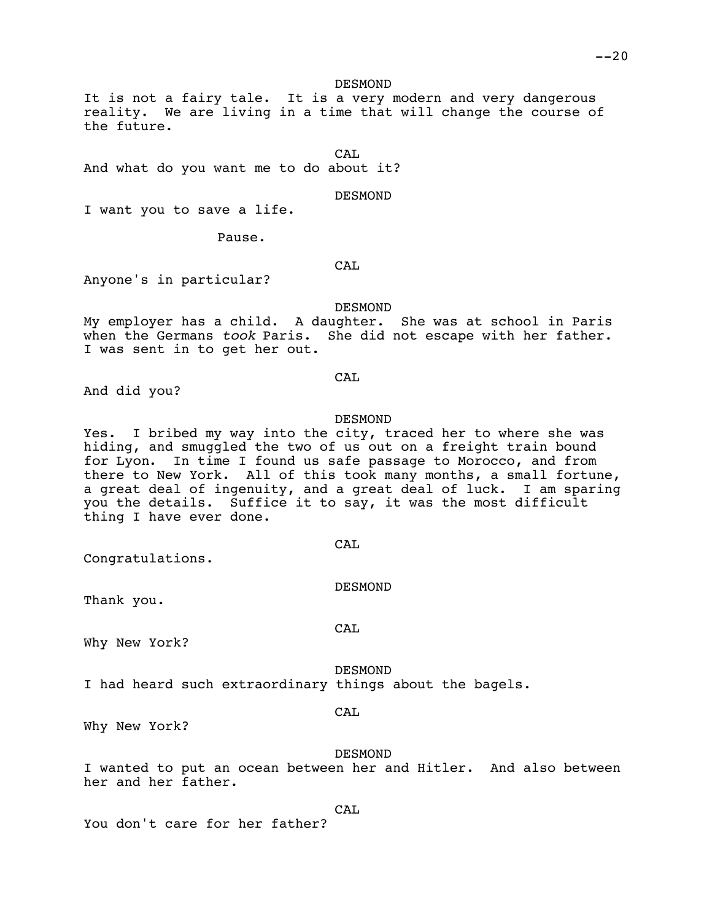DESMOND

It is not a fairy tale. It is a very modern and very dangerous reality. We are living in a time that will change the course of the future.

CAL

And what do you want me to do about it?

DESMOND

I want you to save a life.

Pause.

CAL

Anyone's in particular?

DESMOND

My employer has a child. A daughter. She was at school in Paris when the Germans *took* Paris. She did not escape with her father. I was sent in to get her out.

CAL

And did you?

DESMOND

Yes. I bribed my way into the city, traced her to where she was hiding, and smuggled the two of us out on a freight train bound for Lyon. In time I found us safe passage to Morocco, and from there to New York. All of this took many months, a small fortune, a great deal of ingenuity, and a great deal of luck. I am sparing you the details. Suffice it to say, it was the most difficult thing I have ever done.

CAL

Congratulations.

DESMOND

Thank you.

CAL

Why New York?

DESMOND

I had heard such extraordinary things about the bagels.

CAL

Why New York?

DESMOND

I wanted to put an ocean between her and Hitler. And also between her and her father.

CAL

You don't care for her father?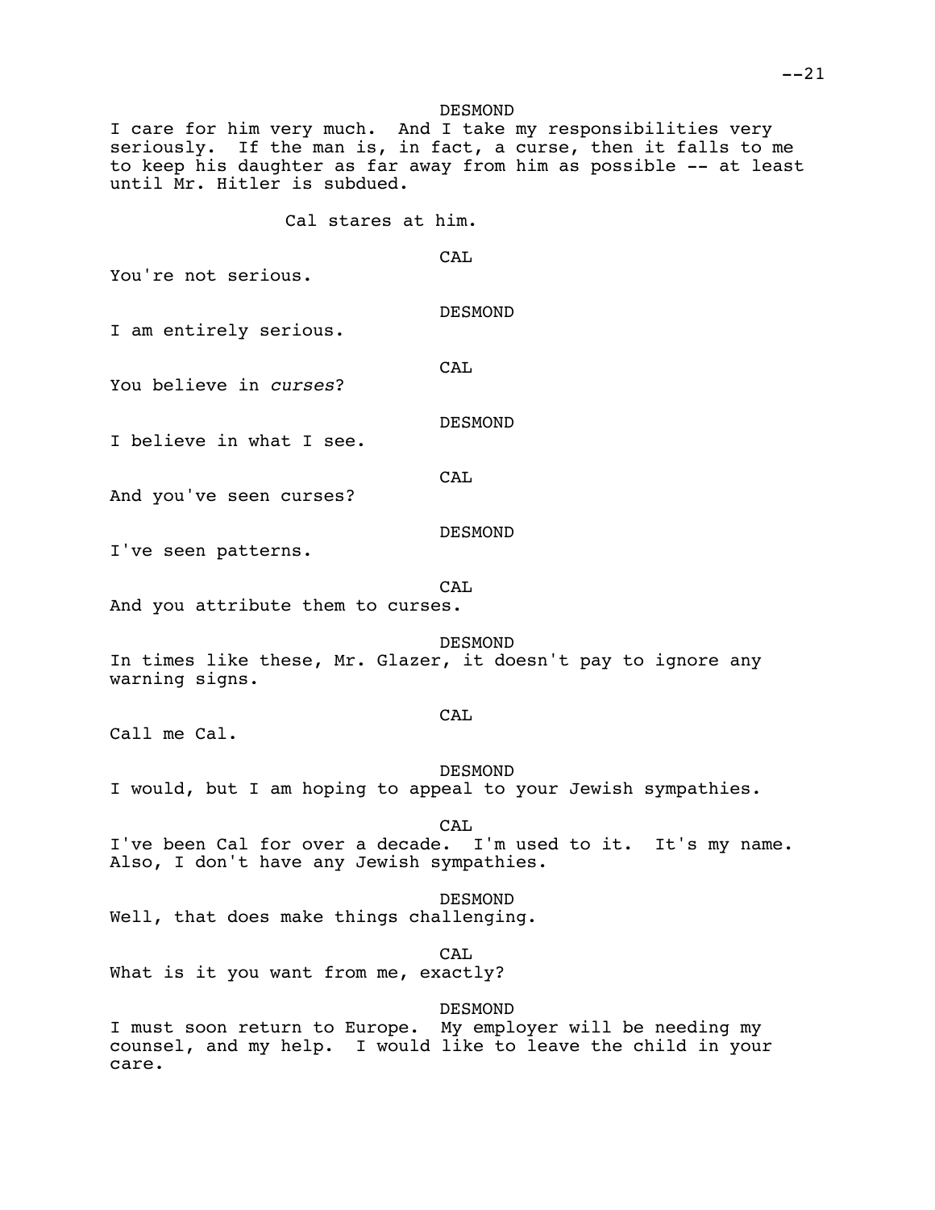DESMOND

I care for him very much. And I take my responsibilities very seriously. If the man is, in fact, a curse, then it falls to me to keep his daughter as far away from him as possible -- at least until Mr. Hitler is subdued.

Cal stares at him.

CAL

You're not serious.

DESMOND

I am entirely serious.

CAL

You believe in *curses*?

DESMOND

I believe in what I see.

CAL

And you've seen curses?

DESMOND

I've seen patterns.

CAL

And you attribute them to curses.

DESMOND

In times like these, Mr. Glazer, it doesn't pay to ignore any warning signs.

CAL

Call me Cal.

DESMOND

I would, but I am hoping to appeal to your Jewish sympathies.

CAL

I've been Cal for over a decade. I'm used to it. It's my name. Also, I don't have any Jewish sympathies.

DESMOND

Well, that does make things challenging.

CAL

What is it you want from me, exactly?

DESMOND

I must soon return to Europe. My employer will be needing my counsel, and my help. I would like to leave the child in your care.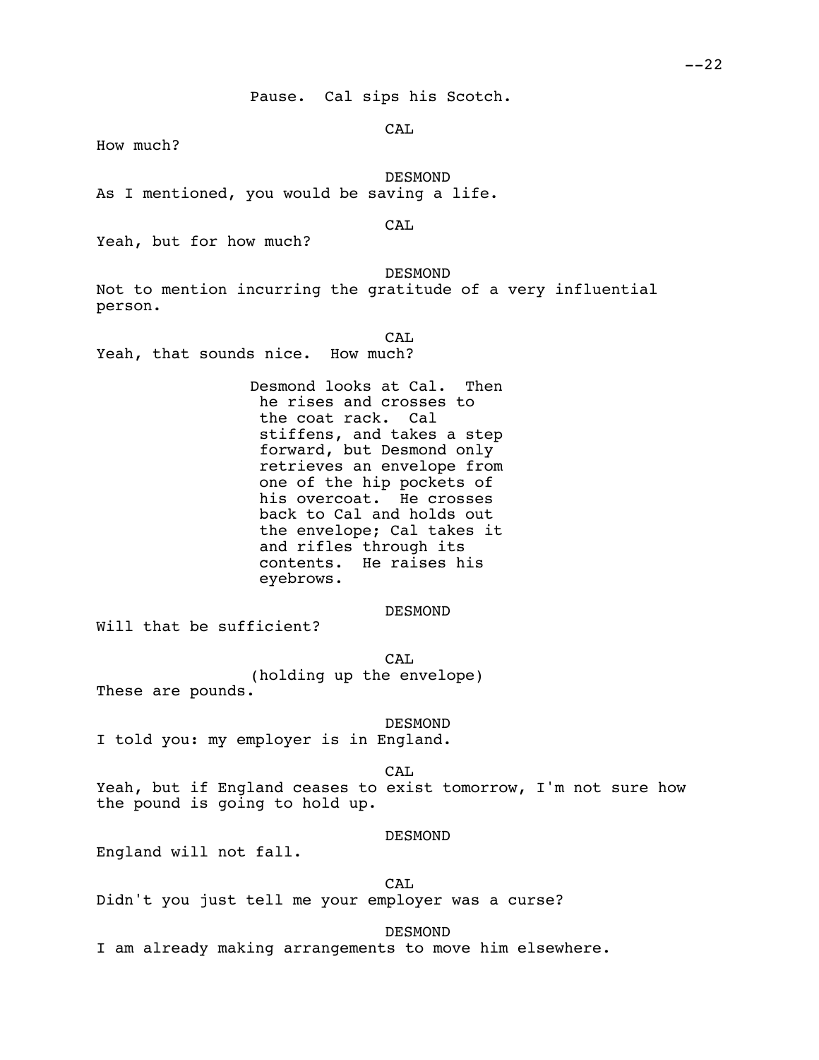Pause. Cal sips his Scotch.

CAL

How much?

DESMOND

As I mentioned, you would be saving a life.

CAL

Yeah, but for how much?

DESMOND

Not to mention incurring the gratitude of a very influential person.

CAL

Yeah, that sounds nice. How much?

Desmond looks at Cal. Then he rises and crosses to the coat rack. Cal stiffens, and takes a step forward, but Desmond only retrieves an envelope from one of the hip pockets of his overcoat. He crosses back to Cal and holds out the envelope; Cal takes it and rifles through its contents. He raises his eyebrows.

DESMOND

Will that be sufficient?

CAL

(holding up the envelope)

These are pounds.

DESMOND

I told you: my employer is in England.

CAL

Yeah, but if England ceases to exist tomorrow, I'm not sure how the pound is going to hold up.

DESMOND

England will not fall.

CAL

Didn't you just tell me your employer was a curse?

DESMOND

I am already making arrangements to move him elsewhere.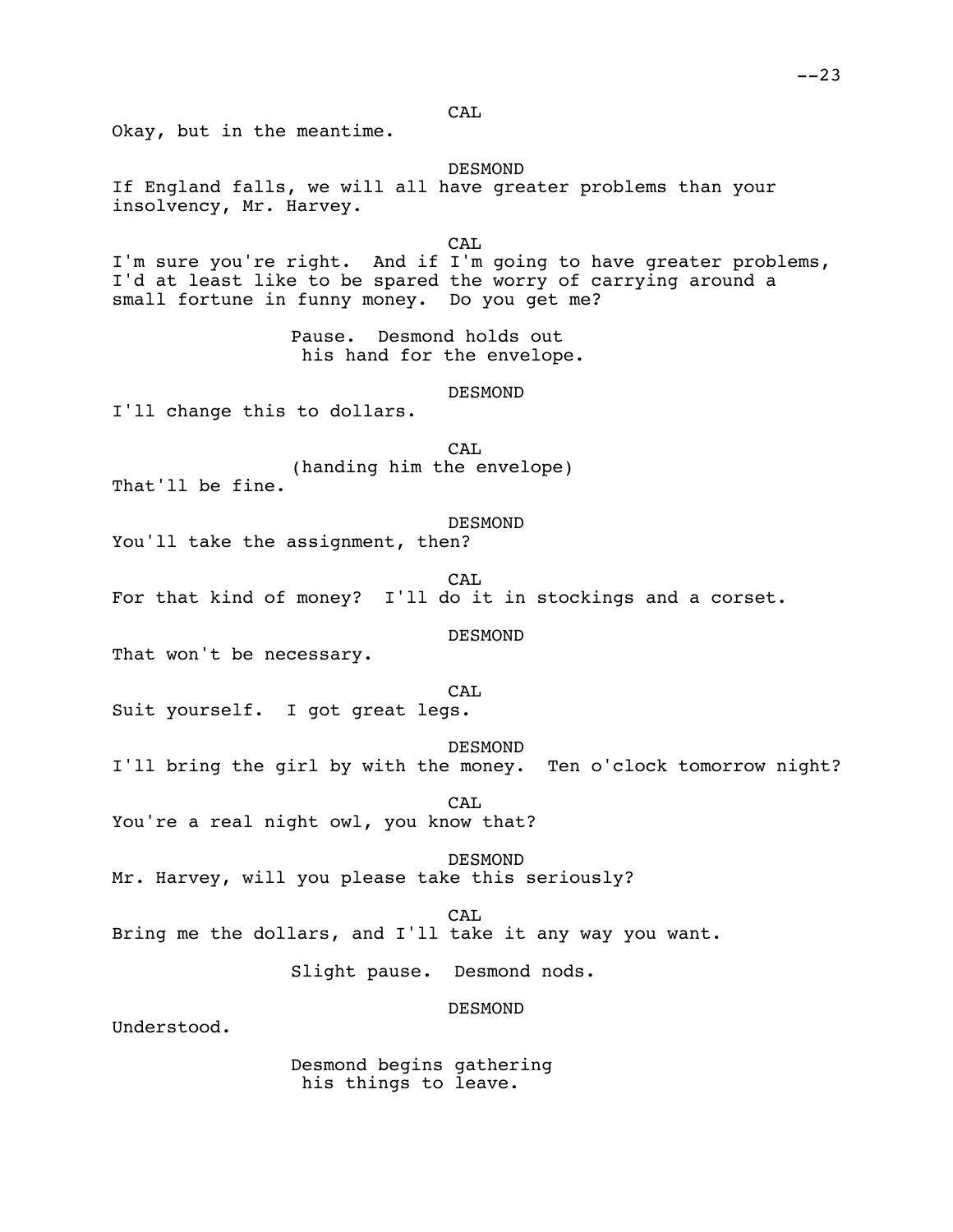CAL

Okay, but in the meantime.

DESMOND

If England falls, we will all have greater problems than your insolvency, Mr. Harvey.

CAL

I'm sure you're right. And if I'm going to have greater problems, I'd at least like to be spared the worry of carrying around a small fortune in funny money. Do you get me?

Pause. Desmond holds out his hand for the envelope.

DESMOND

I'll change this to dollars.

CAL

(handing him the envelope)

That'll be fine.

DESMOND

You'll take the assignment, then?

CAL

For that kind of money? I'll do it in stockings and a corset.

DESMOND

That won't be necessary.

CAL

Suit yourself. I got great legs.

DESMOND

I'll bring the girl by with the money. Ten o'clock tomorrow night?

CAL

You're a real night owl, you know that?

DESMOND

Mr. Harvey, will you please take this seriously?

CAL

Bring me the dollars, and I'll take it any way you want.

Slight pause. Desmond nods.

DESMOND

Understood.

Desmond begins gathering his things to leave.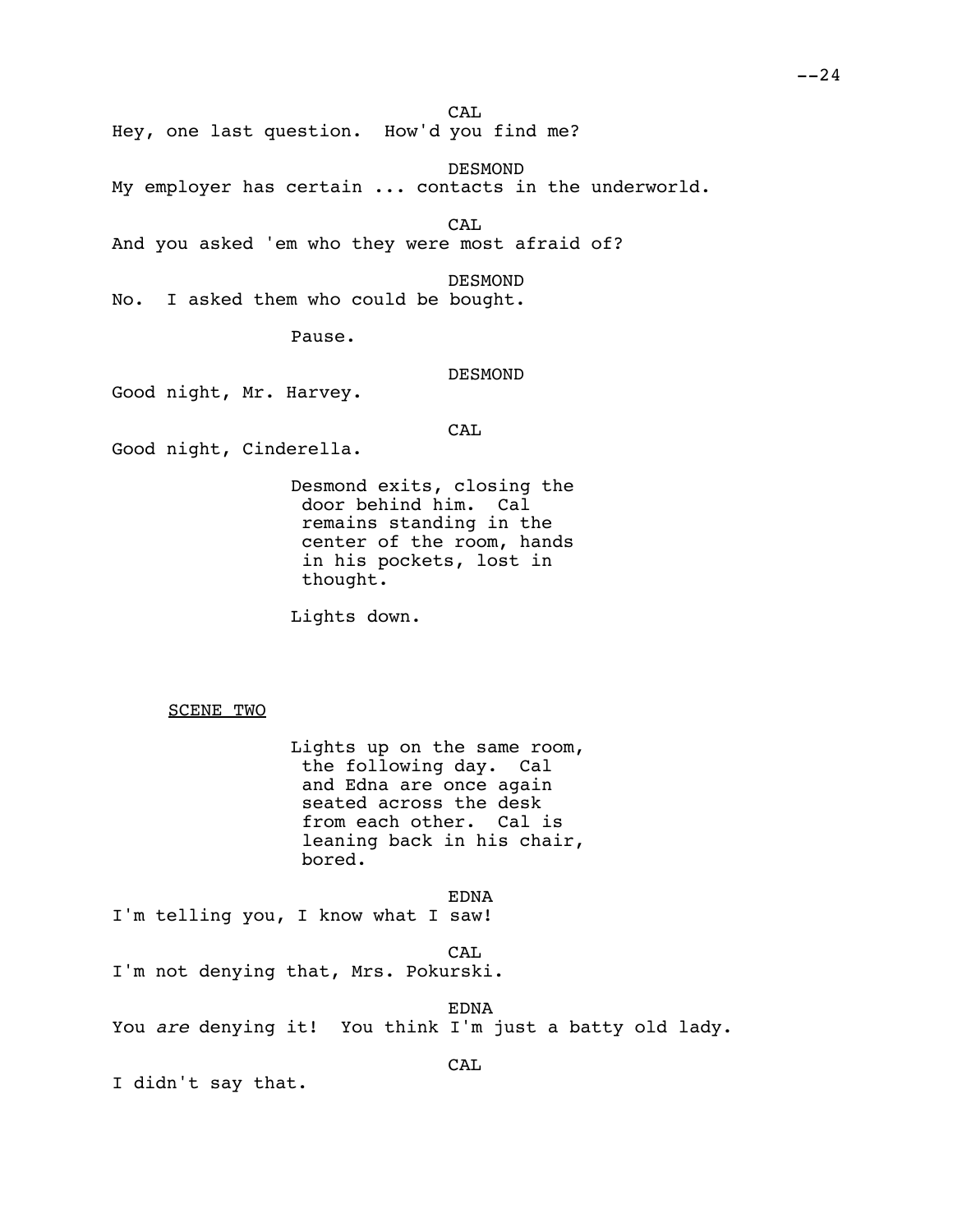CAL

Hey, one last question. How'd you find me?

DESMOND

My employer has certain ... contacts in the underworld.

CAL

And you asked 'em who they were most afraid of?

DESMOND

No. I asked them who could be bought.

Pause.

DESMOND

Good night, Mr. Harvey.

CAL

Good night, Cinderella.

Desmond exits, closing the door behind him. Cal remains standing in the center of the room, hands in his pockets, lost in thought.

Lights down.

SCENE TWO

Lights up on the same room, the following day. Cal and Edna are once again seated across the desk from each other. Cal is leaning back in his chair, bored.

EDNA

I'm telling you, I know what I saw!

CAL

I'm not denying that, Mrs. Pokurski.

EDNA

You *are* denying it! You think I'm just a batty old lady.

CAL

I didn't say that.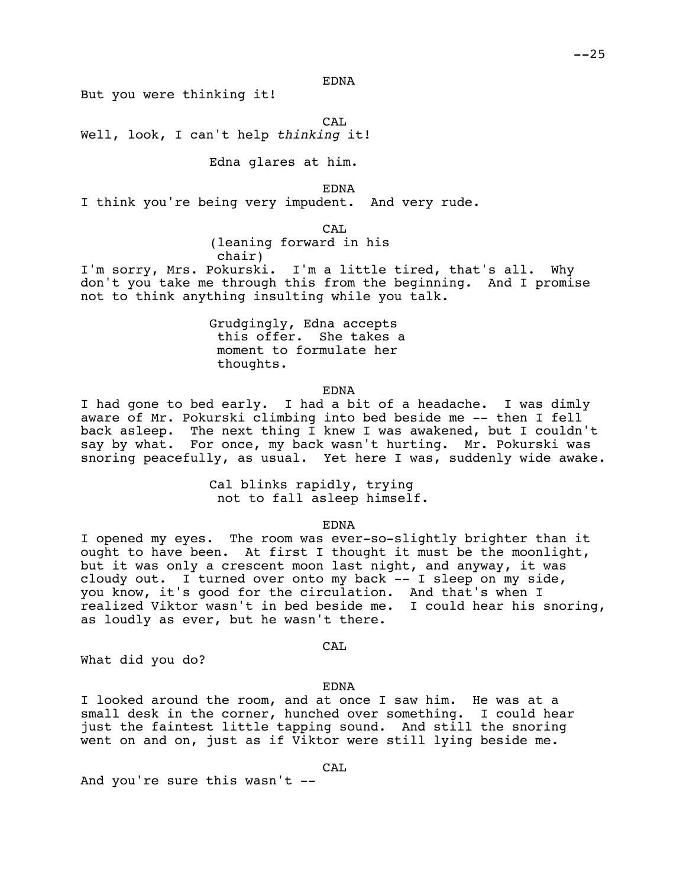EDNA

But you were thinking it!

CAL

Well, look, I can't help *thinking* it!

Edna glares at him.

EDNA

I think you're being very impudent. And very rude.

CAL

(leaning forward in his chair)

I'm sorry, Mrs. Pokurski. I'm a little tired, that's all. Why don't you take me through this from the beginning. And I promise not to think anything insulting while you talk.

Grudgingly, Edna accepts this offer. She takes a moment to formulate her thoughts.

EDNA

I had gone to bed early. I had a bit of a headache. I was dimly aware of Mr. Pokurski climbing into bed beside me -- then I fell back asleep. The next thing I knew I was awakened, but I couldn't say by what. For once, my back wasn't hurting. Mr. Pokurski was snoring peacefully, as usual. Yet here I was, suddenly wide awake.

Cal blinks rapidly, trying not to fall asleep himself.

EDNA

I opened my eyes. The room was ever-so-slightly brighter than it ought to have been. At first I thought it must be the moonlight, but it was only a crescent moon last night, and anyway, it was cloudy out. I turned over onto my back -- I sleep on my side, you know, it's good for the circulation. And that's when I realized Viktor wasn't in bed beside me. I could hear his snoring, as loudly as ever, but he wasn't there.

CAL

What did you do?

EDNA

I looked around the room, and at once I saw him. He was at a small desk in the corner, hunched over something. I could hear just the faintest little tapping sound. And still the snoring went on and on, just as if Viktor were still lying beside me.

CAL

And you're sure this wasn't --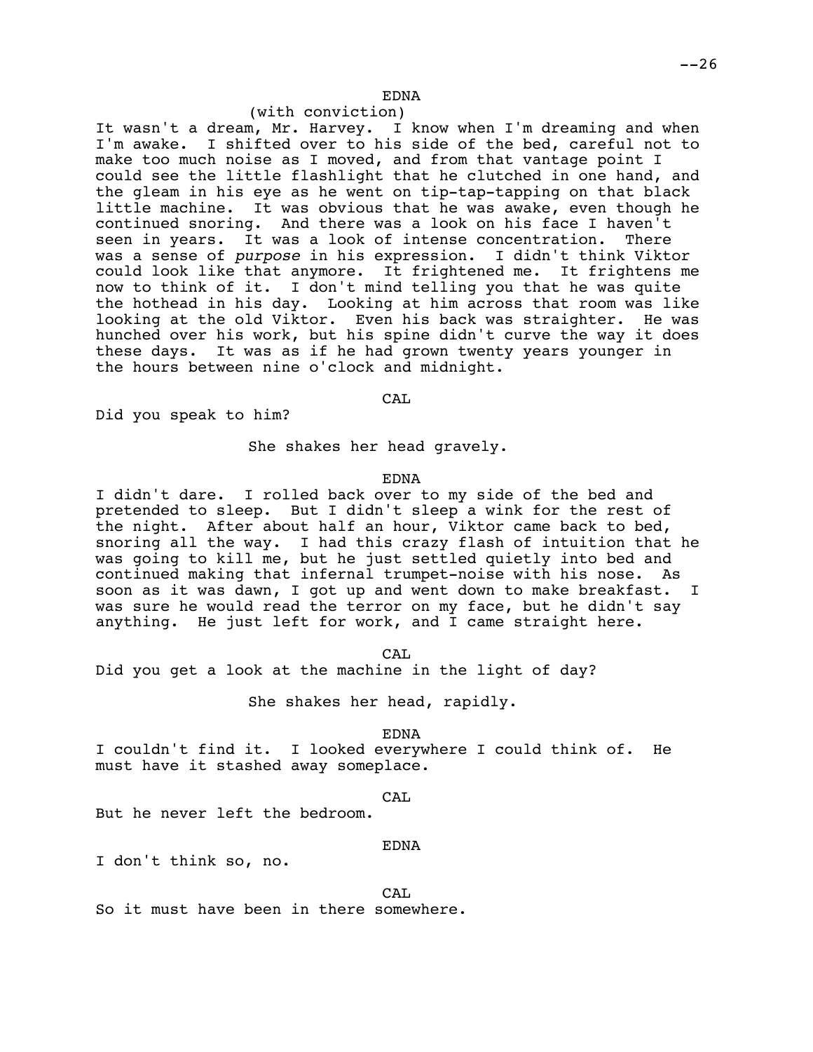EDNA

(with conviction)

It wasn't a dream, Mr. Harvey. I know when I'm dreaming and when I'm awake. I shifted over to his side of the bed, careful not to make too much noise as I moved, and from that vantage point I could see the little flashlight that he clutched in one hand, and the gleam in his eye as he went on tip-tap-tapping on that black little machine. It was obvious that he was awake, even though he continued snoring. And there was a look on his face I haven't seen in years. It was a look of intense concentration. There was a sense of *purpose* in his expression. I didn't think Viktor could look like that anymore. It frightened me. It frightens me now to think of it. I don't mind telling you that he was quite the hothead in his day. Looking at him across that room was like looking at the old Viktor. Even his back was straighter. He was hunched over his work, but his spine didn't curve the way it does these days. It was as if he had grown twenty years younger in the hours between nine o'clock and midnight.

CAL

Did you speak to him?

She shakes her head gravely.

EDNA

I didn't dare. I rolled back over to my side of the bed and pretended to sleep. But I didn't sleep a wink for the rest of the night. After about half an hour, Viktor came back to bed, snoring all the way. I had this crazy flash of intuition that he was going to kill me, but he just settled quietly into bed and continued making that infernal trumpet-noise with his nose. As soon as it was dawn, I got up and went down to make breakfast. I was sure he would read the terror on my face, but he didn't say anything. He just left for work, and I came straight here.

CAL

Did you get a look at the machine in the light of day?

She shakes her head, rapidly.

EDNA

I couldn't find it. I looked everywhere I could think of. He must have it stashed away someplace.

CAL

But he never left the bedroom.

EDNA

I don't think so, no.

CAL

So it must have been in there somewhere.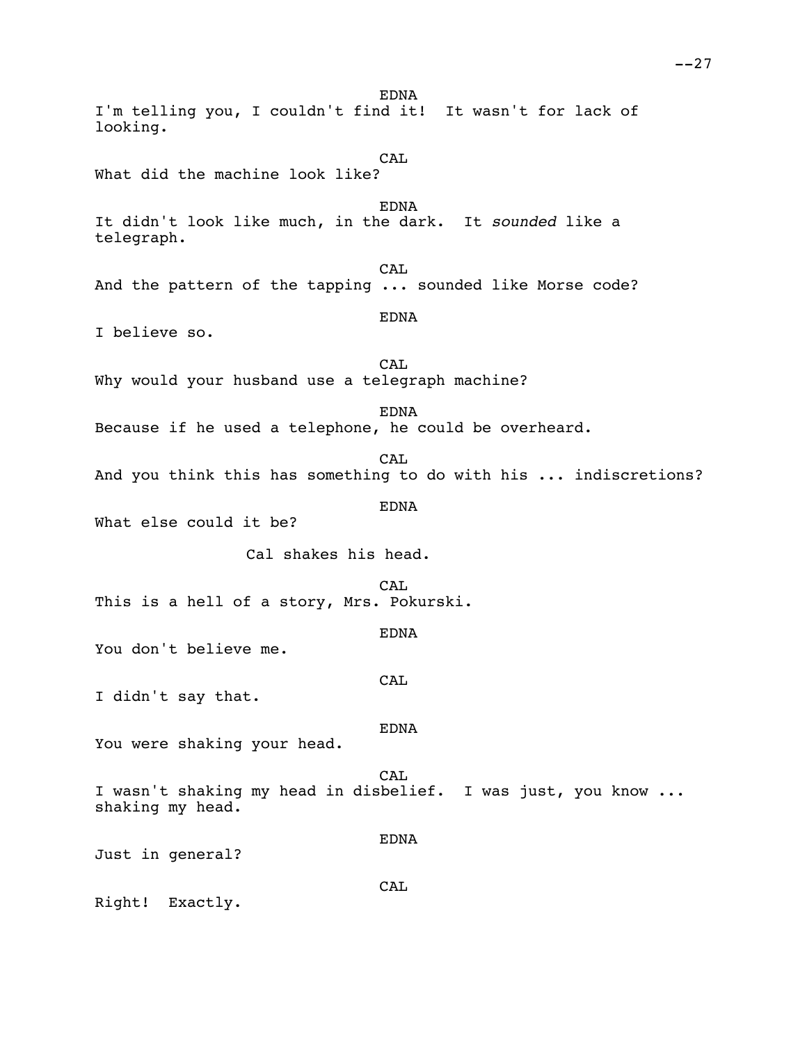EDNA

I'm telling you, I couldn't find it! It wasn't for lack of looking.

CAL

What did the machine look like?

EDNA

It didn't look like much, in the dark. It *sounded* like a telegraph.

CAL

And the pattern of the tapping ... sounded like Morse code?

EDNA

I believe so.

CAL

Why would your husband use a telegraph machine?

EDNA

Because if he used a telephone, he could be overheard.

CAL

And you think this has something to do with his ... indiscretions?

EDNA

What else could it be?

Cal shakes his head.

CAL

This is a hell of a story, Mrs. Pokurski.

EDNA

You don't believe me.

CAL

I didn't say that.

EDNA

You were shaking your head.

CAL

I wasn't shaking my head in disbelief. I was just, you know ... shaking my head.

EDNA

Just in general?

CAL

Right! Exactly.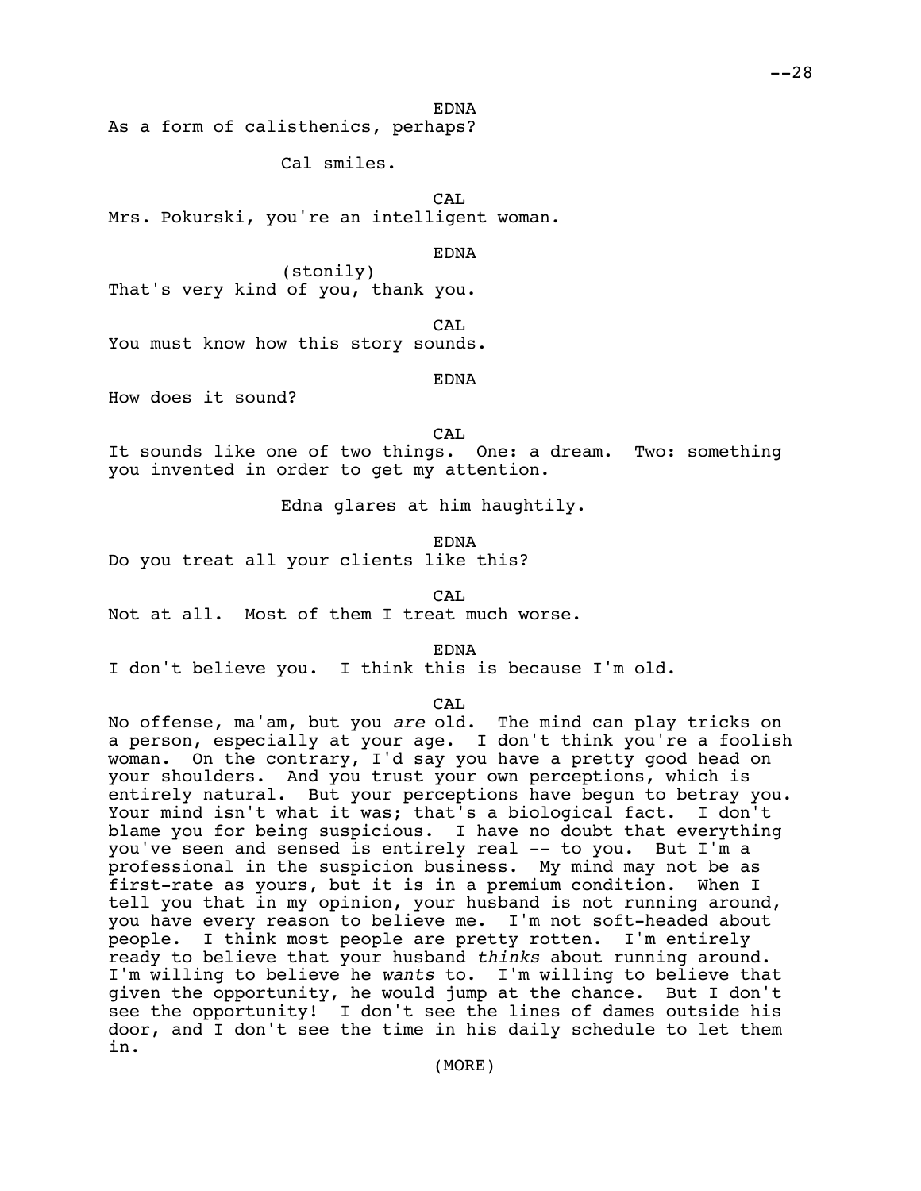EDNA

As a form of calisthenics, perhaps?

Cal smiles.

CAL

Mrs. Pokurski, you're an intelligent woman.

EDNA

(stonily)

That's very kind of you, thank you.

CAL

You must know how this story sounds.

EDNA

How does it sound?

CAL

It sounds like one of two things. One: a dream. Two: something you invented in order to get my attention.

Edna glares at him haughtily.

EDNA

Do you treat all your clients like this?

CAL

Not at all. Most of them I treat much worse.

EDNA

I don't believe you. I think this is because I'm old.

CAL

No offense, ma'am, but you *are* old. The mind can play tricks on a person, especially at your age. I don't think you're a foolish woman. On the contrary, I'd say you have a pretty good head on your shoulders. And you trust your own perceptions, which is entirely natural. But your perceptions have begun to betray you. Your mind isn't what it was; that's a biological fact. I don't blame you for being suspicious. I have no doubt that everything you've seen and sensed is entirely real -- to you. But I'm a professional in the suspicion business. My mind may not be as first-rate as yours, but it is in a premium condition. When I tell you that in my opinion, your husband is not running around, you have every reason to believe me. I'm not soft-headed about people. I think most people are pretty rotten. I'm entirely ready to believe that your husband *thinks* about running around. I'm willing to believe he *wants* to. I'm willing to believe that given the opportunity, he would jump at the chance. But I don't see the opportunity! I don't see the lines of dames outside his door, and I don't see the time in his daily schedule to let them in.

(MORE)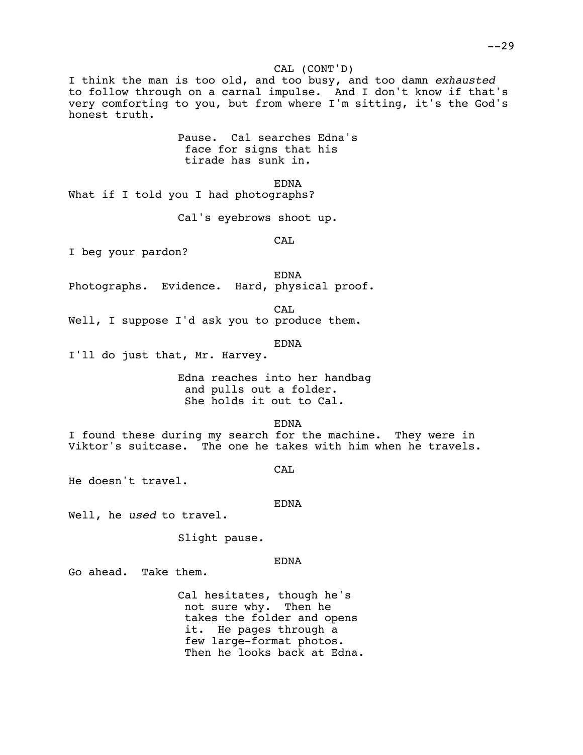CAL (CONT'D)

I think the man is too old, and too busy, and too damn *exhausted* to follow through on a carnal impulse. And I don't know if that's very comforting to you, but from where I'm sitting, it's the God's honest truth.

Pause. Cal searches Edna's face for signs that his tirade has sunk in.

EDNA

What if I told you I had photographs?

Cal's eyebrows shoot up.

CAL

I beg your pardon?

EDNA

Photographs. Evidence. Hard, physical proof.

CAL

Well, I suppose I'd ask you to produce them.

EDNA

I'll do just that, Mr. Harvey.

Edna reaches into her handbag and pulls out a folder. She holds it out to Cal.

EDNA

I found these during my search for the machine. They were in Viktor's suitcase. The one he takes with him when he travels.

CAL

He doesn't travel.

EDNA

Well, he *used* to travel.

Slight pause.

EDNA

Go ahead. Take them.

Cal hesitates, though he's not sure why. Then he takes the folder and opens it. He pages through a few large-format photos. Then he looks back at Edna.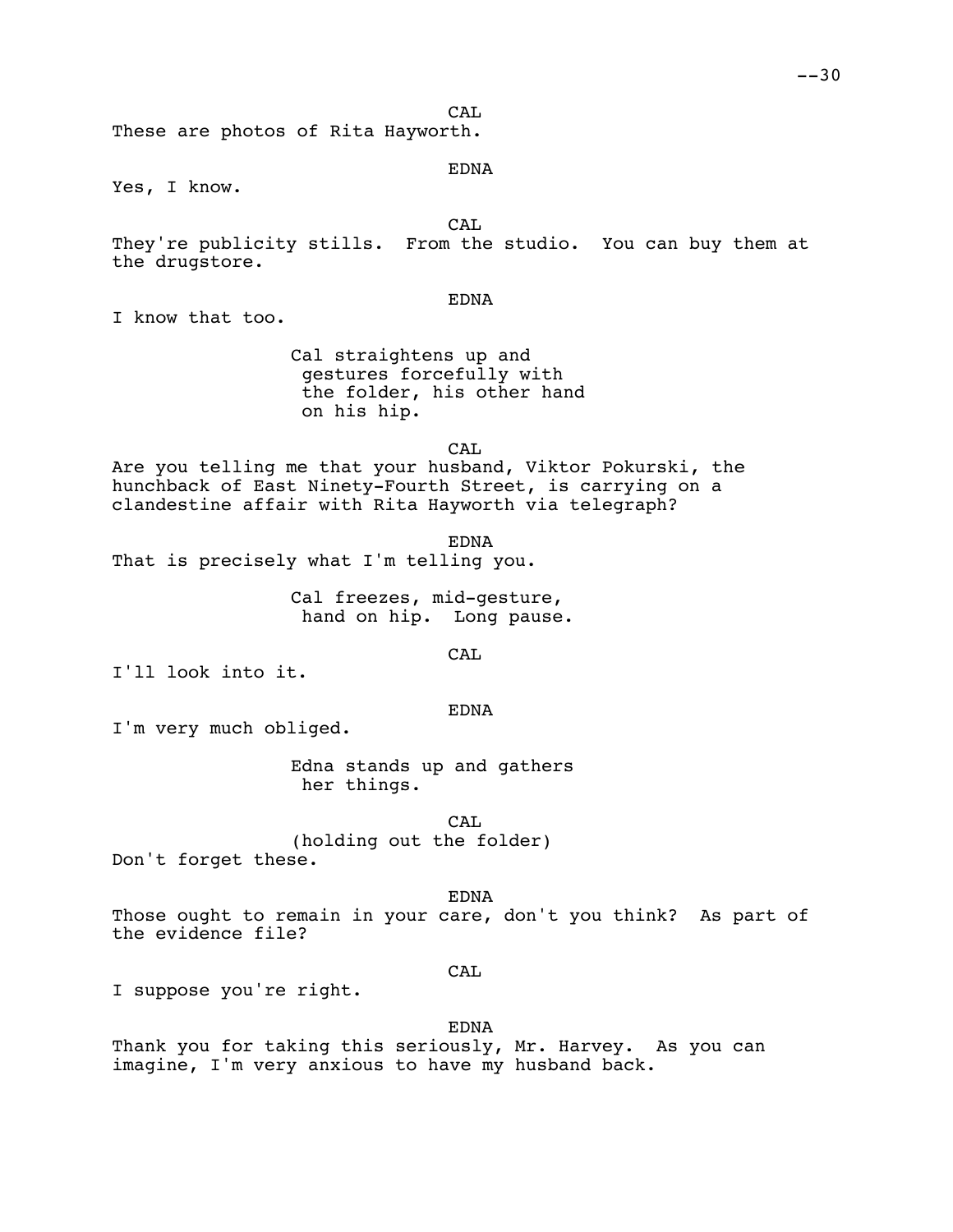CAL

These are photos of Rita Hayworth.

EDNA

Yes, I know.

CAL

They're publicity stills.  From the studio.  You can buy them at the drugstore.

EDNA

I know that too.

Cal straightens up and gestures forcefully with the folder, his other hand on his hip.

CAL

Are you telling me that your husband, Viktor Pokurski, the hunchback of East Ninety-Fourth Street, is carrying on a clandestine affair with Rita Hayworth via telegraph?

EDNA

That is precisely what I'm telling you.

Cal freezes, mid-gesture, hand on hip.  Long pause.

CAL

I'll look into it.

EDNA

I'm very much obliged.

Edna stands up and gathers her things.

CAL

(holding out the folder)

Don't forget these.

EDNA

Those ought to remain in your care, don't you think?  As part of the evidence file?

CAL

I suppose you're right.

EDNA

Thank you for taking this seriously, Mr. Harvey.  As you can imagine, I'm very anxious to have my husband back.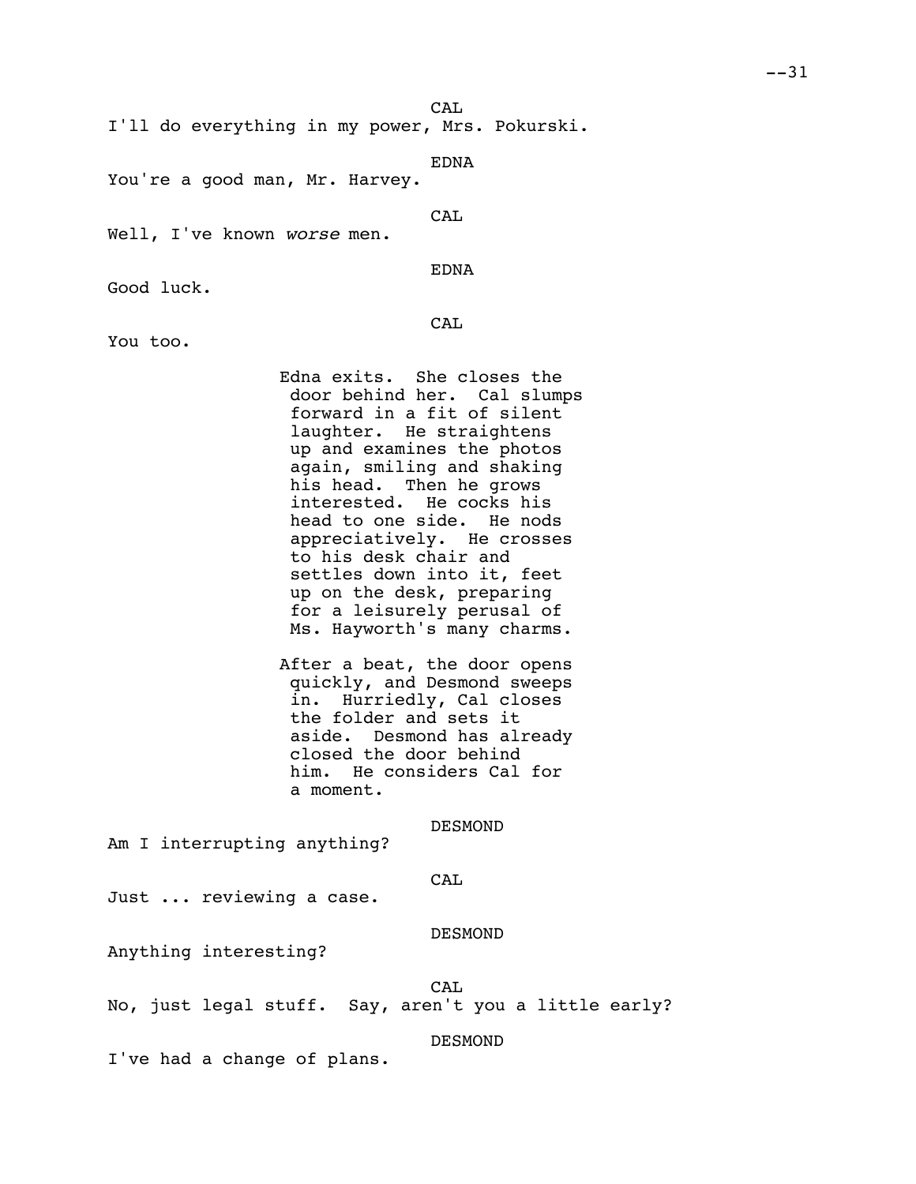CAL

I'll do everything in my power, Mrs. Pokurski.

EDNA

You're a good man, Mr. Harvey.

CAL

Well, I've known *worse* men.

EDNA

Good luck.

CAL

You too.

Edna exits. She closes the door behind her. Cal slumps forward in a fit of silent laughter. He straightens up and examines the photos again, smiling and shaking his head. Then he grows interested. He cocks his head to one side. He nods appreciatively. He crosses to his desk chair and settles down into it, feet up on the desk, preparing for a leisurely perusal of Ms. Hayworth's many charms.

After a beat, the door opens quickly, and Desmond sweeps in. Hurriedly, Cal closes the folder and sets it aside. Desmond has already closed the door behind him. He considers Cal for a moment.

DESMOND

Am I interrupting anything?

CAL

Just ... reviewing a case.

DESMOND

Anything interesting?

CAL

No, just legal stuff. Say, aren't you a little early?

DESMOND

I've had a change of plans.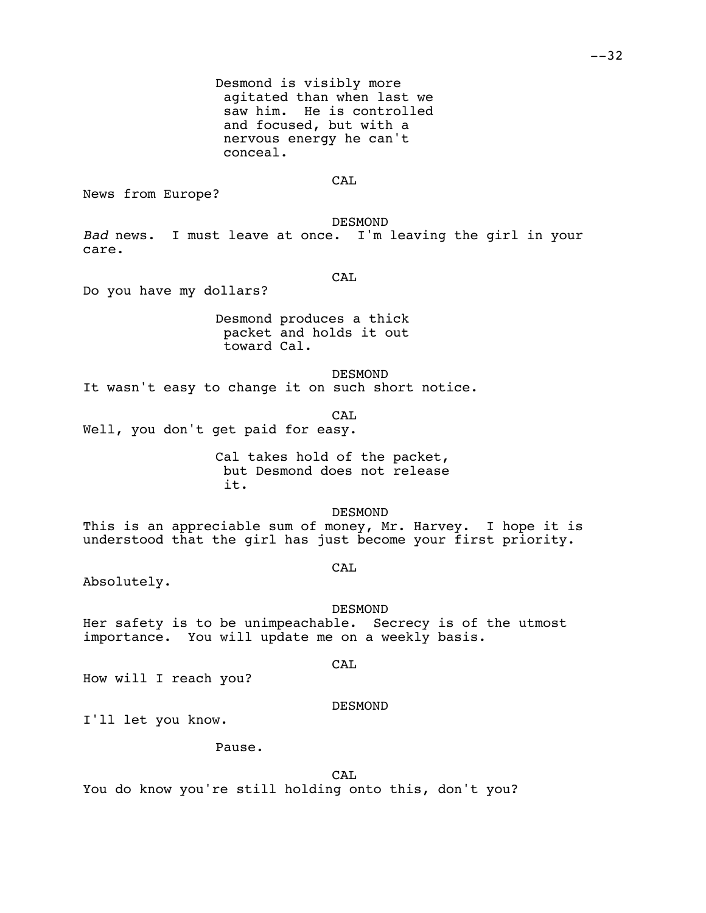Desmond is visibly more agitated than when last we saw him. He is controlled and focused, but with a nervous energy he can't conceal.

CAL

News from Europe?

DESMOND

*Bad* news. I must leave at once. I'm leaving the girl in your care.

CAL

Do you have my dollars?

Desmond produces a thick packet and holds it out toward Cal.

DESMOND

It wasn't easy to change it on such short notice.

CAL

Well, you don't get paid for easy.

Cal takes hold of the packet, but Desmond does not release it.

DESMOND

This is an appreciable sum of money, Mr. Harvey. I hope it is understood that the girl has just become your first priority.

CAL

Absolutely.

DESMOND

Her safety is to be unimpeachable. Secrecy is of the utmost importance. You will update me on a weekly basis.

CAL

How will I reach you?

DESMOND

I'll let you know.

Pause.

CAL

You do know you're still holding onto this, don't you?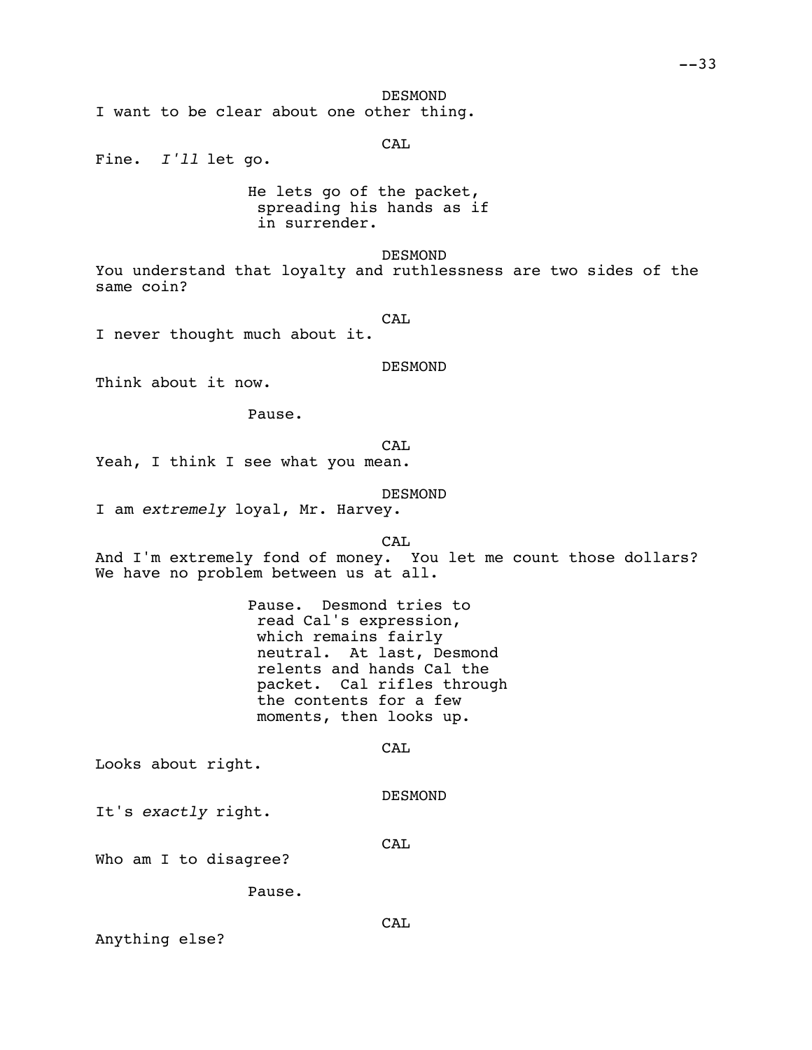DESMOND

I want to be clear about one other thing.

CAL

Fine. *I'll* let go.

He lets go of the packet, spreading his hands as if in surrender.

DESMOND

You understand that loyalty and ruthlessness are two sides of the same coin?

CAL

I never thought much about it.

DESMOND

Think about it now.

Pause.

CAL

Yeah, I think I see what you mean.

DESMOND

I am *extremely* loyal, Mr. Harvey.

CAL

And I'm extremely fond of money. You let me count those dollars? We have no problem between us at all.

Pause. Desmond tries to read Cal's expression, which remains fairly neutral. At last, Desmond relents and hands Cal the packet. Cal rifles through the contents for a few moments, then looks up.

CAL

Looks about right.

DESMOND

It's *exactly* right.

CAL

Who am I to disagree?

Pause.

CAL

Anything else?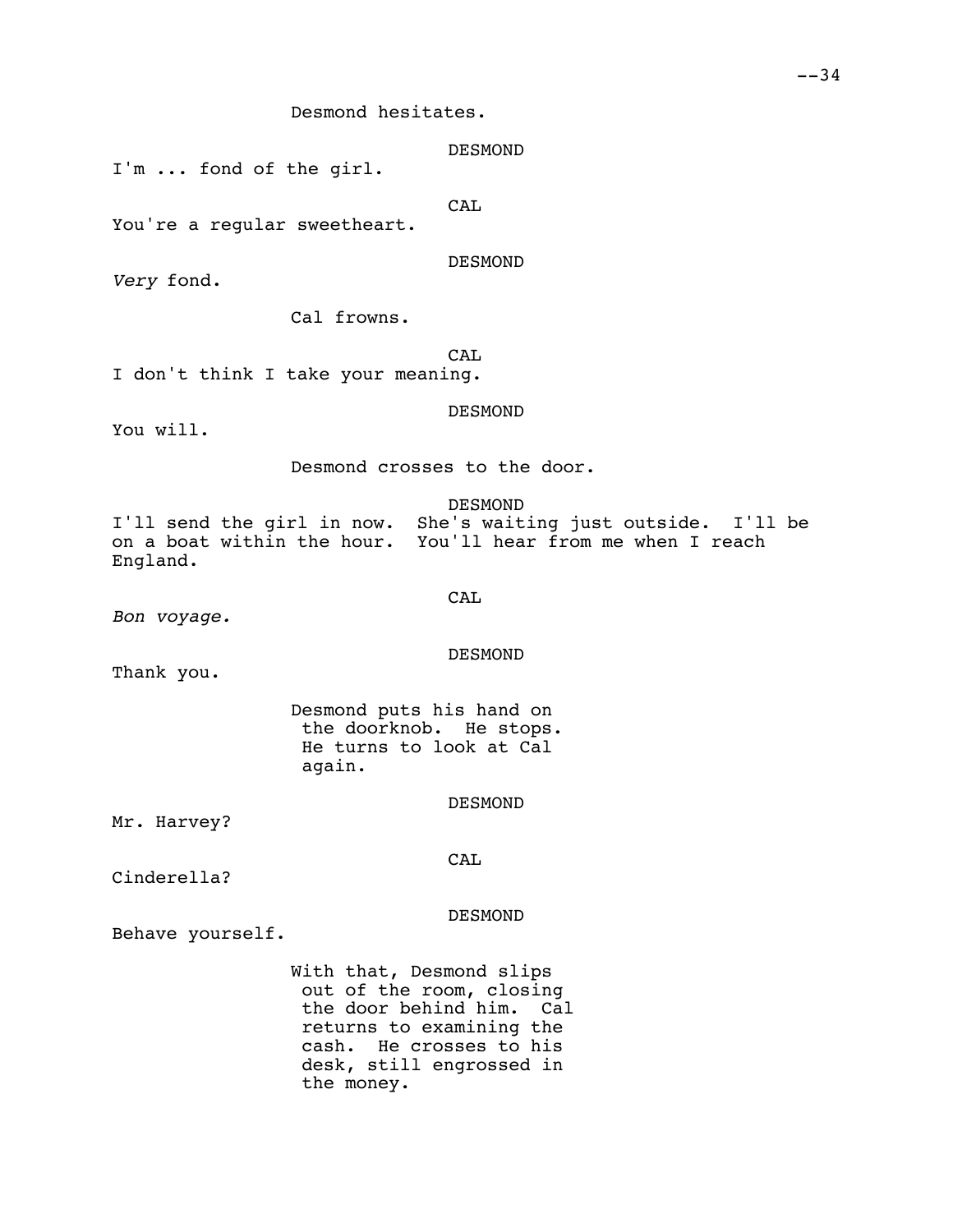Desmond hesitates.

DESMOND

I'm ... fond of the girl.

CAL

You're a regular sweetheart.

DESMOND

*Very* fond.

Cal frowns.

CAL

I don't think I take your meaning.

DESMOND

You will.

Desmond crosses to the door.

DESMOND

I'll send the girl in now. She's waiting just outside. I'll be on a boat within the hour. You'll hear from me when I reach England.

CAL

*Bon voyage.*

DESMOND

Thank you.

Desmond puts his hand on the doorknob. He stops. He turns to look at Cal again.

DESMOND

Mr. Harvey?

CAL

Cinderella?

DESMOND

Behave yourself.

With that, Desmond slips out of the room, closing the door behind him. Cal returns to examining the cash. He crosses to his desk, still engrossed in the money.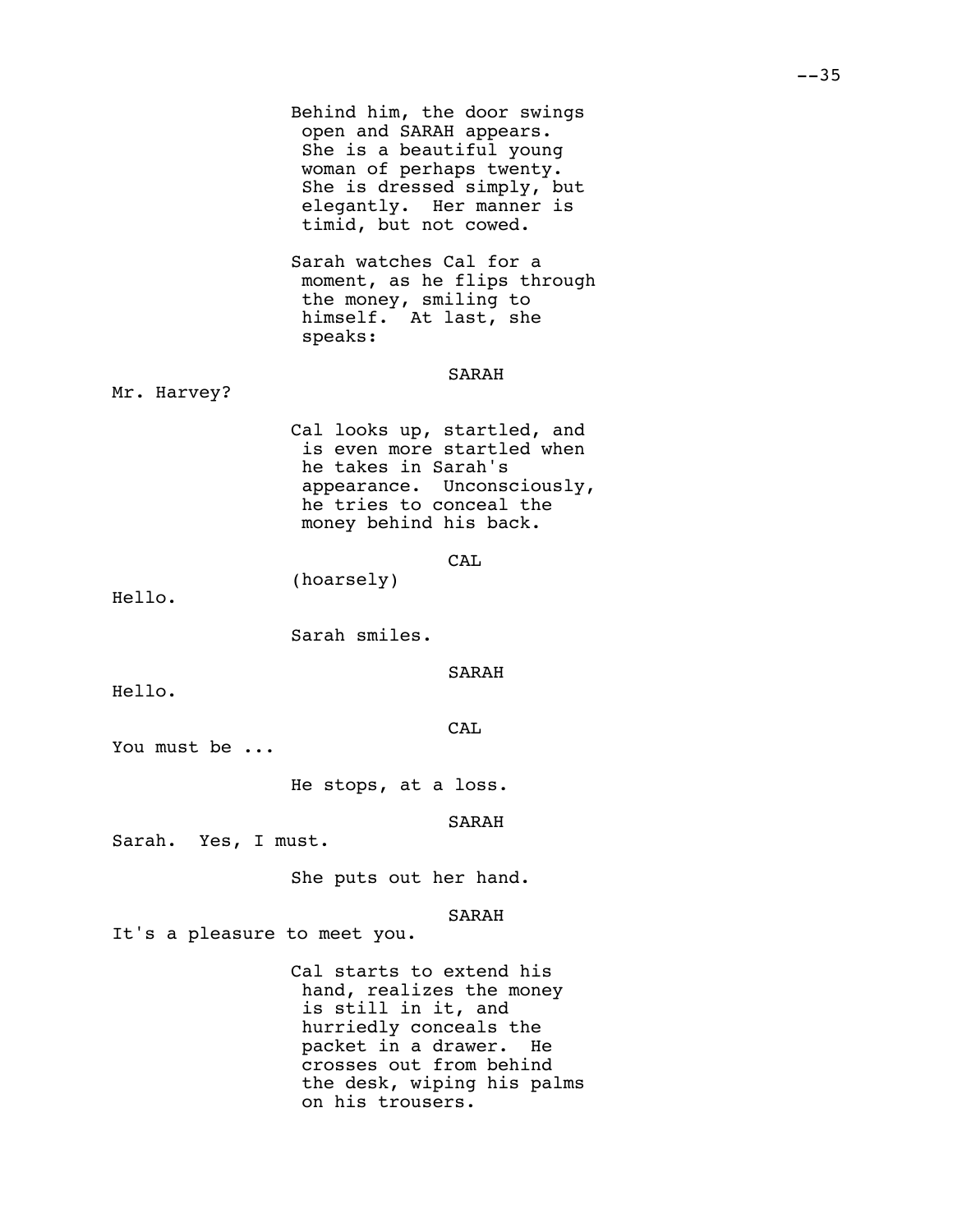Behind him, the door swings open and SARAH appears. She is a beautiful young woman of perhaps twenty. She is dressed simply, but elegantly. Her manner is timid, but not cowed.

Sarah watches Cal for a moment, as he flips through the money, smiling to himself. At last, she speaks:

SARAH

Mr. Harvey?

Cal looks up, startled, and is even more startled when he takes in Sarah's appearance. Unconsciously, he tries to conceal the money behind his back.

CAL

(hoarsely)

Hello.

Sarah smiles.

SARAH

Hello.

CAL

You must be ...

He stops, at a loss.

SARAH

Sarah. Yes, I must.

She puts out her hand.

SARAH

It's a pleasure to meet you.

Cal starts to extend his hand, realizes the money is still in it, and hurriedly conceals the packet in a drawer. He crosses out from behind the desk, wiping his palms on his trousers.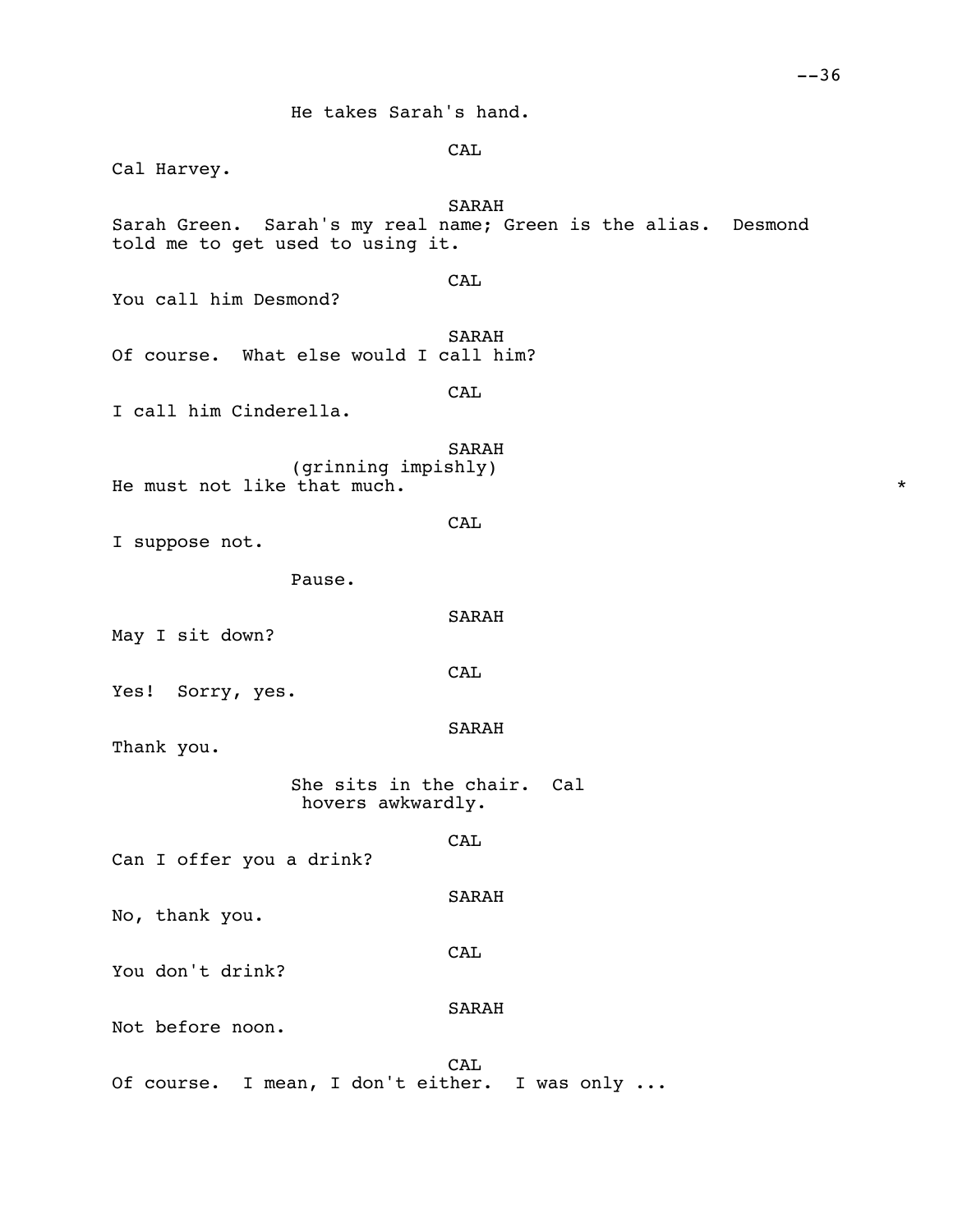He takes Sarah's hand.

CAL

Cal Harvey.

SARAH

Sarah Green. Sarah's my real name; Green is the alias. Desmond told me to get used to using it.

CAL

You call him Desmond?

SARAH

Of course. What else would I call him?

CAL

I call him Cinderella.

SARAH

(grinning impishly)

He must not like that much. *

CAL

I suppose not.

Pause.

SARAH

May I sit down?

CAL

Yes! Sorry, yes.

SARAH

Thank you.

She sits in the chair. Cal hovers awkwardly.

CAL

Can I offer you a drink?

SARAH

No, thank you.

CAL

You don't drink?

SARAH

Not before noon.

CAL

Of course. I mean, I don't either. I was only ...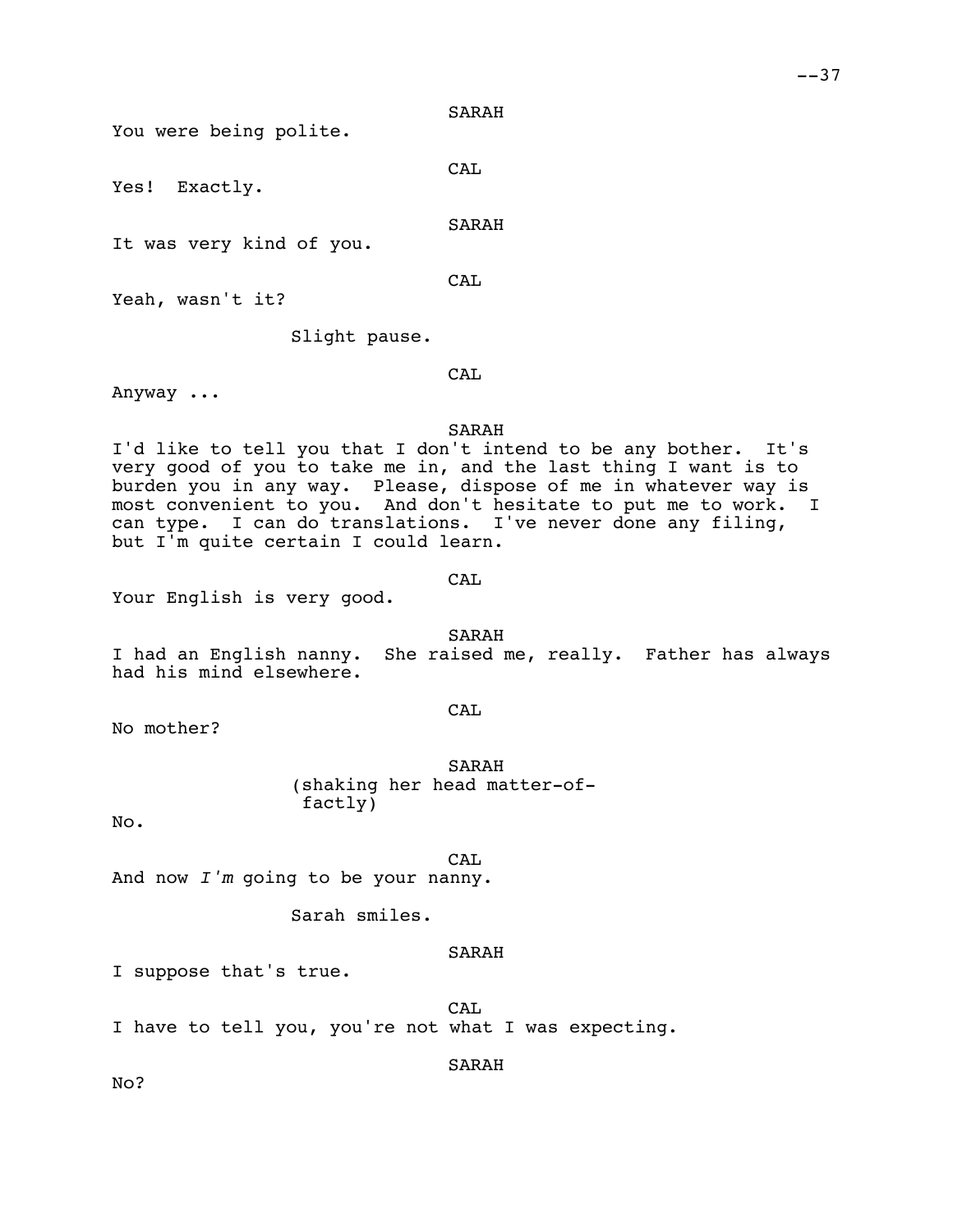SARAH

You were being polite.

CAL

Yes! Exactly.

SARAH

It was very kind of you.

CAL

Yeah, wasn't it?

Slight pause.

CAL

Anyway ...

SARAH

I'd like to tell you that I don't intend to be any bother. It's very good of you to take me in, and the last thing I want is to burden you in any way. Please, dispose of me in whatever way is most convenient to you. And don't hesitate to put me to work. I can type. I can do translations. I've never done any filing, but I'm quite certain I could learn.

CAL

Your English is very good.

SARAH

I had an English nanny. She raised me, really. Father has always had his mind elsewhere.

CAL

No mother?

SARAH

(shaking her head matter-of-factly)

No.

CAL

And now *I'm* going to be your nanny.

Sarah smiles.

SARAH

I suppose that's true.

CAL

I have to tell you, you're not what I was expecting.

SARAH

No?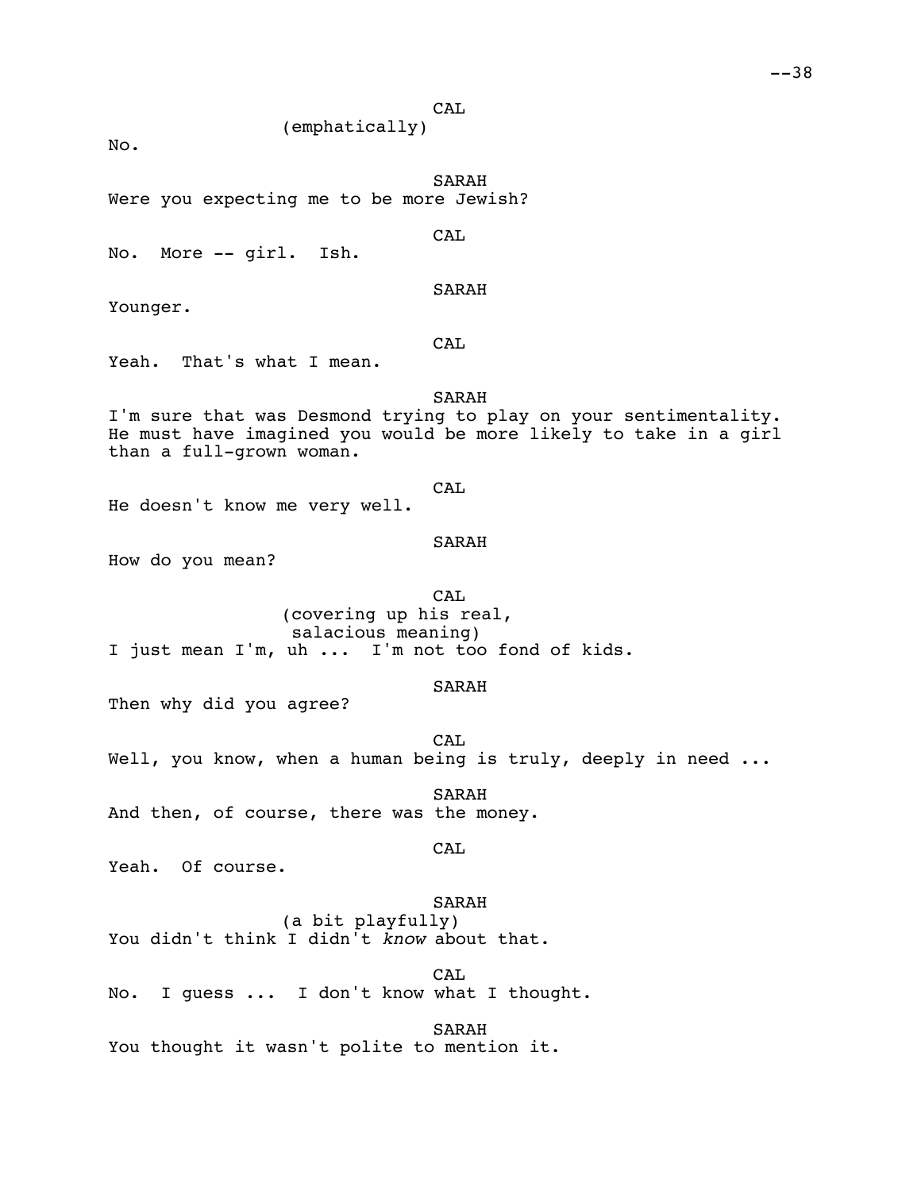CAL
(emphatically)
No.

SARAH
Were you expecting me to be more Jewish?

CAL
No. More -- girl. Ish.

SARAH
Younger.

CAL
Yeah. That's what I mean.

SARAH
I'm sure that was Desmond trying to play on your sentimentality. He must have imagined you would be more likely to take in a girl than a full-grown woman.

CAL
He doesn't know me very well.

SARAH
How do you mean?

CAL
(covering up his real, salacious meaning)
I just mean I'm, uh ... I'm not too fond of kids.

SARAH
Then why did you agree?

CAL
Well, you know, when a human being is truly, deeply in need ...

SARAH
And then, of course, there was the money.

CAL
Yeah. Of course.

SARAH
(a bit playfully)
You didn't think I didn't *know* about that.

CAL
No. I guess ... I don't know what I thought.

SARAH
You thought it wasn't polite to mention it.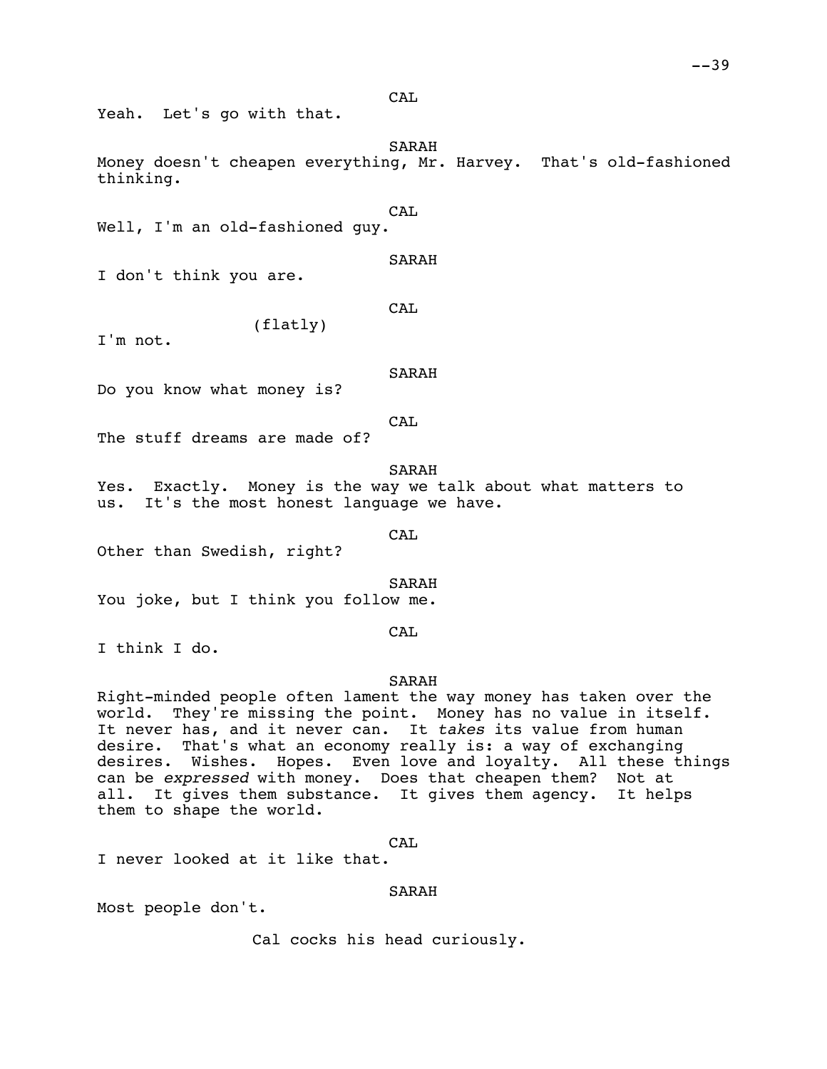CAL

Yeah. Let's go with that.

SARAH

Money doesn't cheapen everything, Mr. Harvey. That's old-fashioned thinking.

CAL

Well, I'm an old-fashioned guy.

SARAH

I don't think you are.

CAL

(flatly)

I'm not.

SARAH

Do you know what money is?

CAL

The stuff dreams are made of?

SARAH

Yes. Exactly. Money is the way we talk about what matters to us. It's the most honest language we have.

CAL

Other than Swedish, right?

SARAH

You joke, but I think you follow me.

CAL

I think I do.

SARAH

Right-minded people often lament the way money has taken over the world. They're missing the point. Money has no value in itself. It never has, and it never can. It *takes* its value from human desire. That's what an economy really is: a way of exchanging desires. Wishes. Hopes. Even love and loyalty. All these things can be *expressed* with money. Does that cheapen them? Not at all. It gives them substance. It gives them agency. It helps them to shape the world.

CAL

I never looked at it like that.

SARAH

Most people don't.

Cal cocks his head curiously.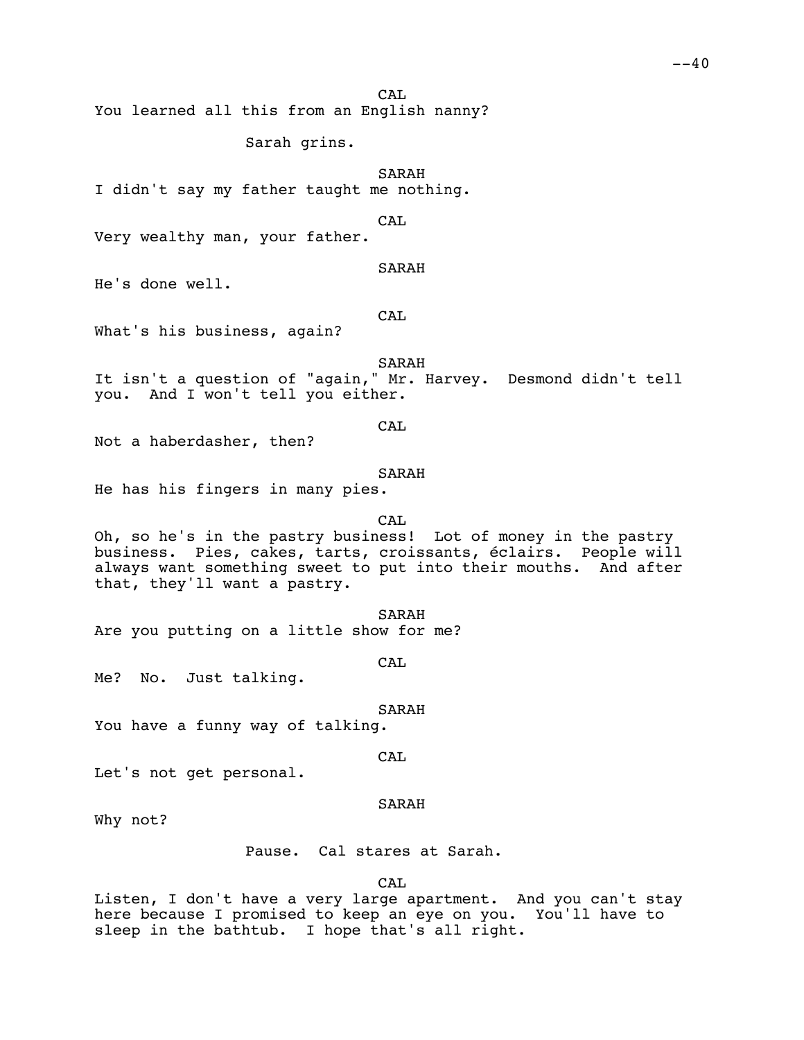CAL

You learned all this from an English nanny?

Sarah grins.

SARAH

I didn't say my father taught me nothing.

CAL

Very wealthy man, your father.

SARAH

He's done well.

CAL

What's his business, again?

SARAH

It isn't a question of "again," Mr. Harvey. Desmond didn't tell you. And I won't tell you either.

CAL

Not a haberdasher, then?

SARAH

He has his fingers in many pies.

CAL

Oh, so he's in the pastry business! Lot of money in the pastry business. Pies, cakes, tarts, croissants, éclairs. People will always want something sweet to put into their mouths. And after that, they'll want a pastry.

SARAH

Are you putting on a little show for me?

CAL

Me? No. Just talking.

SARAH

You have a funny way of talking.

CAL

Let's not get personal.

SARAH

Why not?

Pause. Cal stares at Sarah.

CAL

Listen, I don't have a very large apartment. And you can't stay here because I promised to keep an eye on you. You'll have to sleep in the bathtub. I hope that's all right.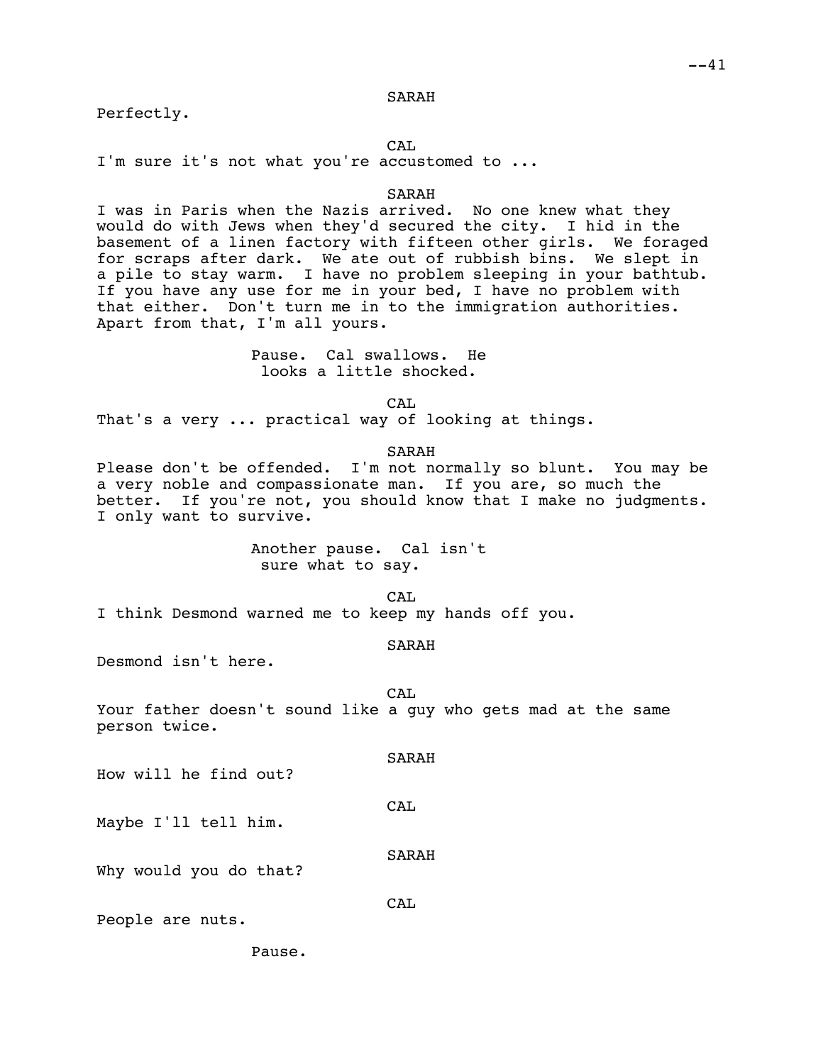SARAH

Perfectly.

CAL

I'm sure it's not what you're accustomed to ...

SARAH

I was in Paris when the Nazis arrived. No one knew what they would do with Jews when they'd secured the city. I hid in the basement of a linen factory with fifteen other girls. We foraged for scraps after dark. We ate out of rubbish bins. We slept in a pile to stay warm. I have no problem sleeping in your bathtub. If you have any use for me in your bed, I have no problem with that either. Don't turn me in to the immigration authorities. Apart from that, I'm all yours.

Pause. Cal swallows. He looks a little shocked.

CAL

That's a very ... practical way of looking at things.

SARAH

Please don't be offended. I'm not normally so blunt. You may be a very noble and compassionate man. If you are, so much the better. If you're not, you should know that I make no judgments. I only want to survive.

Another pause. Cal isn't sure what to say.

CAL

I think Desmond warned me to keep my hands off you.

SARAH

Desmond isn't here.

CAL

Your father doesn't sound like a guy who gets mad at the same person twice.

SARAH

How will he find out?

CAL

Maybe I'll tell him.

SARAH

Why would you do that?

CAL

People are nuts.

Pause.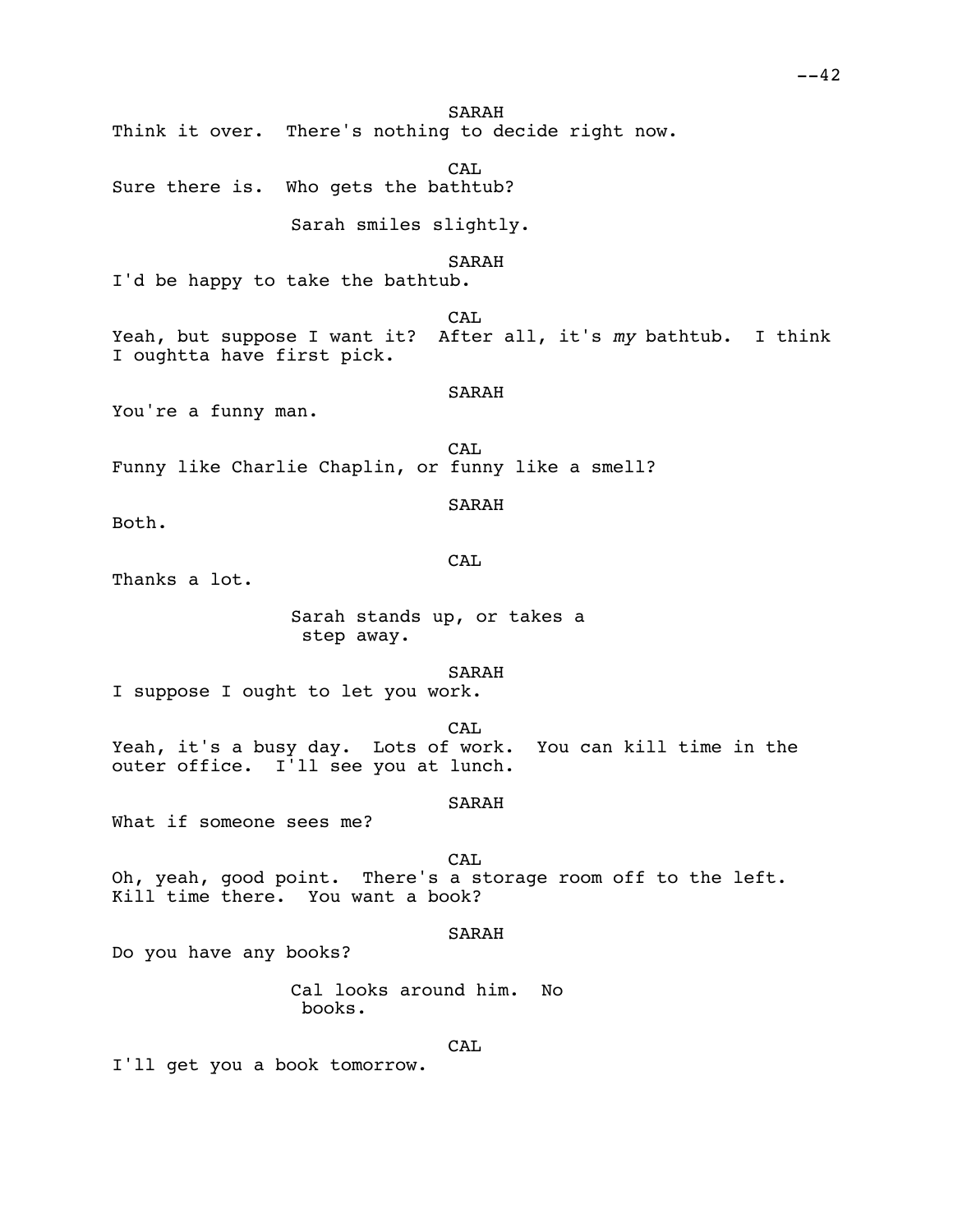SARAH

Think it over. There's nothing to decide right now.

CAL

Sure there is. Who gets the bathtub?

Sarah smiles slightly.

SARAH

I'd be happy to take the bathtub.

CAL

Yeah, but suppose I want it? After all, it's *my* bathtub. I think I oughtta have first pick.

SARAH

You're a funny man.

CAL

Funny like Charlie Chaplin, or funny like a smell?

SARAH

Both.

CAL

Thanks a lot.

Sarah stands up, or takes a step away.

SARAH

I suppose I ought to let you work.

CAL

Yeah, it's a busy day. Lots of work. You can kill time in the outer office. I'll see you at lunch.

SARAH

What if someone sees me?

CAL

Oh, yeah, good point. There's a storage room off to the left. Kill time there. You want a book?

SARAH

Do you have any books?

Cal looks around him. No books.

CAL

I'll get you a book tomorrow.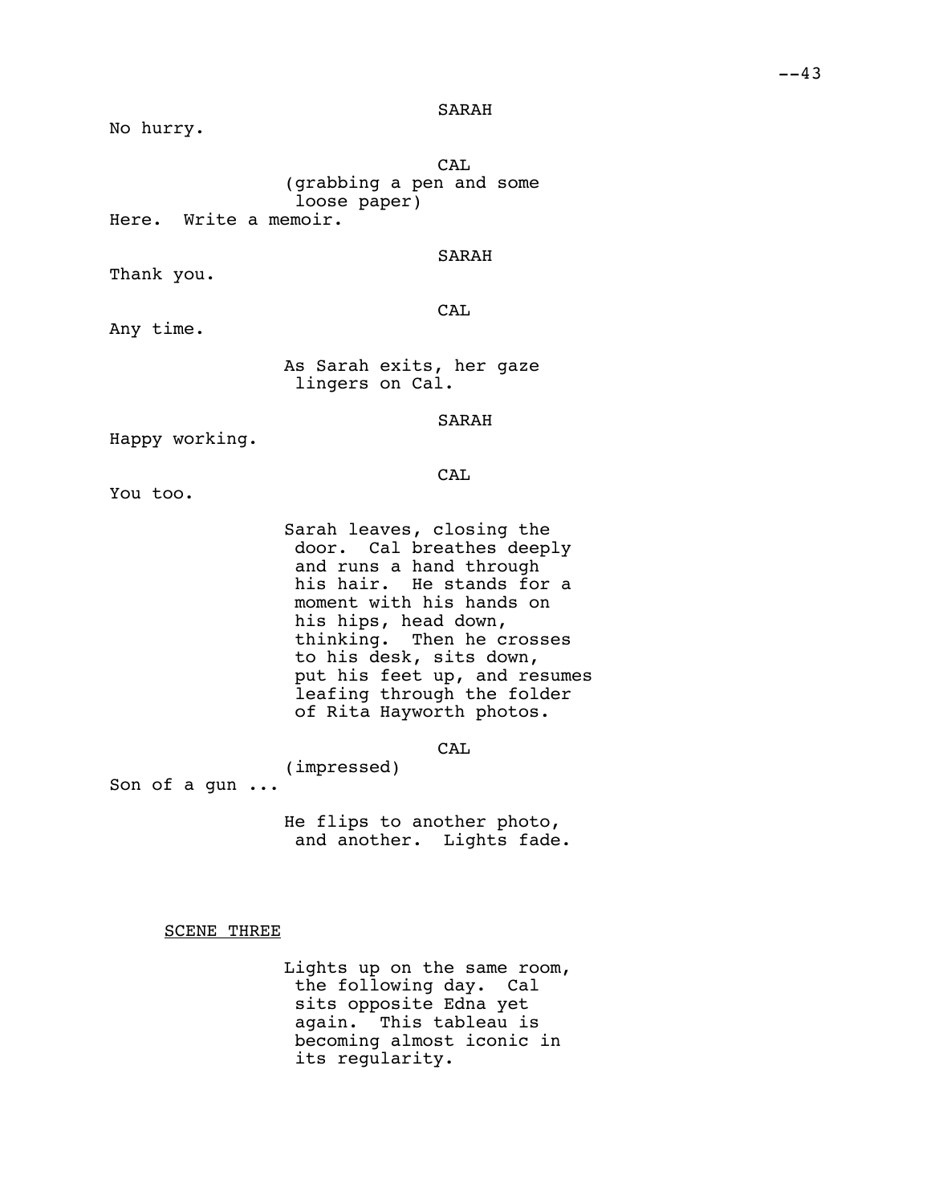SARAH

No hurry.

CAL

(grabbing a pen and some loose paper)

Here. Write a memoir.

SARAH

Thank you.

CAL

Any time.

As Sarah exits, her gaze lingers on Cal.

SARAH

Happy working.

CAL

You too.

Sarah leaves, closing the door. Cal breathes deeply and runs a hand through his hair. He stands for a moment with his hands on his hips, head down, thinking. Then he crosses to his desk, sits down, put his feet up, and resumes leafing through the folder of Rita Hayworth photos.

CAL

(impressed)

Son of a gun ...

He flips to another photo, and another. Lights fade.

SCENE THREE

Lights up on the same room, the following day. Cal sits opposite Edna yet again. This tableau is becoming almost iconic in its regularity.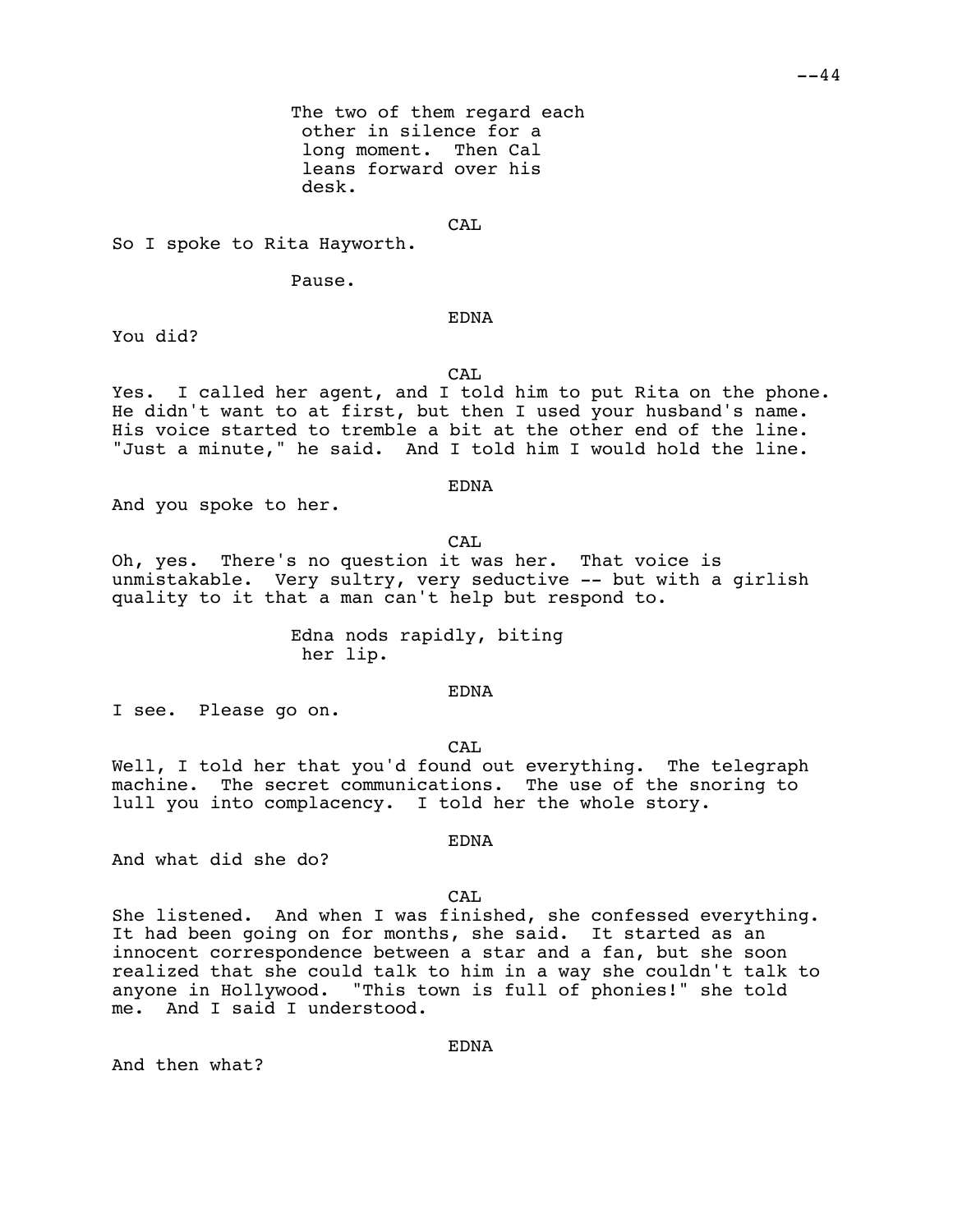The two of them regard each other in silence for a long moment. Then Cal leans forward over his desk.

CAL

So I spoke to Rita Hayworth.

Pause.

EDNA

You did?

CAL

Yes. I called her agent, and I told him to put Rita on the phone. He didn't want to at first, but then I used your husband's name. His voice started to tremble a bit at the other end of the line. "Just a minute," he said. And I told him I would hold the line.

EDNA

And you spoke to her.

CAL

Oh, yes. There's no question it was her. That voice is unmistakable. Very sultry, very seductive -- but with a girlish quality to it that a man can't help but respond to.

Edna nods rapidly, biting her lip.

EDNA

I see. Please go on.

CAL

Well, I told her that you'd found out everything. The telegraph machine. The secret communications. The use of the snoring to lull you into complacency. I told her the whole story.

EDNA

And what did she do?

CAL

She listened. And when I was finished, she confessed everything. It had been going on for months, she said. It started as an innocent correspondence between a star and a fan, but she soon realized that she could talk to him in a way she couldn't talk to anyone in Hollywood. "This town is full of phonies!" she told me. And I said I understood.

EDNA

And then what?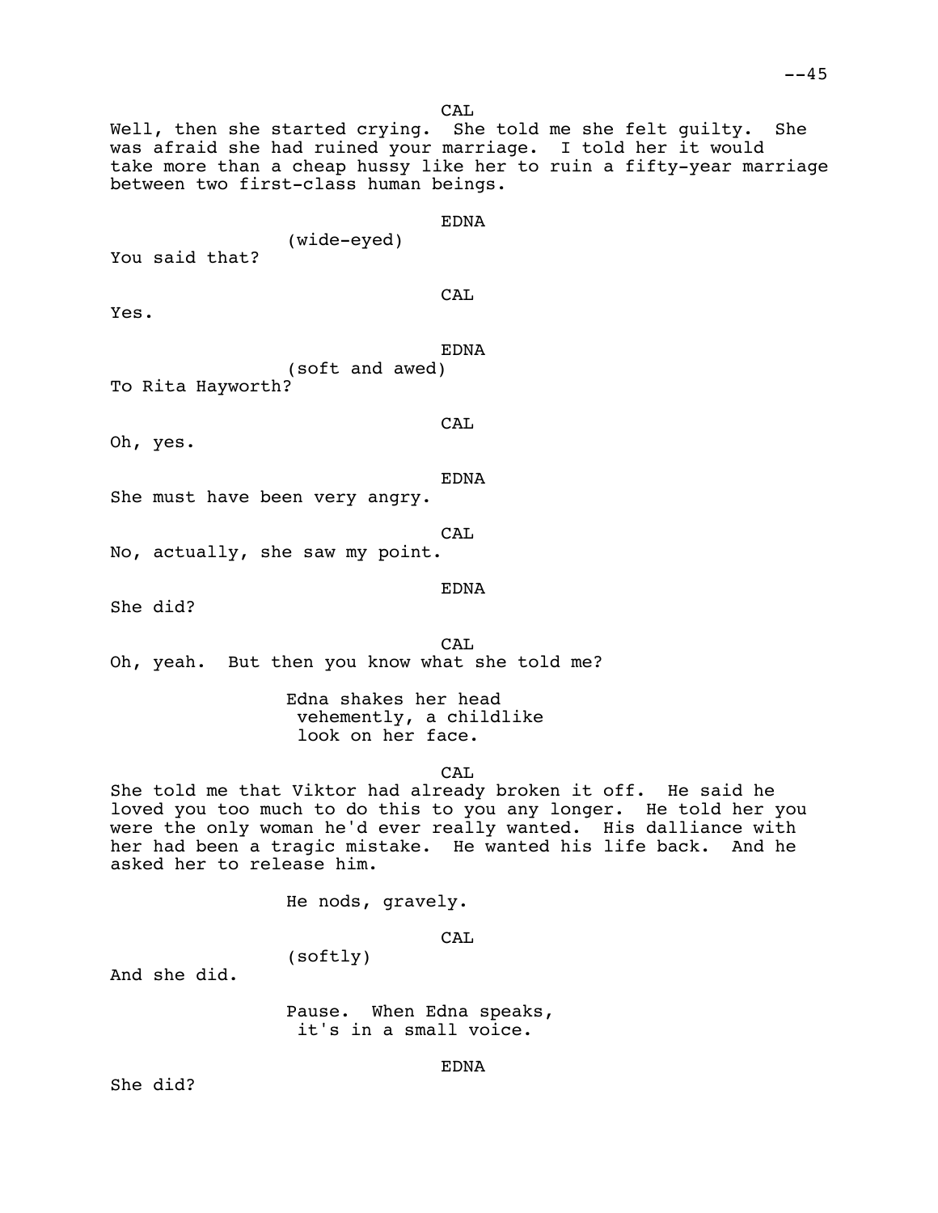CAL

Well, then she started crying. She told me she felt guilty. She was afraid she had ruined your marriage. I told her it would take more than a cheap hussy like her to ruin a fifty-year marriage between two first-class human beings.

EDNA

(wide-eyed)

You said that?

CAL

Yes.

EDNA

(soft and awed)

To Rita Hayworth?

CAL

Oh, yes.

EDNA

She must have been very angry.

CAL

No, actually, she saw my point.

EDNA

She did?

CAL

Oh, yeah. But then you know what she told me?

Edna shakes her head vehemently, a childlike look on her face.

CAL

She told me that Viktor had already broken it off. He said he loved you too much to do this to you any longer. He told her you were the only woman he'd ever really wanted. His dalliance with her had been a tragic mistake. He wanted his life back. And he asked her to release him.

He nods, gravely.

CAL

(softly)

And she did.

Pause. When Edna speaks, it's in a small voice.

EDNA

She did?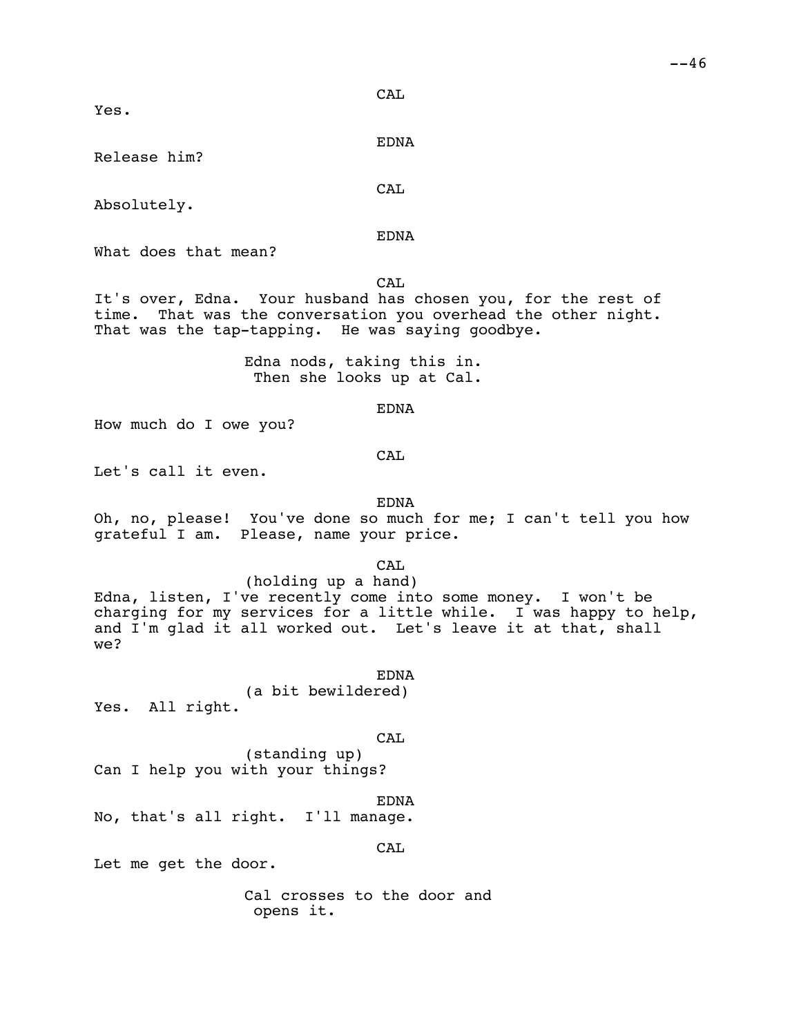CAL

Yes.

EDNA

Release him?

CAL

Absolutely.

EDNA

What does that mean?

CAL

It's over, Edna. Your husband has chosen you, for the rest of time. That was the conversation you overhead the other night. That was the tap-tapping. He was saying goodbye.

Edna nods, taking this in.
Then she looks up at Cal.

EDNA

How much do I owe you?

CAL

Let's call it even.

EDNA

Oh, no, please! You've done so much for me; I can't tell you how grateful I am. Please, name your price.

CAL

(holding up a hand)

Edna, listen, I've recently come into some money. I won't be charging for my services for a little while. I was happy to help, and I'm glad it all worked out. Let's leave it at that, shall we?

EDNA

(a bit bewildered)

Yes. All right.

CAL

(standing up)

Can I help you with your things?

EDNA

No, that's all right. I'll manage.

CAL

Let me get the door.

Cal crosses to the door and
opens it.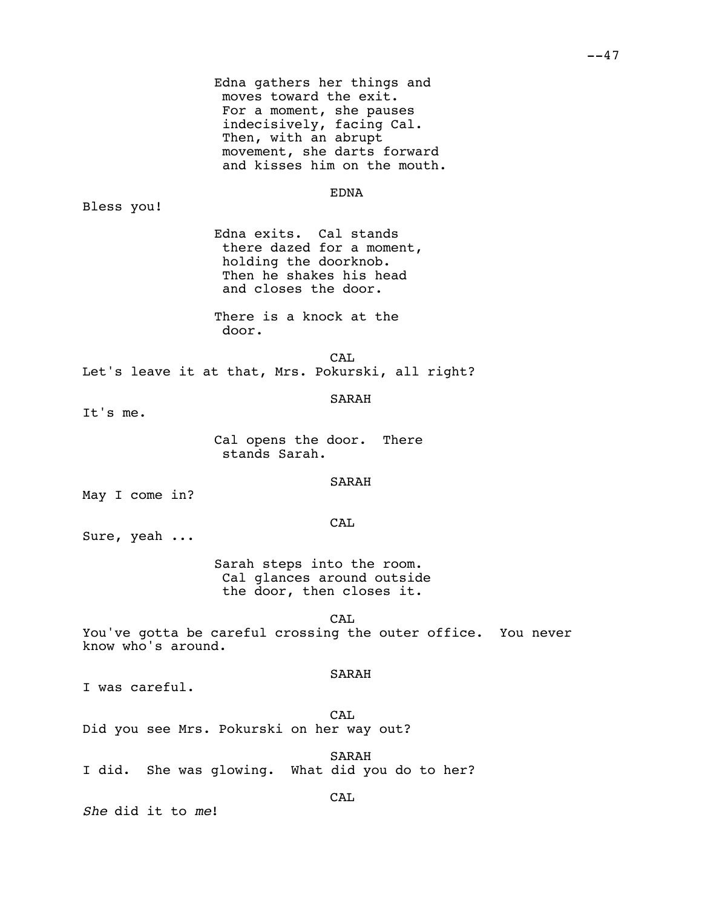Edna gathers her things and moves toward the exit. For a moment, she pauses indecisively, facing Cal. Then, with an abrupt movement, she darts forward and kisses him on the mouth.

EDNA

Bless you!

Edna exits. Cal stands there dazed for a moment, holding the doorknob. Then he shakes his head and closes the door.

There is a knock at the door.

CAL

Let's leave it at that, Mrs. Pokurski, all right?

SARAH

It's me.

Cal opens the door. There stands Sarah.

SARAH

May I come in?

CAL

Sure, yeah ...

Sarah steps into the room. Cal glances around outside the door, then closes it.

CAL

You've gotta be careful crossing the outer office. You never know who's around.

SARAH

I was careful.

CAL

Did you see Mrs. Pokurski on her way out?

SARAH

I did. She was glowing. What did you do to her?

CAL

*She* did it to *me*!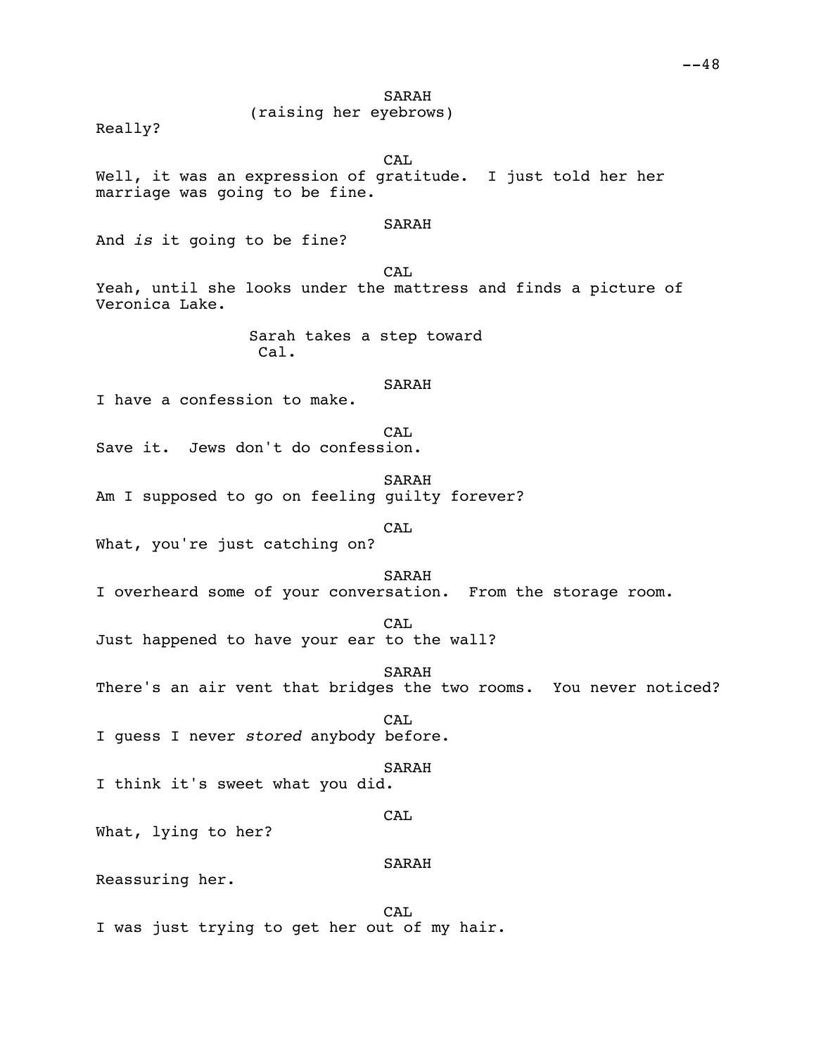SARAH
(raising her eyebrows)

Really?

CAL

Well, it was an expression of gratitude. I just told her her marriage was going to be fine.

SARAH

And *is* it going to be fine?

CAL

Yeah, until she looks under the mattress and finds a picture of Veronica Lake.

Sarah takes a step toward Cal.

SARAH

I have a confession to make.

CAL

Save it. Jews don't do confession.

SARAH

Am I supposed to go on feeling guilty forever?

CAL

What, you're just catching on?

SARAH

I overheard some of your conversation. From the storage room.

CAL

Just happened to have your ear to the wall?

SARAH

There's an air vent that bridges the two rooms. You never noticed?

CAL

I guess I never *stored* anybody before.

SARAH

I think it's sweet what you did.

CAL

What, lying to her?

SARAH

Reassuring her.

CAL

I was just trying to get her out of my hair.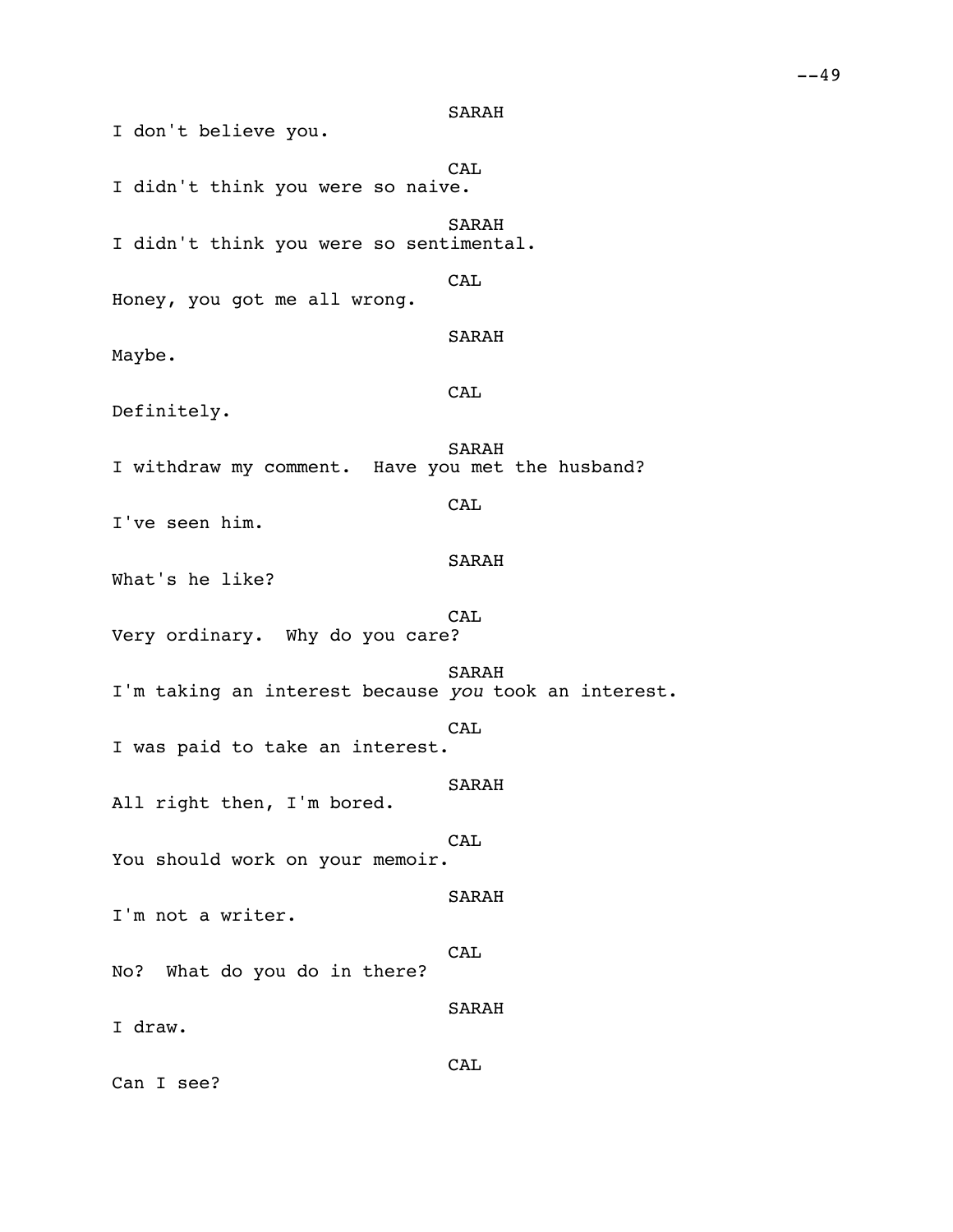SARAH

I don't believe you.

CAL

I didn't think you were so naive.

SARAH

I didn't think you were so sentimental.

CAL

Honey, you got me all wrong.

SARAH

Maybe.

CAL

Definitely.

SARAH

I withdraw my comment. Have you met the husband?

CAL

I've seen him.

SARAH

What's he like?

CAL

Very ordinary. Why do you care?

SARAH

I'm taking an interest because *you* took an interest.

CAL

I was paid to take an interest.

SARAH

All right then, I'm bored.

CAL

You should work on your memoir.

SARAH

I'm not a writer.

CAL

No? What do you do in there?

SARAH

I draw.

CAL

Can I see?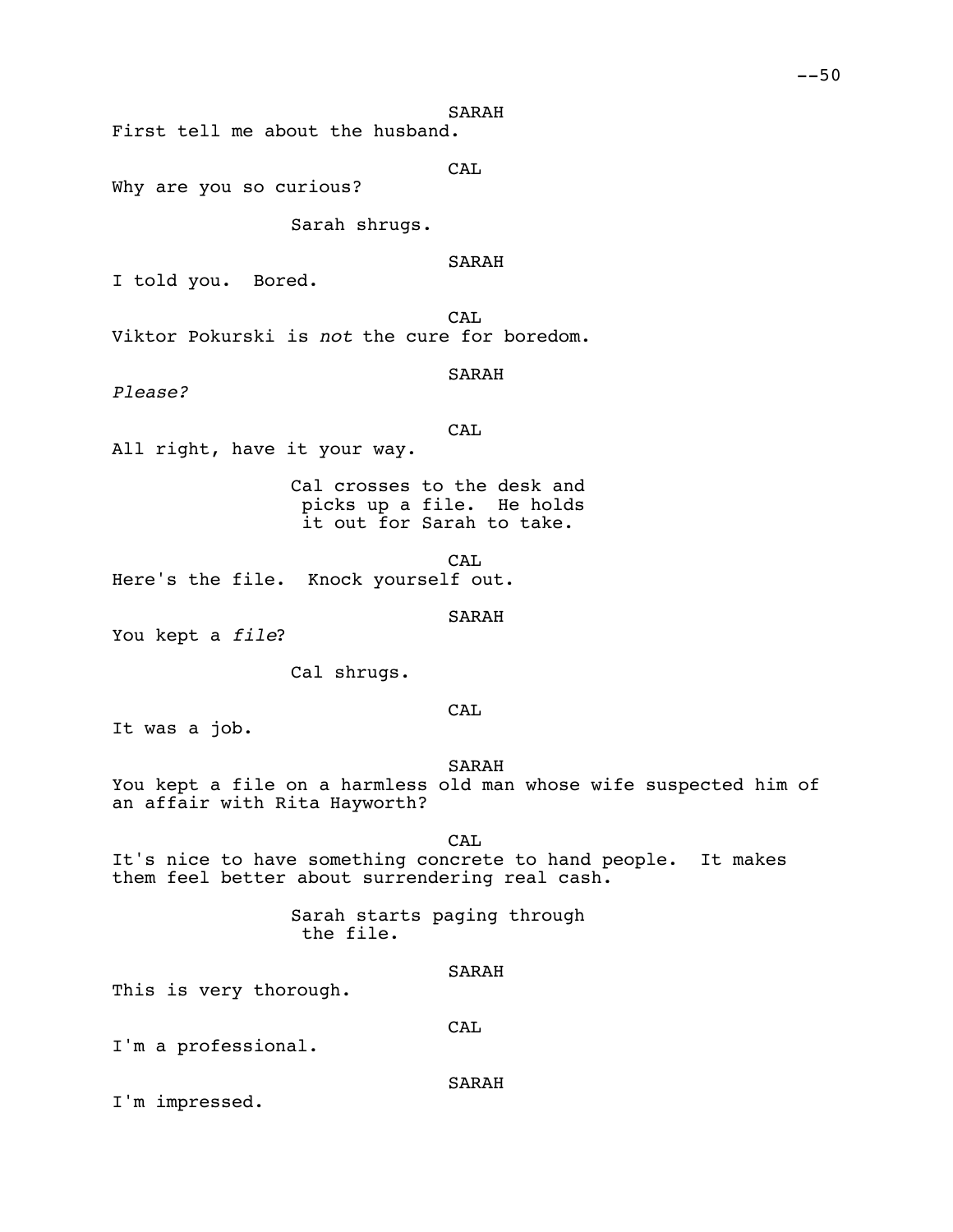SARAH

First tell me about the husband.

CAL

Why are you so curious?

Sarah shrugs.

SARAH

I told you.  Bored.

CAL

Viktor Pokurski is *not* the cure for boredom.

SARAH

*Please?*

CAL

All right, have it your way.

Cal crosses to the desk and picks up a file.  He holds it out for Sarah to take.

CAL

Here's the file.  Knock yourself out.

SARAH

You kept a *file*?

Cal shrugs.

CAL

It was a job.

SARAH

You kept a file on a harmless old man whose wife suspected him of an affair with Rita Hayworth?

CAL

It's nice to have something concrete to hand people.  It makes them feel better about surrendering real cash.

Sarah starts paging through the file.

SARAH

This is very thorough.

CAL

I'm a professional.

SARAH

I'm impressed.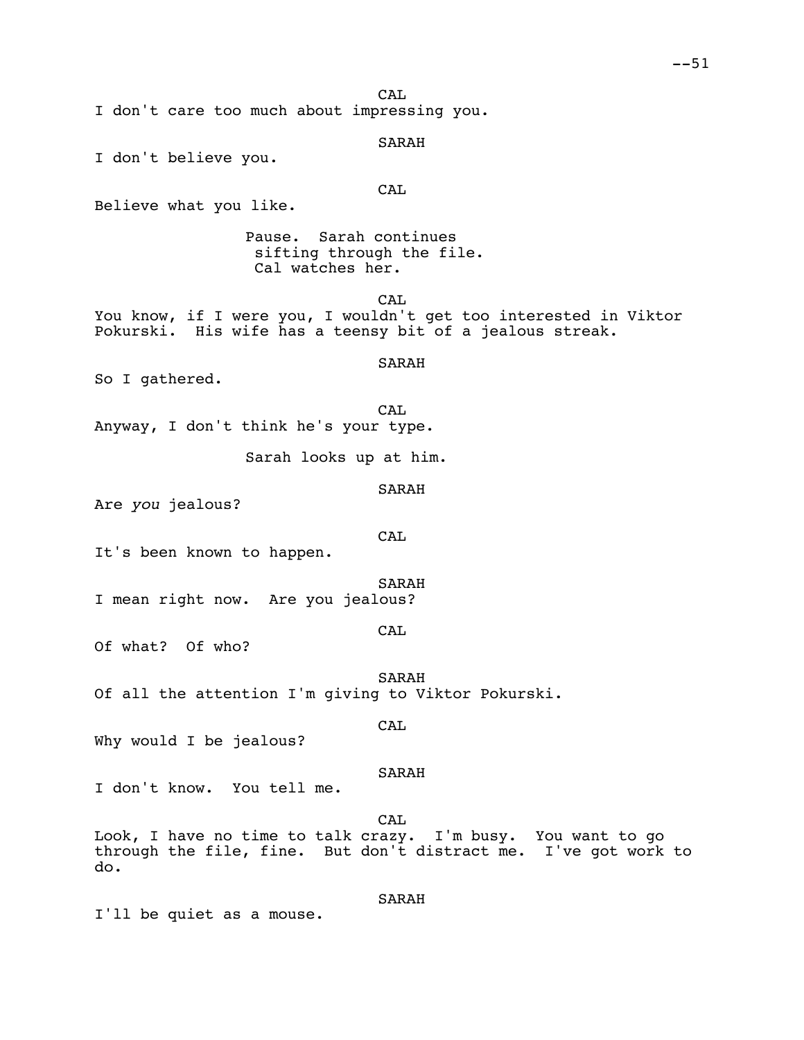CAL

I don't care too much about impressing you.

SARAH

I don't believe you.

CAL

Believe what you like.

Pause. Sarah continues sifting through the file. Cal watches her.

CAL

You know, if I were you, I wouldn't get too interested in Viktor Pokurski. His wife has a teensy bit of a jealous streak.

SARAH

So I gathered.

CAL

Anyway, I don't think he's your type.

Sarah looks up at him.

SARAH

Are *you* jealous?

CAL

It's been known to happen.

SARAH

I mean right now. Are you jealous?

CAL

Of what? Of who?

SARAH

Of all the attention I'm giving to Viktor Pokurski.

CAL

Why would I be jealous?

SARAH

I don't know. You tell me.

CAL

Look, I have no time to talk crazy. I'm busy. You want to go through the file, fine. But don't distract me. I've got work to do.

SARAH

I'll be quiet as a mouse.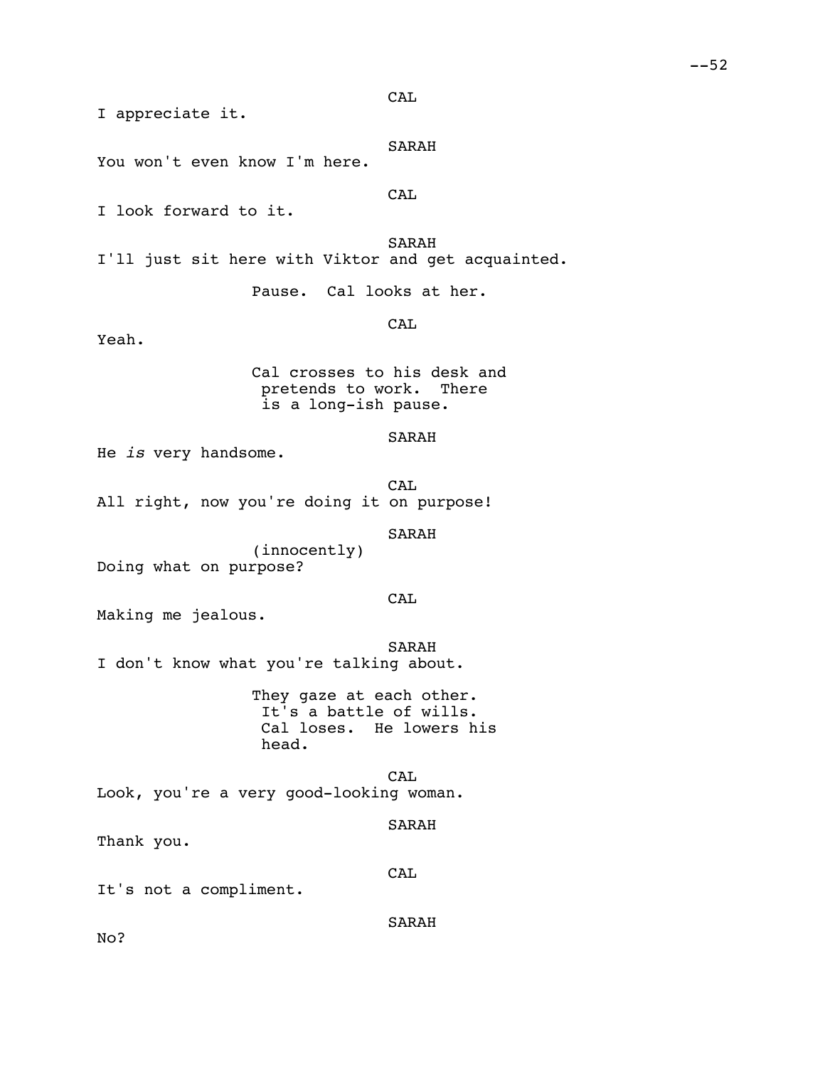CAL

I appreciate it.

SARAH

You won't even know I'm here.

CAL

I look forward to it.

SARAH

I'll just sit here with Viktor and get acquainted.

Pause. Cal looks at her.

CAL

Yeah.

Cal crosses to his desk and pretends to work. There is a long-ish pause.

SARAH

He *is* very handsome.

CAL

All right, now you're doing it on purpose!

SARAH

(innocently)

Doing what on purpose?

CAL

Making me jealous.

SARAH

I don't know what you're talking about.

They gaze at each other. It's a battle of wills. Cal loses. He lowers his head.

CAL

Look, you're a very good-looking woman.

SARAH

Thank you.

CAL

It's not a compliment.

SARAH

No?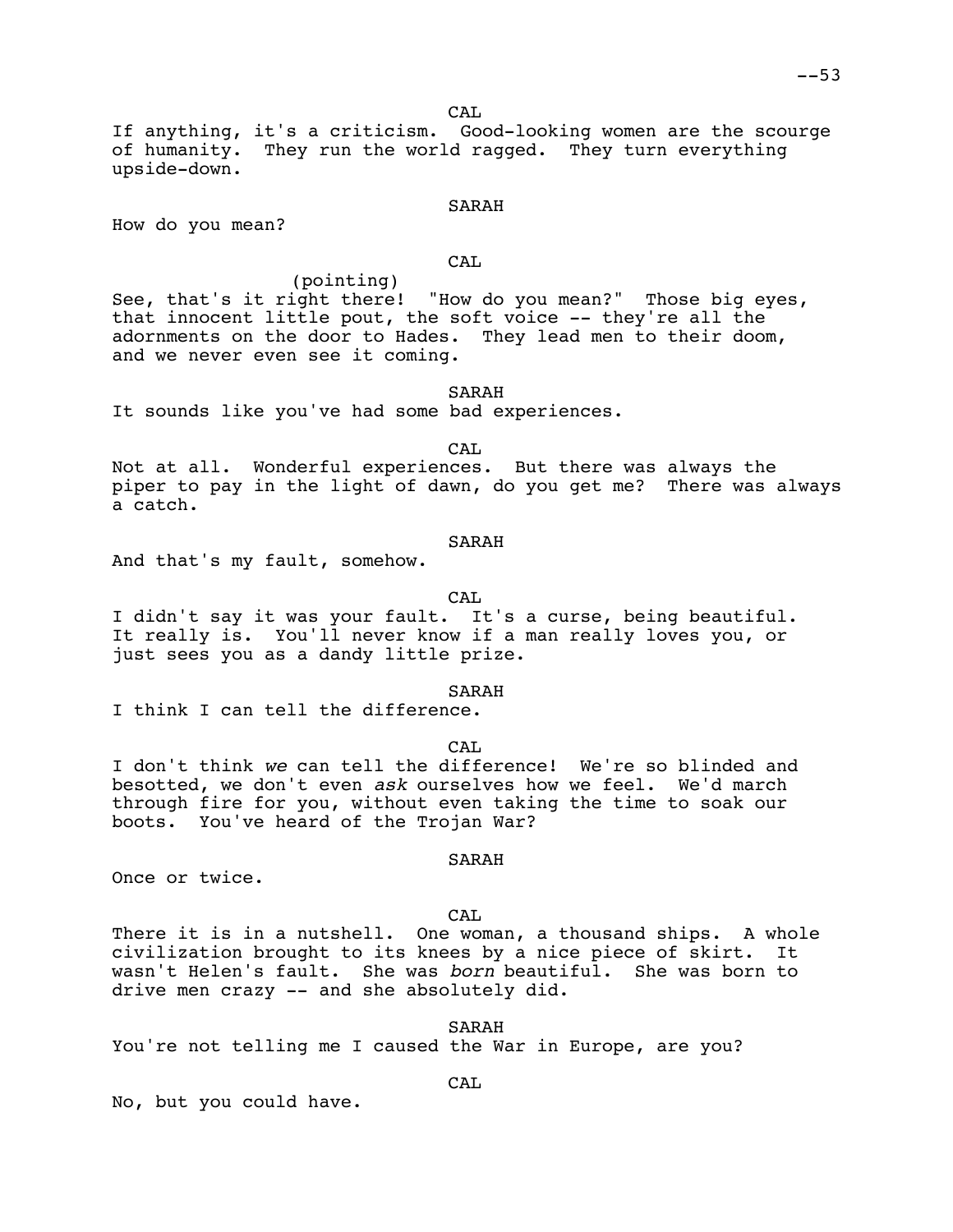CAL

If anything, it's a criticism. Good-looking women are the scourge of humanity. They run the world ragged. They turn everything upside-down.

SARAH

How do you mean?

CAL

(pointing)

See, that's it right there! "How do you mean?" Those big eyes, that innocent little pout, the soft voice -- they're all the adornments on the door to Hades. They lead men to their doom, and we never even see it coming.

SARAH

It sounds like you've had some bad experiences.

CAL

Not at all. Wonderful experiences. But there was always the piper to pay in the light of dawn, do you get me? There was always a catch.

SARAH

And that's my fault, somehow.

CAL

I didn't say it was your fault. It's a curse, being beautiful. It really is. You'll never know if a man really loves you, or just sees you as a dandy little prize.

SARAH

I think I can tell the difference.

CAL

I don't think *we* can tell the difference! We're so blinded and besotted, we don't even *ask* ourselves how we feel. We'd march through fire for you, without even taking the time to soak our boots. You've heard of the Trojan War?

SARAH

Once or twice.

CAL

There it is in a nutshell. One woman, a thousand ships. A whole civilization brought to its knees by a nice piece of skirt. It wasn't Helen's fault. She was *born* beautiful. She was born to drive men crazy -- and she absolutely did.

SARAH

You're not telling me I caused the War in Europe, are you?

CAL

No, but you could have.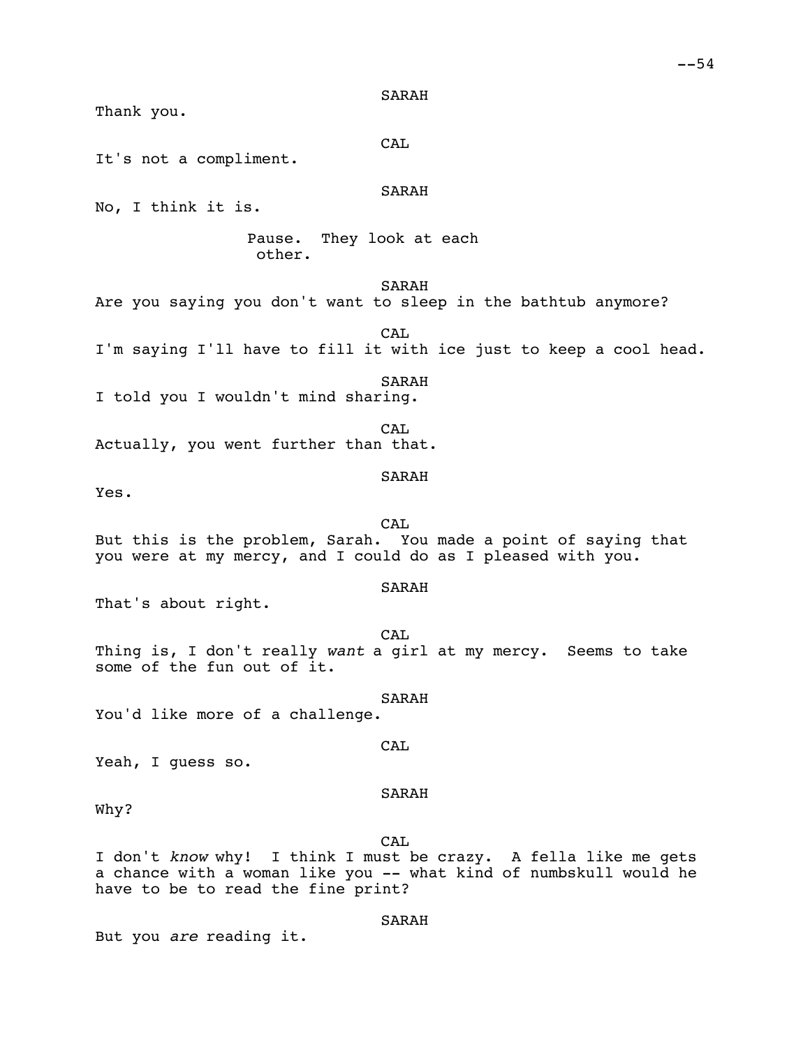SARAH

Thank you.

CAL

It's not a compliment.

SARAH

No, I think it is.

Pause. They look at each other.

SARAH

Are you saying you don't want to sleep in the bathtub anymore?

CAL

I'm saying I'll have to fill it with ice just to keep a cool head.

SARAH

I told you I wouldn't mind sharing.

CAL

Actually, you went further than that.

SARAH

Yes.

CAL

But this is the problem, Sarah. You made a point of saying that you were at my mercy, and I could do as I pleased with you.

SARAH

That's about right.

CAL

Thing is, I don't really *want* a girl at my mercy. Seems to take some of the fun out of it.

SARAH

You'd like more of a challenge.

CAL

Yeah, I guess so.

SARAH

Why?

CAL

I don't *know* why! I think I must be crazy. A fella like me gets a chance with a woman like you -- what kind of numbskull would he have to be to read the fine print?

SARAH

But you *are* reading it.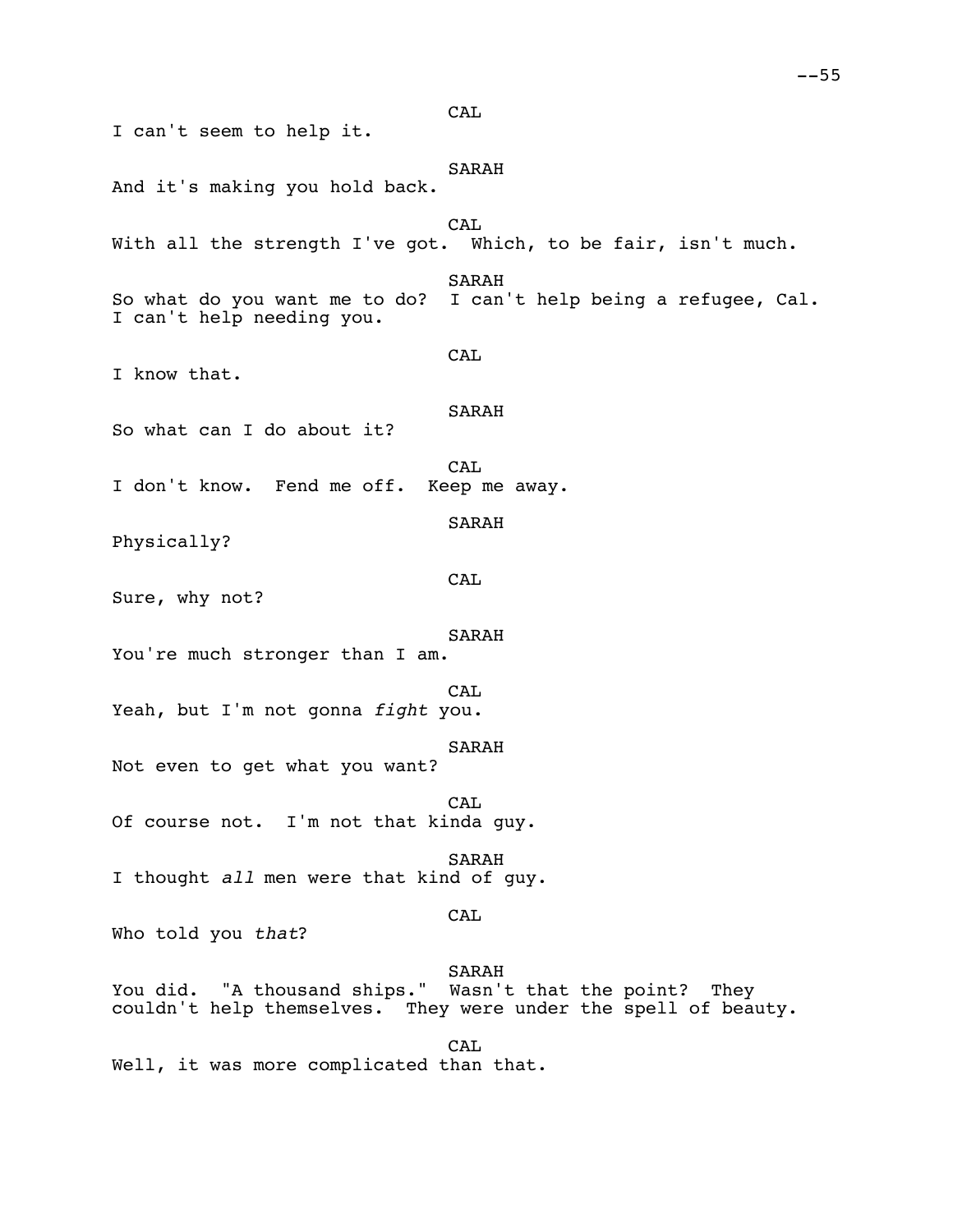CAL

I can't seem to help it.

SARAH

And it's making you hold back.

CAL

With all the strength I've got. Which, to be fair, isn't much.

SARAH

So what do you want me to do? I can't help being a refugee, Cal. I can't help needing you.

CAL

I know that.

SARAH

So what can I do about it?

CAL

I don't know. Fend me off. Keep me away.

SARAH

Physically?

CAL

Sure, why not?

SARAH

You're much stronger than I am.

CAL

Yeah, but I'm not gonna *fight* you.

SARAH

Not even to get what you want?

CAL

Of course not. I'm not that kinda guy.

SARAH

I thought *all* men were that kind of guy.

CAL

Who told you *that*?

SARAH

You did. "A thousand ships." Wasn't that the point? They couldn't help themselves. They were under the spell of beauty.

CAL

Well, it was more complicated than that.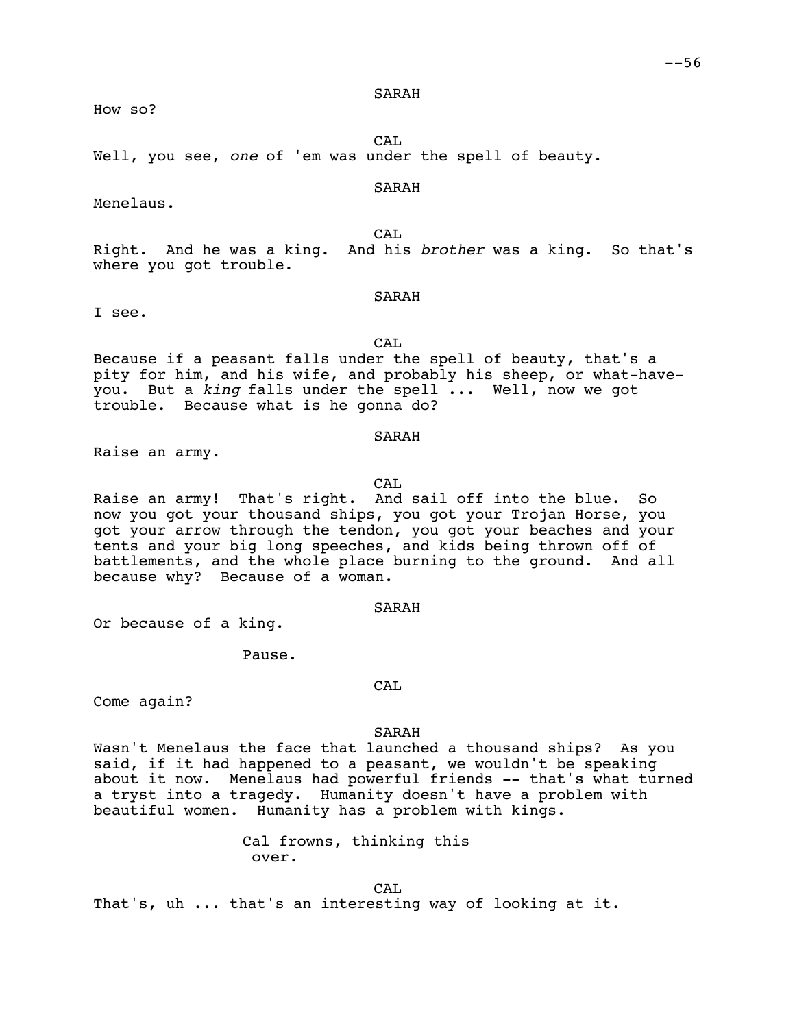SARAH

How so?

CAL

Well, you see, *one* of 'em was under the spell of beauty.

SARAH

Menelaus.

CAL

Right. And he was a king. And his *brother* was a king. So that's where you got trouble.

SARAH

I see.

CAL

Because if a peasant falls under the spell of beauty, that's a pity for him, and his wife, and probably his sheep, or what-have-you. But a *king* falls under the spell ... Well, now we got trouble. Because what is he gonna do?

SARAH

Raise an army.

CAL

Raise an army! That's right. And sail off into the blue. So now you got your thousand ships, you got your Trojan Horse, you got your arrow through the tendon, you got your beaches and your tents and your big long speeches, and kids being thrown off of battlements, and the whole place burning to the ground. And all because why? Because of a woman.

SARAH

Or because of a king.

Pause.

CAL

Come again?

SARAH

Wasn't Menelaus the face that launched a thousand ships? As you said, if it had happened to a peasant, we wouldn't be speaking about it now. Menelaus had powerful friends -- that's what turned a tryst into a tragedy. Humanity doesn't have a problem with beautiful women. Humanity has a problem with kings.

Cal frowns, thinking this over.

CAL

That's, uh ... that's an interesting way of looking at it.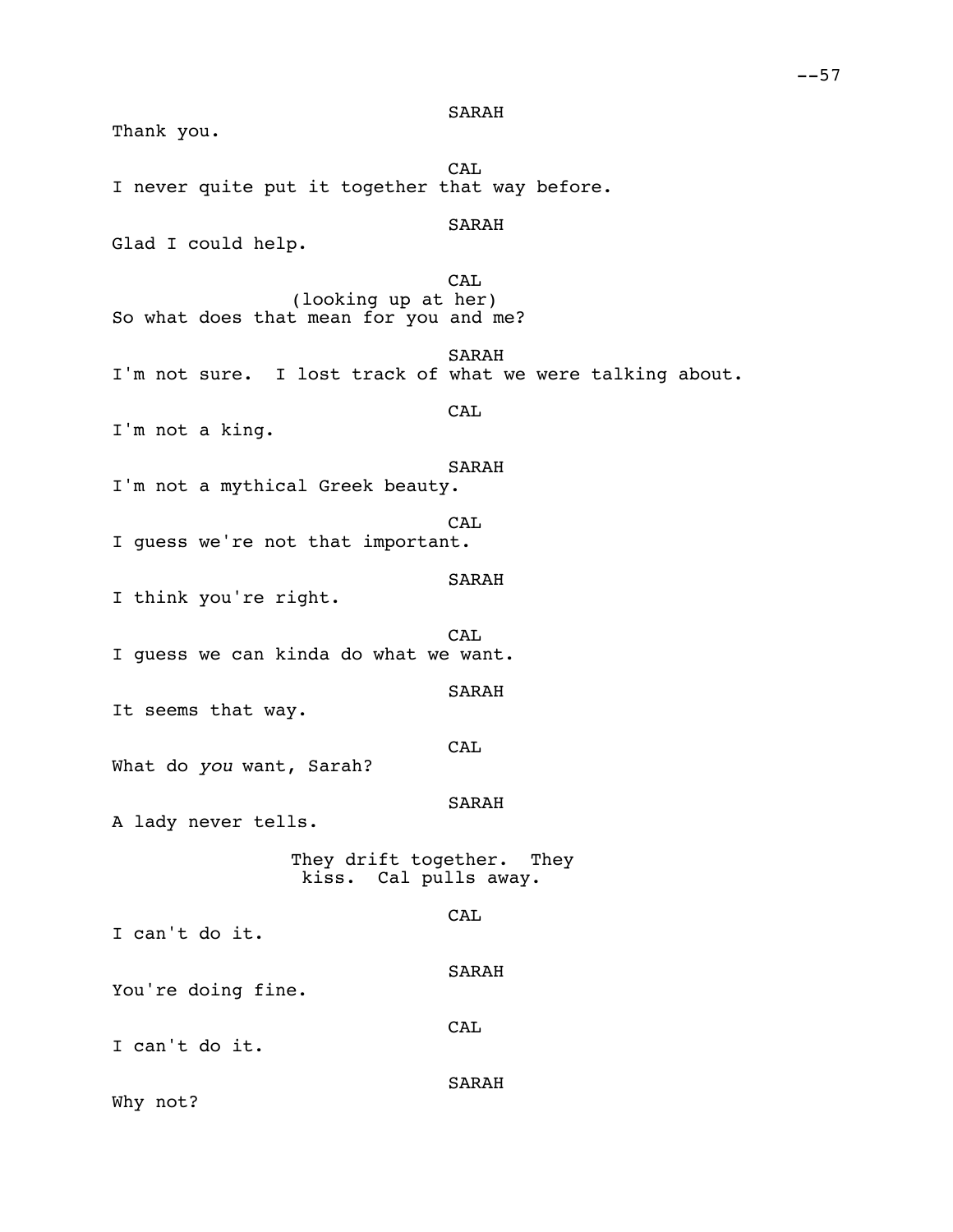SARAH

Thank you.

CAL

I never quite put it together that way before.

SARAH

Glad I could help.

CAL

(looking up at her)

So what does that mean for you and me?

SARAH

I'm not sure.  I lost track of what we were talking about.

CAL

I'm not a king.

SARAH

I'm not a mythical Greek beauty.

CAL

I guess we're not that important.

SARAH

I think you're right.

CAL

I guess we can kinda do what we want.

SARAH

It seems that way.

CAL

What do *you* want, Sarah?

SARAH

A lady never tells.

They drift together.  They kiss.  Cal pulls away.

CAL

I can't do it.

SARAH

You're doing fine.

CAL

I can't do it.

SARAH

Why not?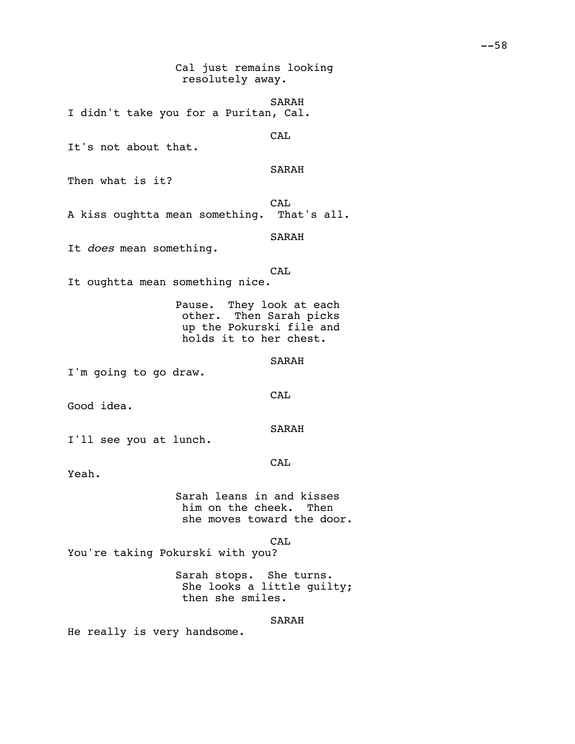Cal just remains looking resolutely away.

SARAH

I didn't take you for a Puritan, Cal.

CAL

It's not about that.

SARAH

Then what is it?

CAL

A kiss oughtta mean something. That's all.

SARAH

It *does* mean something.

CAL

It oughtta mean something nice.

Pause. They look at each other. Then Sarah picks up the Pokurski file and holds it to her chest.

SARAH

I'm going to go draw.

CAL

Good idea.

SARAH

I'll see you at lunch.

CAL

Yeah.

Sarah leans in and kisses him on the cheek. Then she moves toward the door.

CAL

You're taking Pokurski with you?

Sarah stops. She turns. She looks a little guilty; then she smiles.

SARAH

He really is very handsome.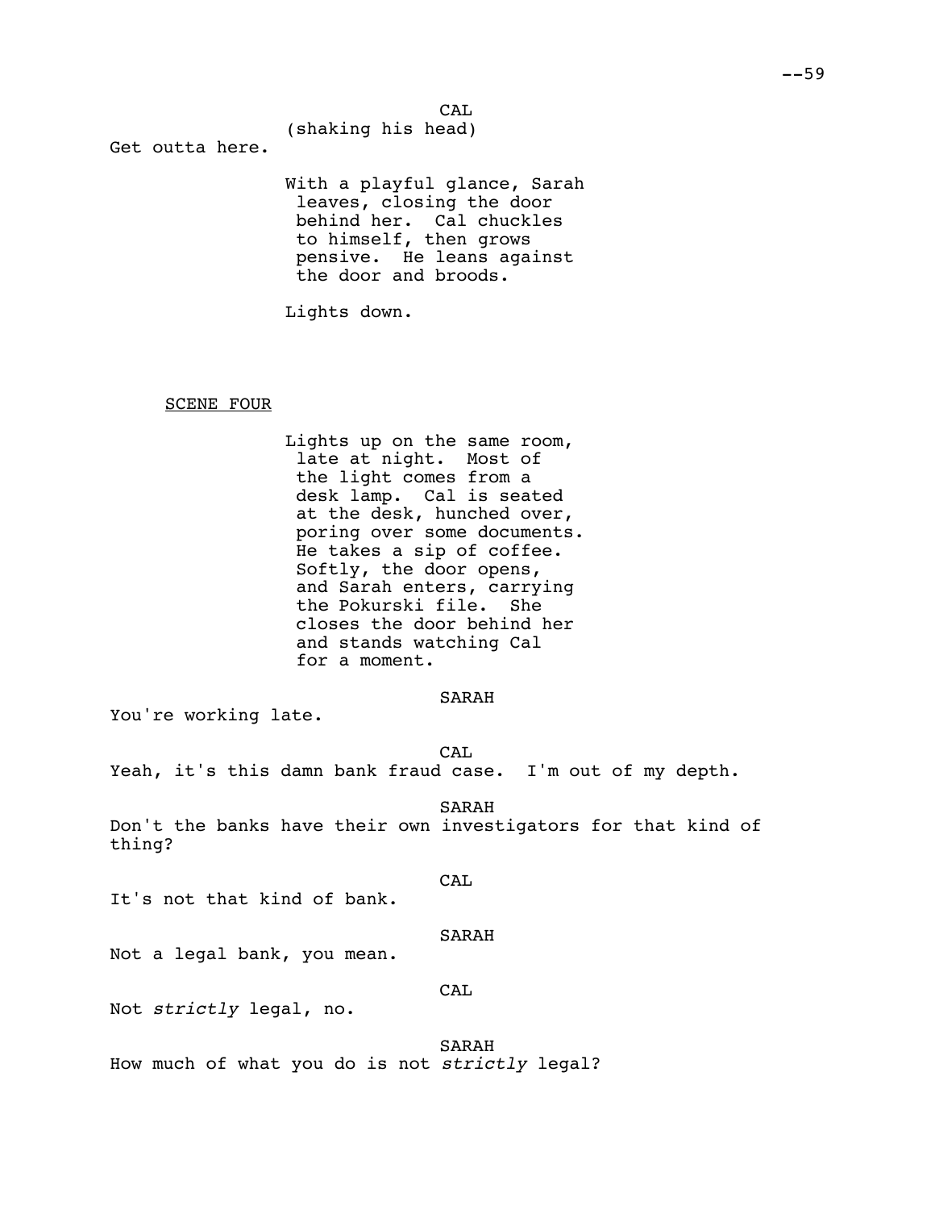CAL
(shaking his head)

Get outta here.

With a playful glance, Sarah leaves, closing the door behind her. Cal chuckles to himself, then grows pensive. He leans against the door and broods.

Lights down.

SCENE FOUR

Lights up on the same room, late at night. Most of the light comes from a desk lamp. Cal is seated at the desk, hunched over, poring over some documents. He takes a sip of coffee. Softly, the door opens, and Sarah enters, carrying the Pokurski file. She closes the door behind her and stands watching Cal for a moment.

SARAH

You're working late.

CAL

Yeah, it's this damn bank fraud case. I'm out of my depth.

SARAH

Don't the banks have their own investigators for that kind of thing?

CAL

It's not that kind of bank.

SARAH

Not a legal bank, you mean.

CAL

Not *strictly* legal, no.

SARAH

How much of what you do is not *strictly* legal?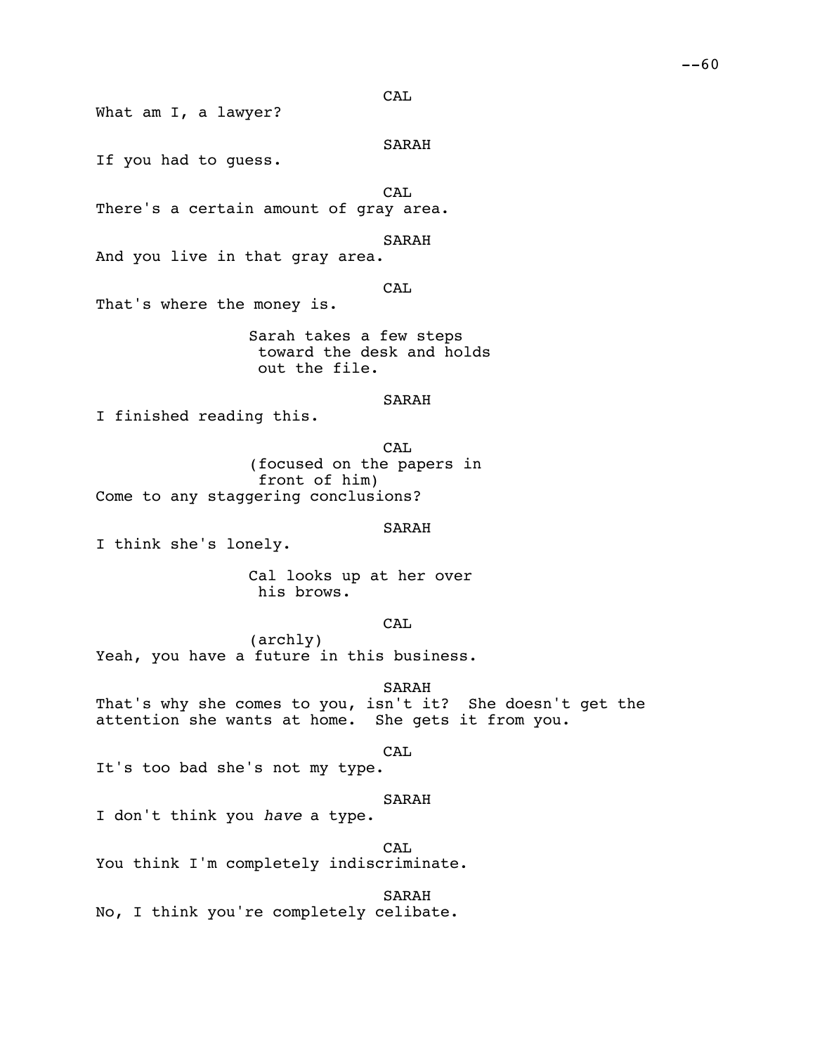CAL

What am I, a lawyer?

SARAH

If you had to guess.

CAL

There's a certain amount of gray area.

SARAH

And you live in that gray area.

CAL

That's where the money is.

Sarah takes a few steps toward the desk and holds out the file.

SARAH

I finished reading this.

CAL

(focused on the papers in front of him)

Come to any staggering conclusions?

SARAH

I think she's lonely.

Cal looks up at her over his brows.

CAL

(archly)

Yeah, you have a future in this business.

SARAH

That's why she comes to you, isn't it? She doesn't get the attention she wants at home. She gets it from you.

CAL

It's too bad she's not my type.

SARAH

I don't think you *have* a type.

CAL

You think I'm completely indiscriminate.

SARAH

No, I think you're completely celibate.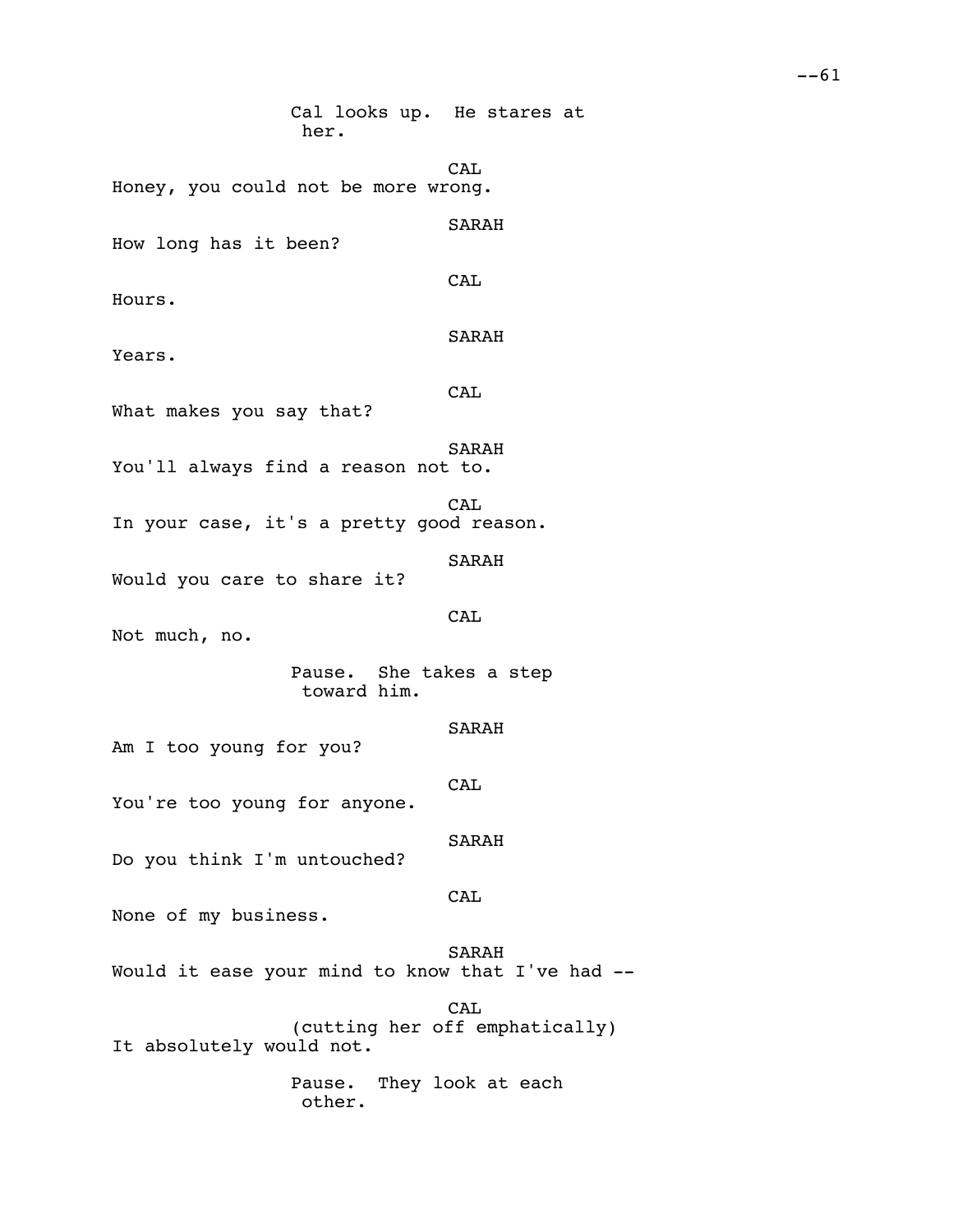Cal looks up. He stares at her.

CAL
Honey, you could not be more wrong.

SARAH
How long has it been?

CAL
Hours.

SARAH
Years.

CAL
What makes you say that?

SARAH
You'll always find a reason not to.

CAL
In your case, it's a pretty good reason.

SARAH
Would you care to share it?

CAL
Not much, no.

Pause. She takes a step toward him.

SARAH
Am I too young for you?

CAL
You're too young for anyone.

SARAH
Do you think I'm untouched?

CAL
None of my business.

SARAH
Would it ease your mind to know that I've had --

CAL
(cutting her off emphatically)
It absolutely would not.

Pause. They look at each other.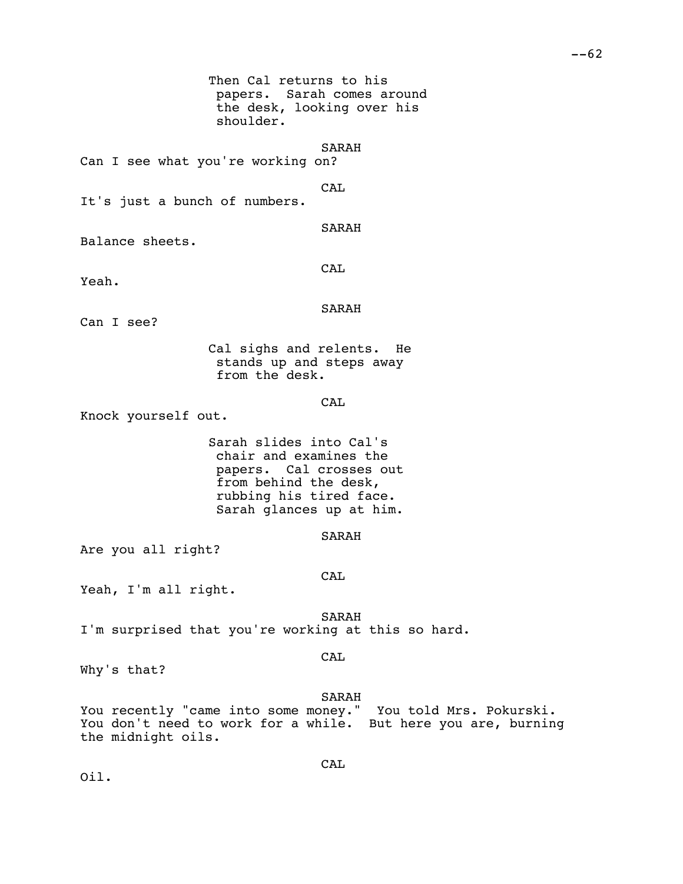Then Cal returns to his papers. Sarah comes around the desk, looking over his shoulder.

SARAH
Can I see what you're working on?

CAL
It's just a bunch of numbers.

SARAH
Balance sheets.

CAL
Yeah.

SARAH
Can I see?

Cal sighs and relents. He stands up and steps away from the desk.

CAL
Knock yourself out.

Sarah slides into Cal's chair and examines the papers. Cal crosses out from behind the desk, rubbing his tired face. Sarah glances up at him.

SARAH
Are you all right?

CAL
Yeah, I'm all right.

SARAH
I'm surprised that you're working at this so hard.

CAL
Why's that?

SARAH
You recently "came into some money." You told Mrs. Pokurski. You don't need to work for a while. But here you are, burning the midnight oils.

CAL
Oil.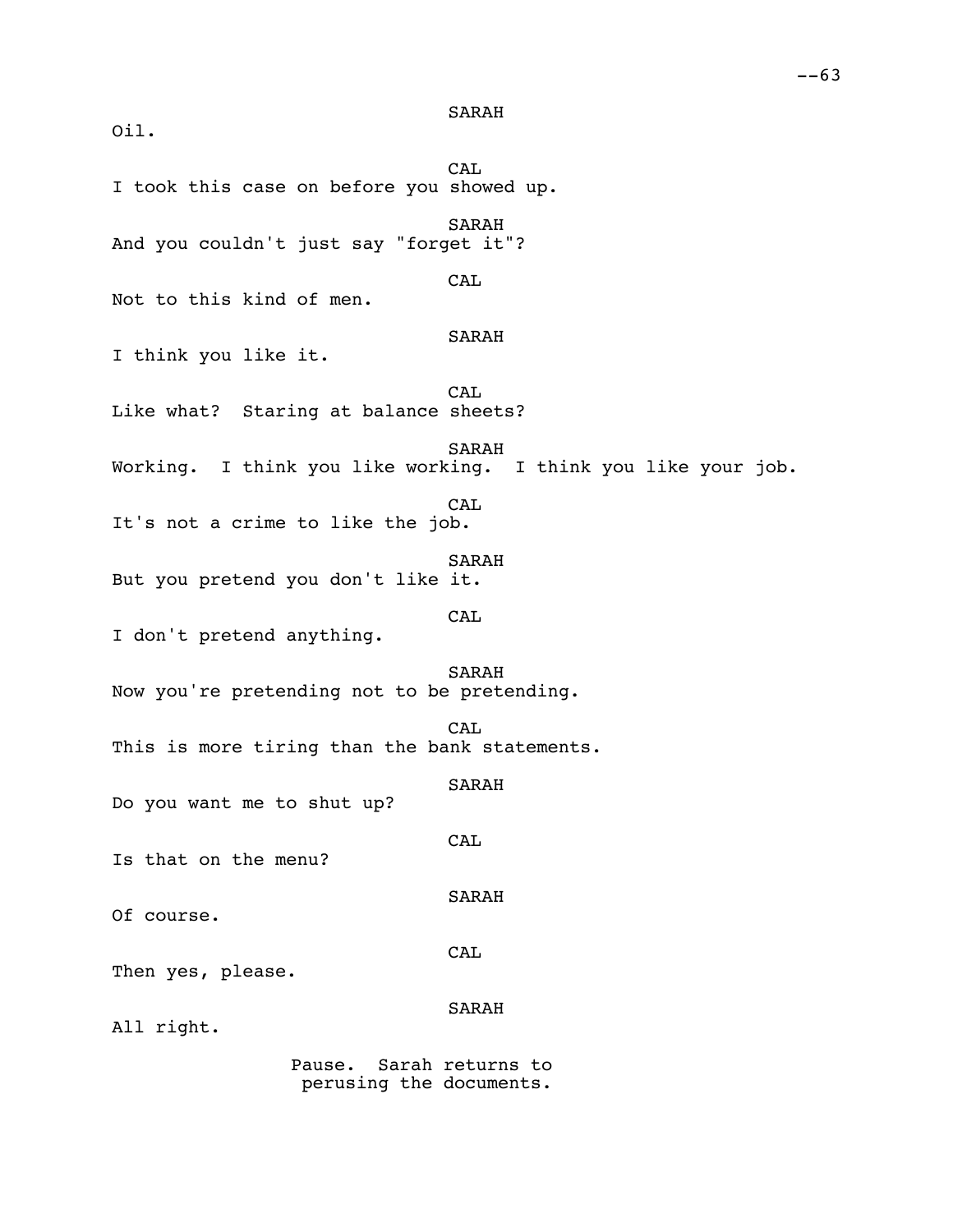SARAH

Oil.

CAL

I took this case on before you showed up.

SARAH

And you couldn't just say "forget it"?

CAL

Not to this kind of men.

SARAH

I think you like it.

CAL

Like what?  Staring at balance sheets?

SARAH

Working.  I think you like working.  I think you like your job.

CAL

It's not a crime to like the job.

SARAH

But you pretend you don't like it.

CAL

I don't pretend anything.

SARAH

Now you're pretending not to be pretending.

CAL

This is more tiring than the bank statements.

SARAH

Do you want me to shut up?

CAL

Is that on the menu?

SARAH

Of course.

CAL

Then yes, please.

SARAH

All right.

Pause.  Sarah returns to perusing the documents.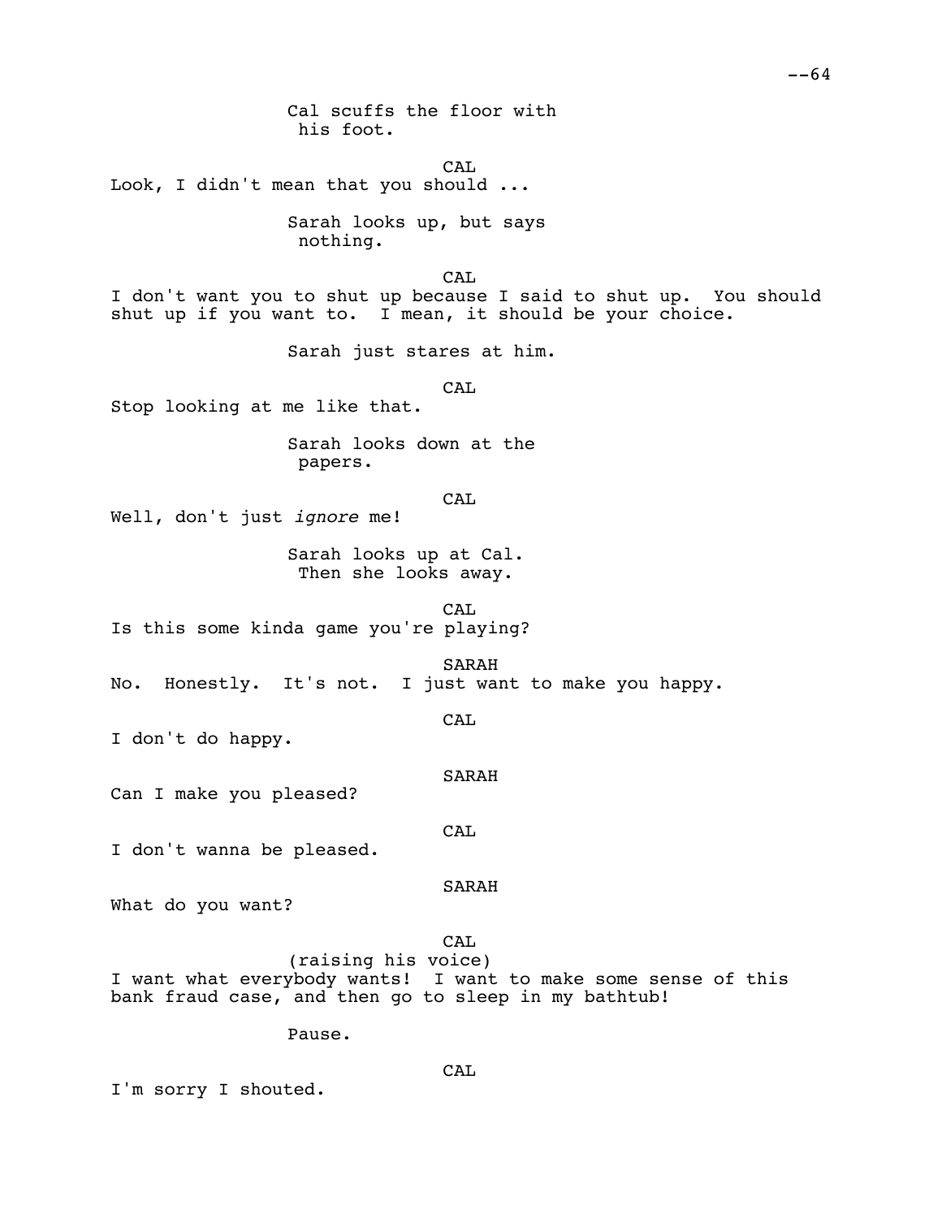Cal scuffs the floor with his foot.

CAL

Look, I didn't mean that you should ...

Sarah looks up, but says nothing.

CAL

I don't want you to shut up because I said to shut up. You should shut up if you want to. I mean, it should be your choice.

Sarah just stares at him.

CAL

Stop looking at me like that.

Sarah looks down at the papers.

CAL

Well, don't just *ignore* me!

Sarah looks up at Cal. Then she looks away.

CAL

Is this some kinda game you're playing?

SARAH

No. Honestly. It's not. I just want to make you happy.

CAL

I don't do happy.

SARAH

Can I make you pleased?

CAL

I don't wanna be pleased.

SARAH

What do you want?

CAL

(raising his voice)

I want what everybody wants! I want to make some sense of this bank fraud case, and then go to sleep in my bathtub!

Pause.

CAL

I'm sorry I shouted.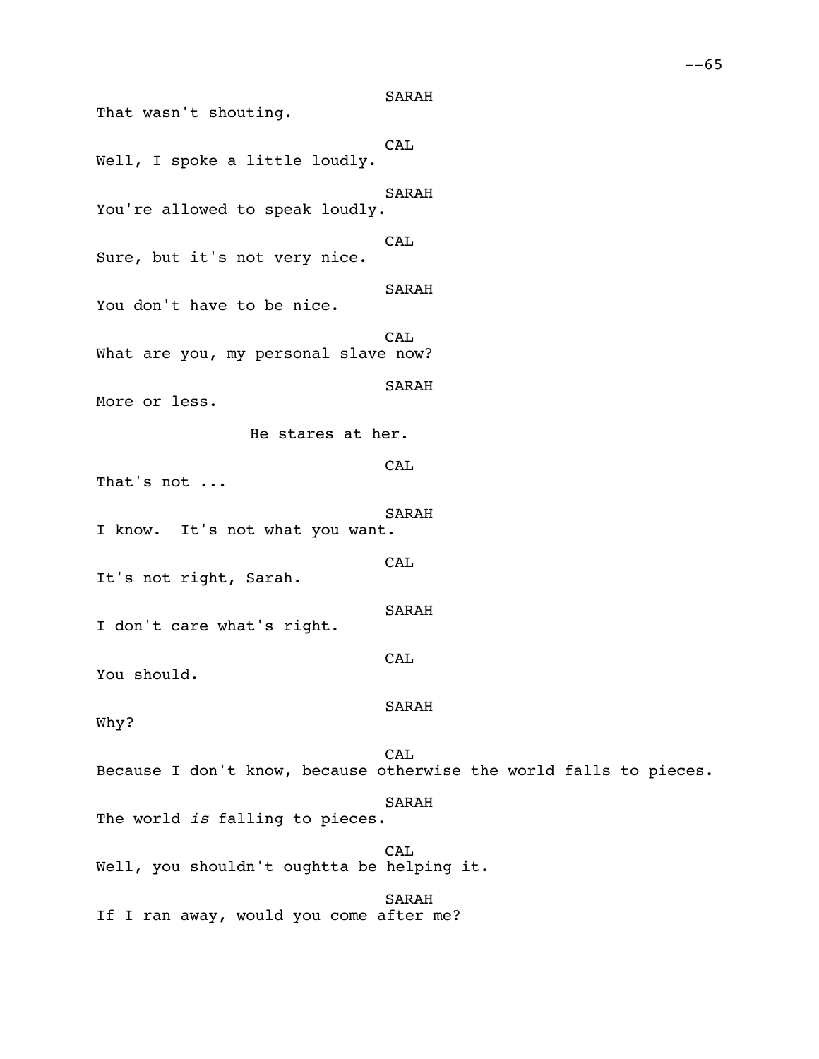SARAH
That wasn't shouting.

CAL
Well, I spoke a little loudly.

SARAH
You're allowed to speak loudly.

CAL
Sure, but it's not very nice.

SARAH
You don't have to be nice.

CAL
What are you, my personal slave now?

SARAH
More or less.

He stares at her.

CAL
That's not ...

SARAH
I know. It's not what you want.

CAL
It's not right, Sarah.

SARAH
I don't care what's right.

CAL
You should.

SARAH
Why?

CAL
Because I don't know, because otherwise the world falls to pieces.

SARAH
The world *is* falling to pieces.

CAL
Well, you shouldn't oughtta be helping it.

SARAH
If I ran away, would you come after me?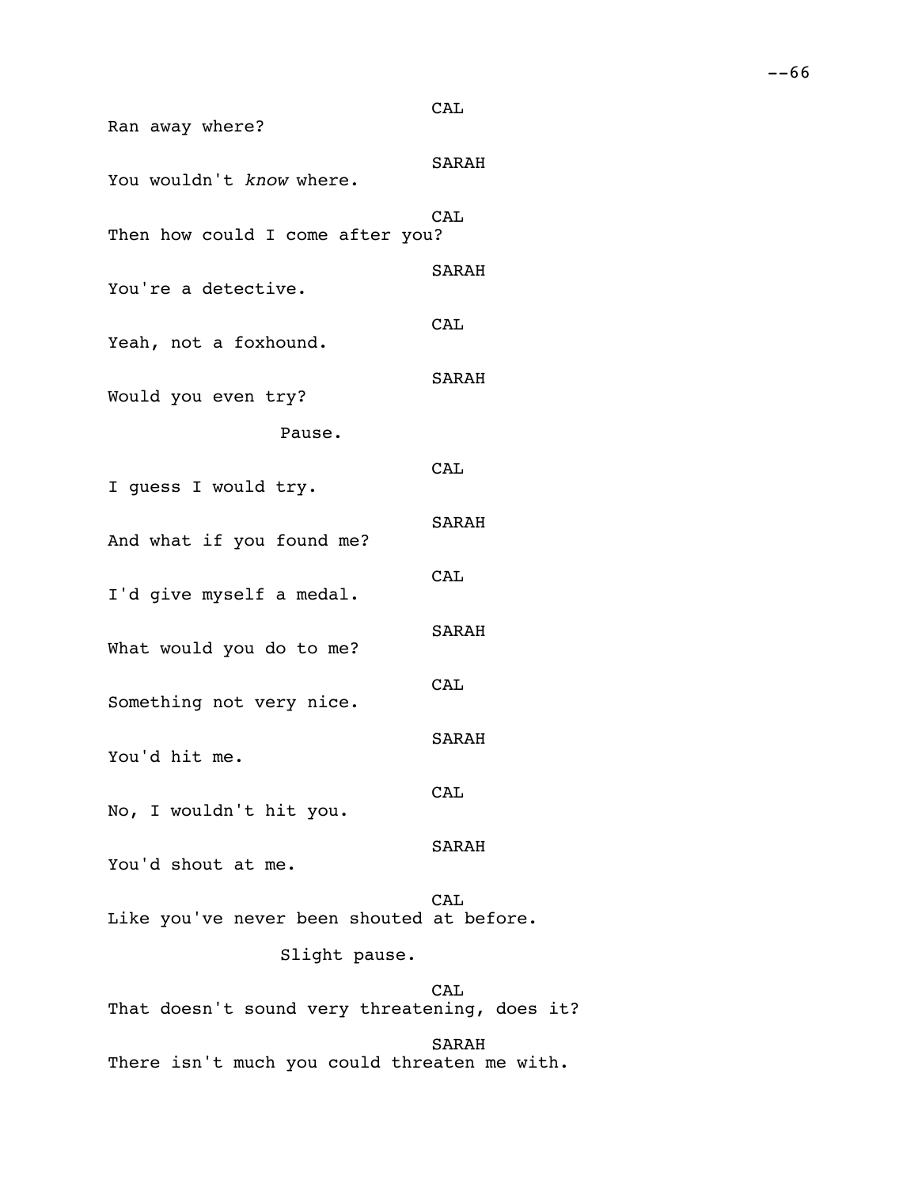CAL

Ran away where?

SARAH

You wouldn't *know* where.

CAL

Then how could I come after you?

SARAH

You're a detective.

CAL

Yeah, not a foxhound.

SARAH

Would you even try?

Pause.

CAL

I guess I would try.

SARAH

And what if you found me?

CAL

I'd give myself a medal.

SARAH

What would you do to me?

CAL

Something not very nice.

SARAH

You'd hit me.

CAL

No, I wouldn't hit you.

SARAH

You'd shout at me.

CAL

Like you've never been shouted at before.

Slight pause.

CAL

That doesn't sound very threatening, does it?

SARAH

There isn't much you could threaten me with.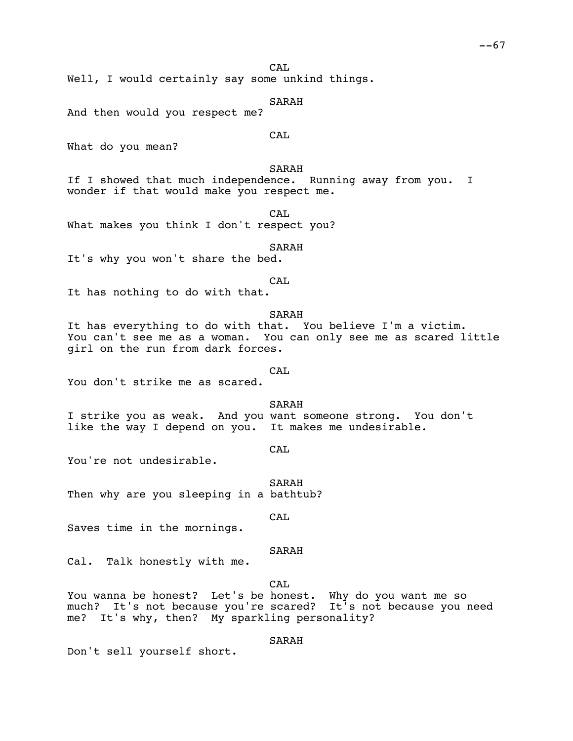CAL

Well, I would certainly say some unkind things.

SARAH

And then would you respect me?

CAL

What do you mean?

SARAH

If I showed that much independence. Running away from you. I wonder if that would make you respect me.

CAL

What makes you think I don't respect you?

SARAH

It's why you won't share the bed.

CAL

It has nothing to do with that.

SARAH

It has everything to do with that. You believe I'm a victim. You can't see me as a woman. You can only see me as scared little girl on the run from dark forces.

CAL

You don't strike me as scared.

SARAH

I strike you as weak. And you want someone strong. You don't like the way I depend on you. It makes me undesirable.

CAL

You're not undesirable.

SARAH

Then why are you sleeping in a bathtub?

CAL

Saves time in the mornings.

SARAH

Cal. Talk honestly with me.

CAL

You wanna be honest? Let's be honest. Why do you want me so much? It's not because you're scared? It's not because you need me? It's why, then? My sparkling personality?

SARAH

Don't sell yourself short.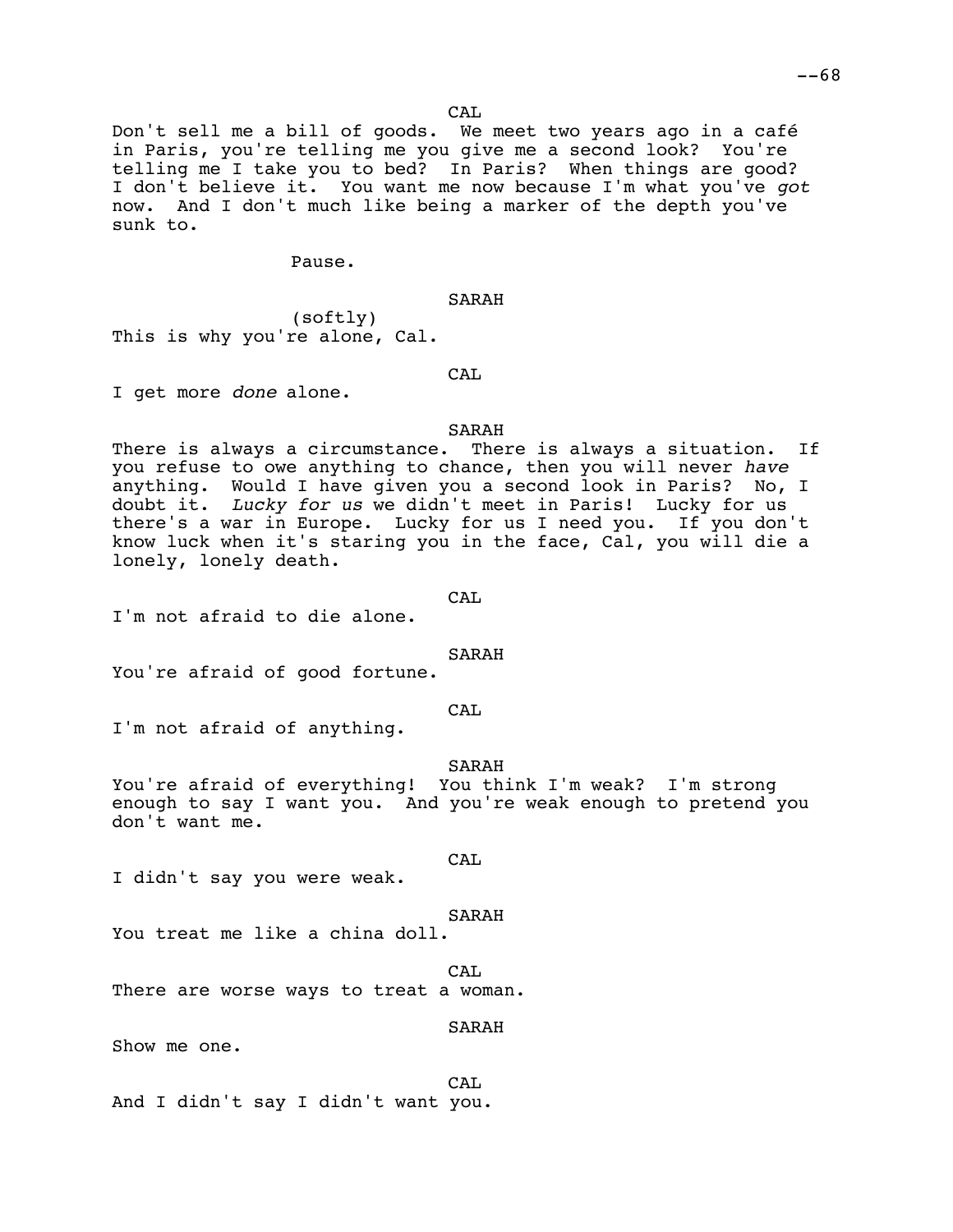CAL

Don't sell me a bill of goods. We meet two years ago in a café in Paris, you're telling me you give me a second look? You're telling me I take you to bed? In Paris? When things are good? I don't believe it. You want me now because I'm what you've *got* now. And I don't much like being a marker of the depth you've sunk to.

Pause.

SARAH

(softly)

This is why you're alone, Cal.

CAL

I get more *done* alone.

SARAH

There is always a circumstance. There is always a situation. If you refuse to owe anything to chance, then you will never *have* anything. Would I have given you a second look in Paris? No, I doubt it. *Lucky for us* we didn't meet in Paris! Lucky for us there's a war in Europe. Lucky for us I need you. If you don't know luck when it's staring you in the face, Cal, you will die a lonely, lonely death.

CAL

I'm not afraid to die alone.

SARAH

You're afraid of good fortune.

CAL

I'm not afraid of anything.

SARAH

You're afraid of everything! You think I'm weak? I'm strong enough to say I want you. And you're weak enough to pretend you don't want me.

CAL

I didn't say you were weak.

SARAH

You treat me like a china doll.

CAL

There are worse ways to treat a woman.

SARAH

Show me one.

CAL

And I didn't say I didn't want you.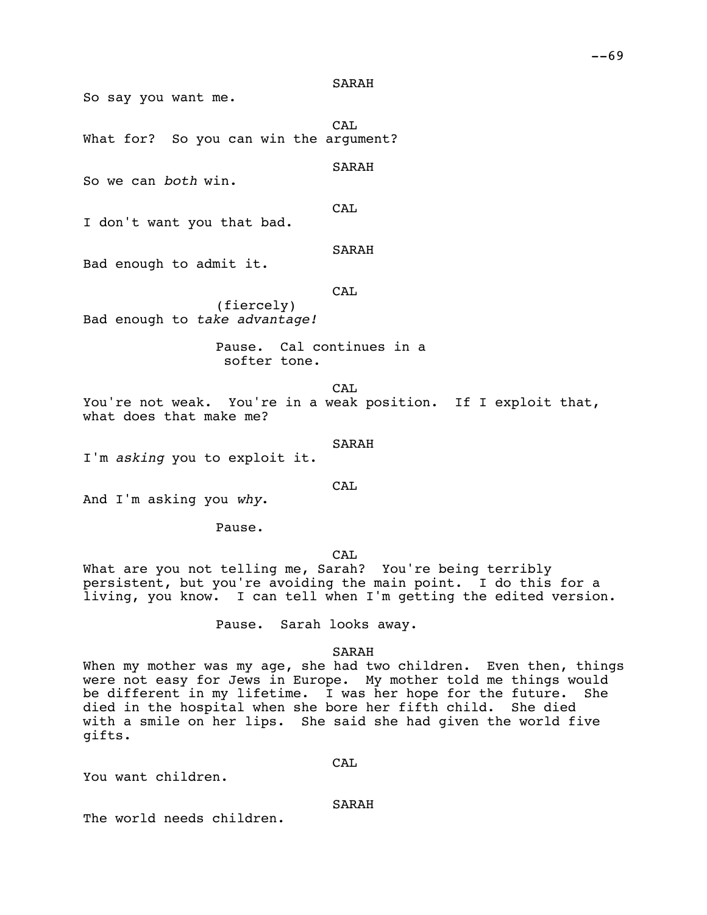SARAH

So say you want me.

CAL

What for? So you can win the argument?

SARAH

So we can *both* win.

CAL

I don't want you that bad.

SARAH

Bad enough to admit it.

CAL

(fiercely)

Bad enough to *take advantage!*

Pause. Cal continues in a softer tone.

CAL

You're not weak. You're in a weak position. If I exploit that, what does that make me?

SARAH

I'm *asking* you to exploit it.

CAL

And I'm asking you *why*.

Pause.

CAL

What are you not telling me, Sarah? You're being terribly persistent, but you're avoiding the main point. I do this for a living, you know. I can tell when I'm getting the edited version.

Pause. Sarah looks away.

SARAH

When my mother was my age, she had two children. Even then, things were not easy for Jews in Europe. My mother told me things would be different in my lifetime. I was her hope for the future. She died in the hospital when she bore her fifth child. She died with a smile on her lips. She said she had given the world five gifts.

CAL

You want children.

SARAH

The world needs children.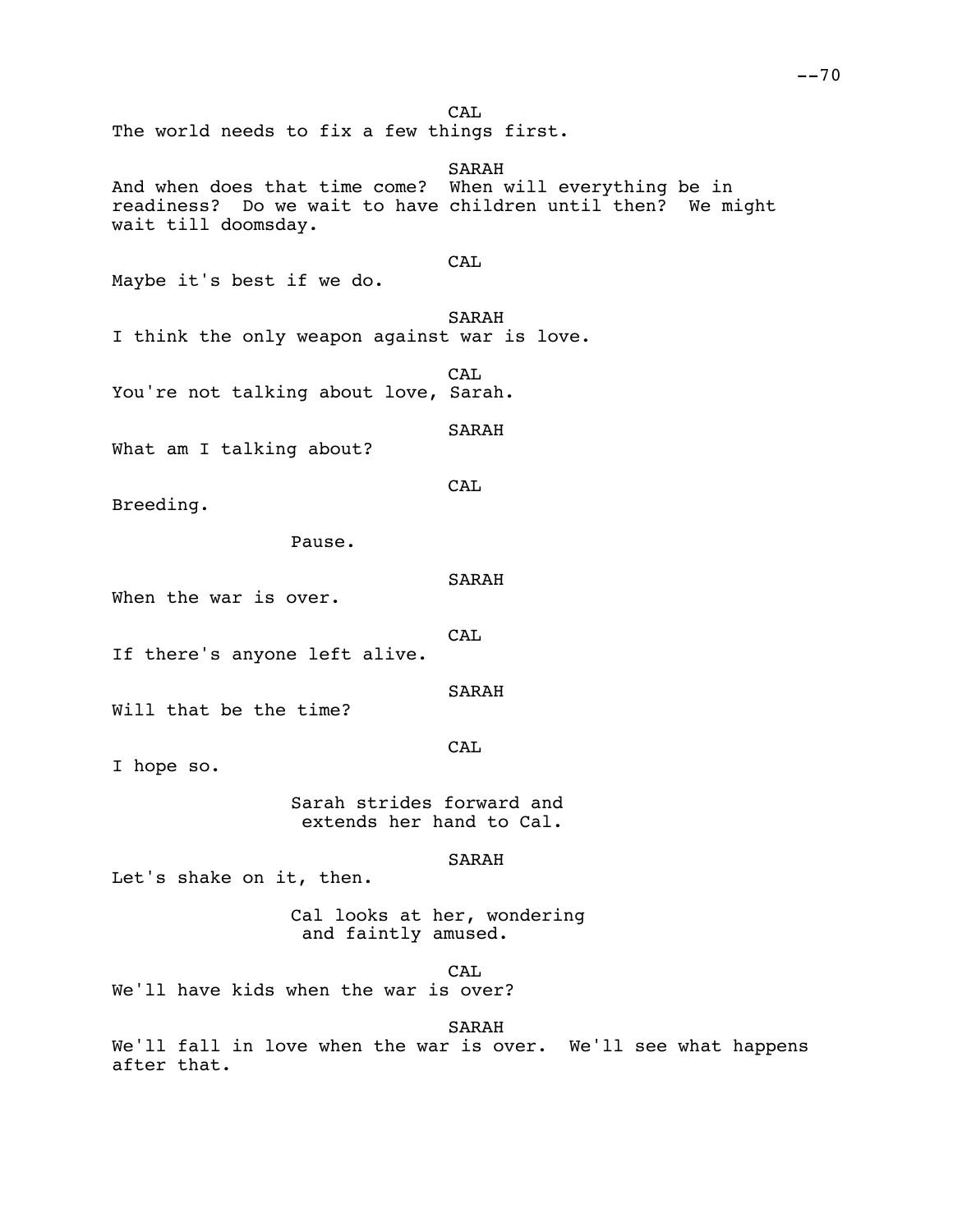CAL

The world needs to fix a few things first.

SARAH

And when does that time come? When will everything be in readiness? Do we wait to have children until then? We might wait till doomsday.

CAL

Maybe it's best if we do.

SARAH

I think the only weapon against war is love.

CAL

You're not talking about love, Sarah.

SARAH

What am I talking about?

CAL

Breeding.

Pause.

SARAH

When the war is over.

CAL

If there's anyone left alive.

SARAH

Will that be the time?

CAL

I hope so.

Sarah strides forward and extends her hand to Cal.

SARAH

Let's shake on it, then.

Cal looks at her, wondering and faintly amused.

CAL

We'll have kids when the war is over?

SARAH

We'll fall in love when the war is over. We'll see what happens after that.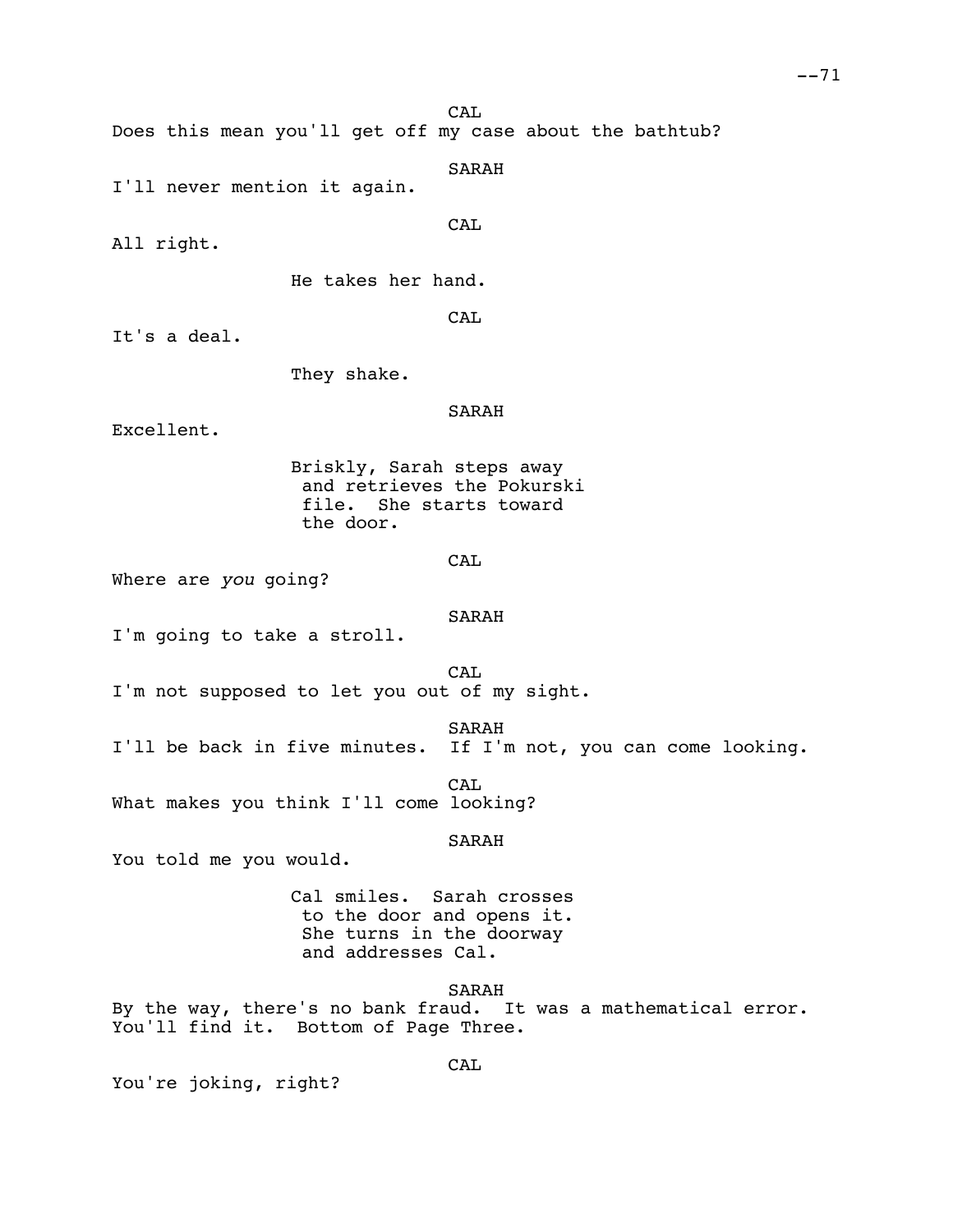CAL

Does this mean you'll get off my case about the bathtub?

SARAH

I'll never mention it again.

CAL

All right.

He takes her hand.

CAL

It's a deal.

They shake.

SARAH

Excellent.

Briskly, Sarah steps away and retrieves the Pokurski file. She starts toward the door.

CAL

Where are *you* going?

SARAH

I'm going to take a stroll.

CAL

I'm not supposed to let you out of my sight.

SARAH

I'll be back in five minutes. If I'm not, you can come looking.

CAL

What makes you think I'll come looking?

SARAH

You told me you would.

Cal smiles. Sarah crosses to the door and opens it. She turns in the doorway and addresses Cal.

SARAH

By the way, there's no bank fraud. It was a mathematical error. You'll find it. Bottom of Page Three.

CAL

You're joking, right?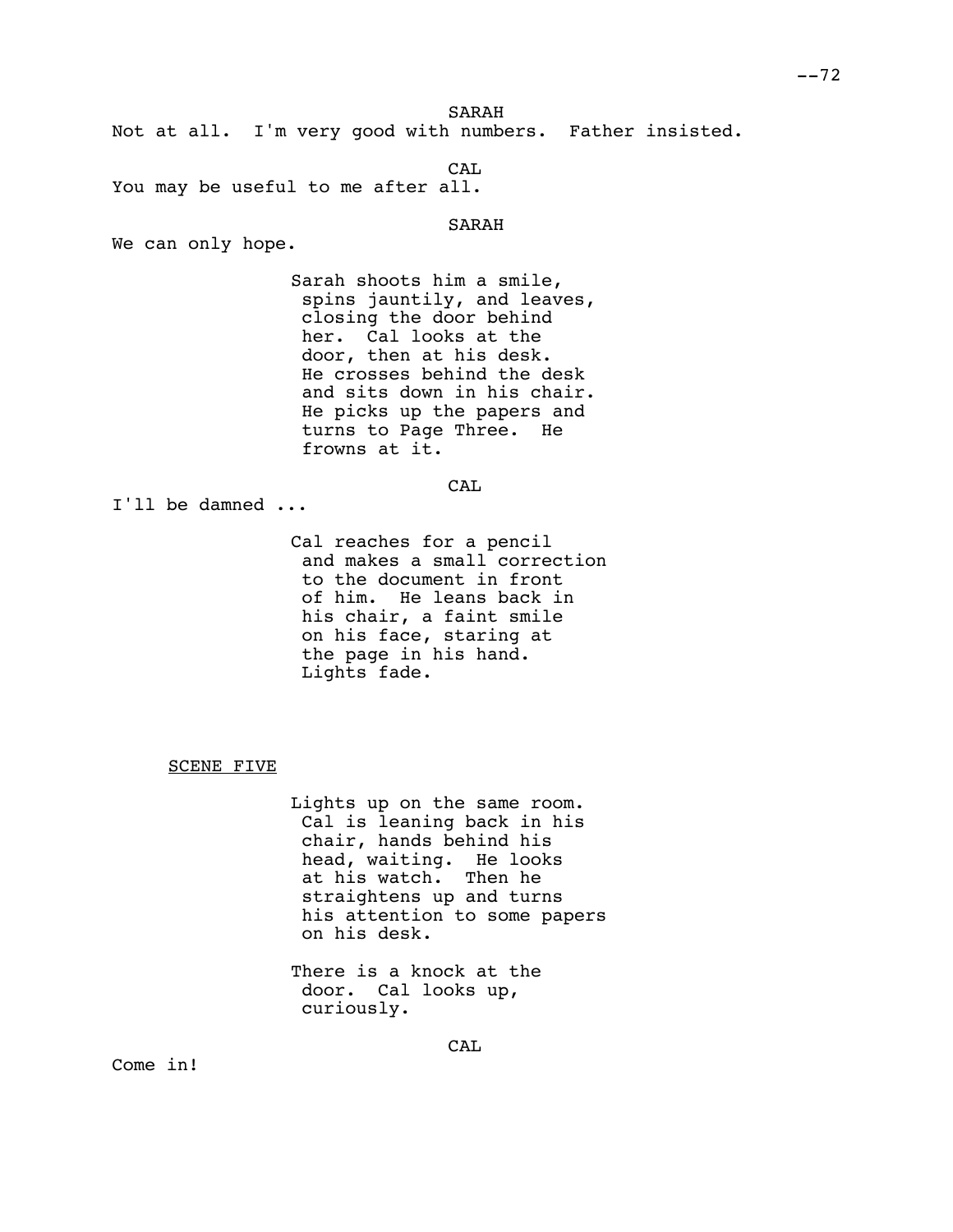SARAH

Not at all.  I'm very good with numbers.  Father insisted.

CAL

You may be useful to me after all.

SARAH

We can only hope.

> Sarah shoots him a smile, spins jauntily, and leaves, closing the door behind her.  Cal looks at the door, then at his desk.  He crosses behind the desk and sits down in his chair.  He picks up the papers and turns to Page Three.  He frowns at it.

CAL

I'll be damned ...

> Cal reaches for a pencil and makes a small correction to the document in front of him.  He leans back in his chair, a faint smile on his face, staring at the page in his hand.  Lights fade.

SCENE FIVE

> Lights up on the same room.  Cal is leaning back in his chair, hands behind his head, waiting.  He looks at his watch.  Then he straightens up and turns his attention to some papers on his desk.

> There is a knock at the door.  Cal looks up, curiously.

CAL

Come in!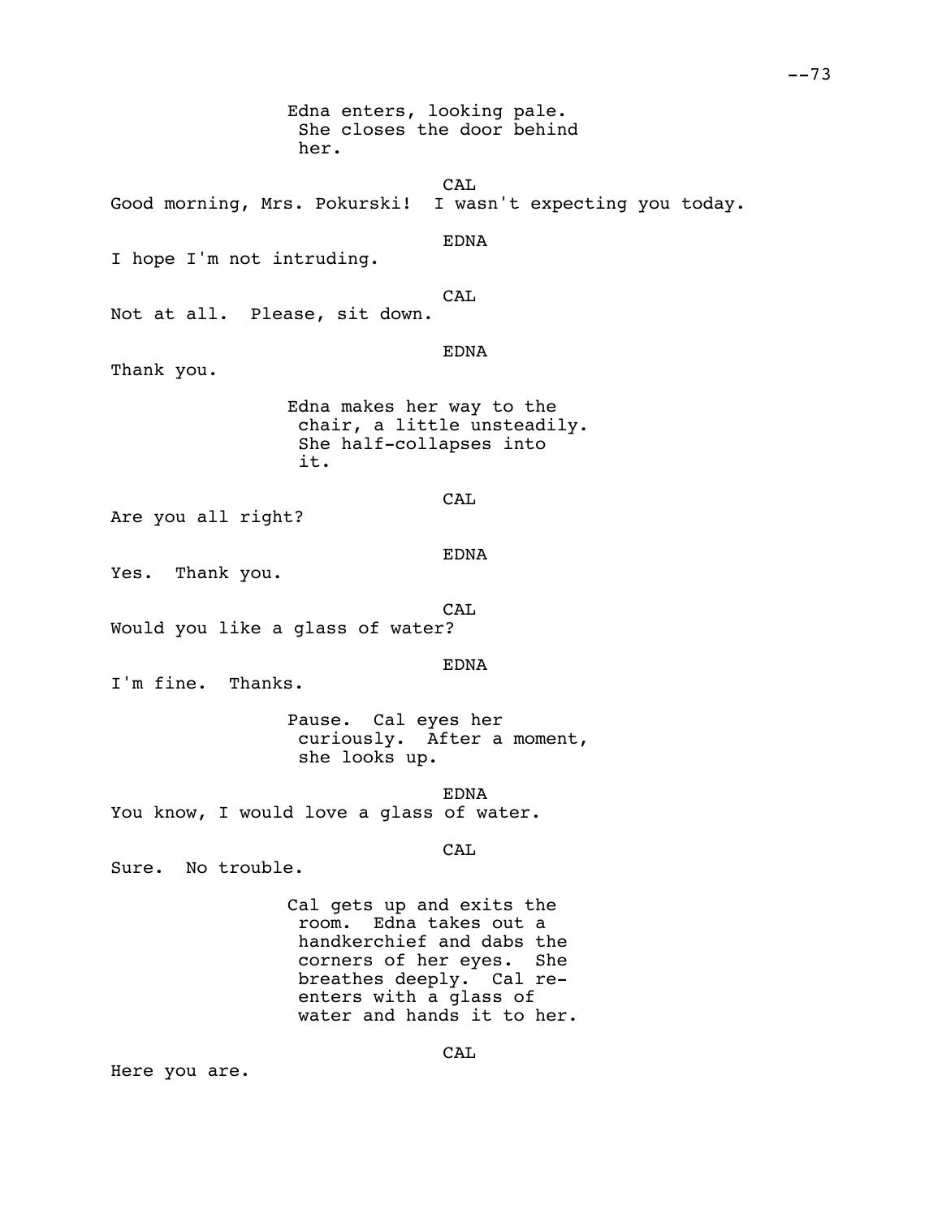Edna enters, looking pale. She closes the door behind her.

CAL

Good morning, Mrs. Pokurski!  I wasn't expecting you today.

EDNA

I hope I'm not intruding.

CAL

Not at all.  Please, sit down.

EDNA

Thank you.

Edna makes her way to the chair, a little unsteadily. She half-collapses into it.

CAL

Are you all right?

EDNA

Yes.  Thank you.

CAL

Would you like a glass of water?

EDNA

I'm fine.  Thanks.

Pause.  Cal eyes her curiously.  After a moment, she looks up.

EDNA

You know, I would love a glass of water.

CAL

Sure.  No trouble.

Cal gets up and exits the room.  Edna takes out a handkerchief and dabs the corners of her eyes.  She breathes deeply.  Cal re-enters with a glass of water and hands it to her.

CAL

Here you are.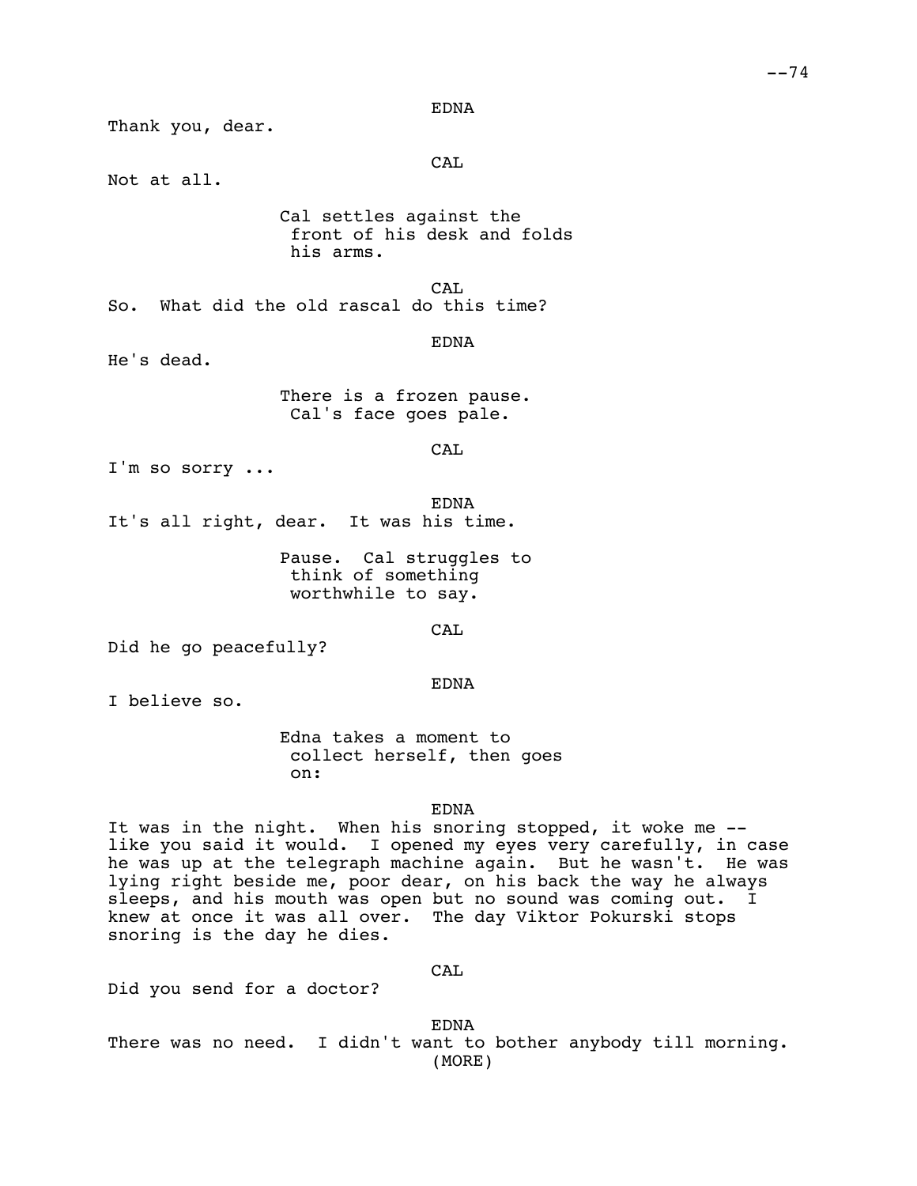EDNA

Thank you, dear.

CAL

Not at all.

Cal settles against the front of his desk and folds his arms.

CAL

So. What did the old rascal do this time?

EDNA

He's dead.

There is a frozen pause. Cal's face goes pale.

CAL

I'm so sorry ...

EDNA

It's all right, dear. It was his time.

Pause. Cal struggles to think of something worthwhile to say.

CAL

Did he go peacefully?

EDNA

I believe so.

Edna takes a moment to collect herself, then goes on:

EDNA

It was in the night. When his snoring stopped, it woke me -- like you said it would. I opened my eyes very carefully, in case he was up at the telegraph machine again. But he wasn't. He was lying right beside me, poor dear, on his back the way he always sleeps, and his mouth was open but no sound was coming out. I knew at once it was all over. The day Viktor Pokurski stops snoring is the day he dies.

CAL

Did you send for a doctor?

EDNA

There was no need. I didn't want to bother anybody till morning.
(MORE)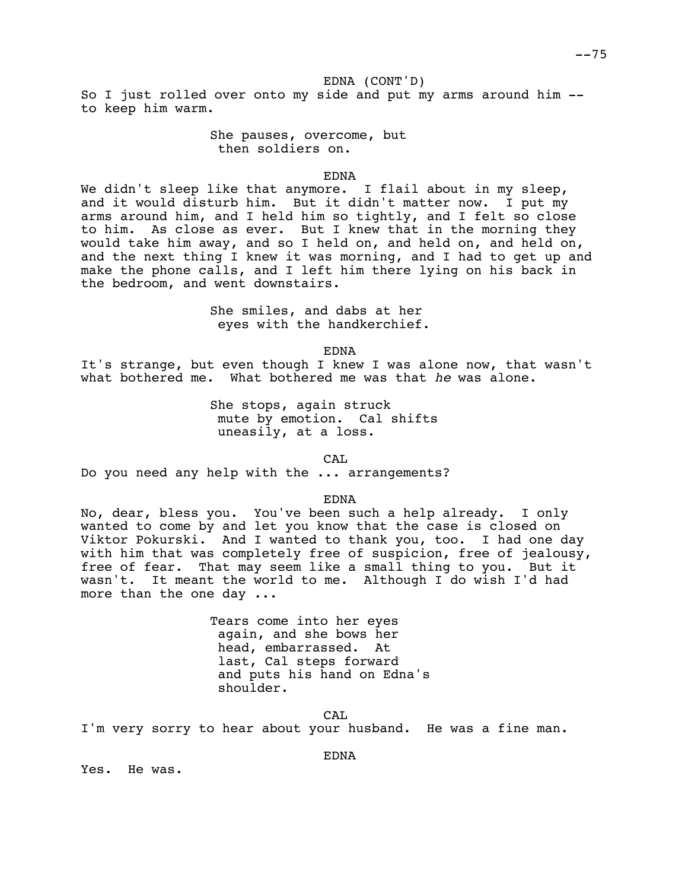EDNA (CONT'D)

So I just rolled over onto my side and put my arms around him -- to keep him warm.

She pauses, overcome, but then soldiers on.

EDNA

We didn't sleep like that anymore. I flail about in my sleep, and it would disturb him. But it didn't matter now. I put my arms around him, and I held him so tightly, and I felt so close to him. As close as ever. But I knew that in the morning they would take him away, and so I held on, and held on, and held on, and the next thing I knew it was morning, and I had to get up and make the phone calls, and I left him there lying on his back in the bedroom, and went downstairs.

She smiles, and dabs at her eyes with the handkerchief.

EDNA

It's strange, but even though I knew I was alone now, that wasn't what bothered me. What bothered me was that *he* was alone.

She stops, again struck mute by emotion. Cal shifts uneasily, at a loss.

CAL

Do you need any help with the ... arrangements?

EDNA

No, dear, bless you. You've been such a help already. I only wanted to come by and let you know that the case is closed on Viktor Pokurski. And I wanted to thank you, too. I had one day with him that was completely free of suspicion, free of jealousy, free of fear. That may seem like a small thing to you. But it wasn't. It meant the world to me. Although I do wish I'd had more than the one day ...

Tears come into her eyes again, and she bows her head, embarrassed. At last, Cal steps forward and puts his hand on Edna's shoulder.

CAL

I'm very sorry to hear about your husband. He was a fine man.

EDNA

Yes. He was.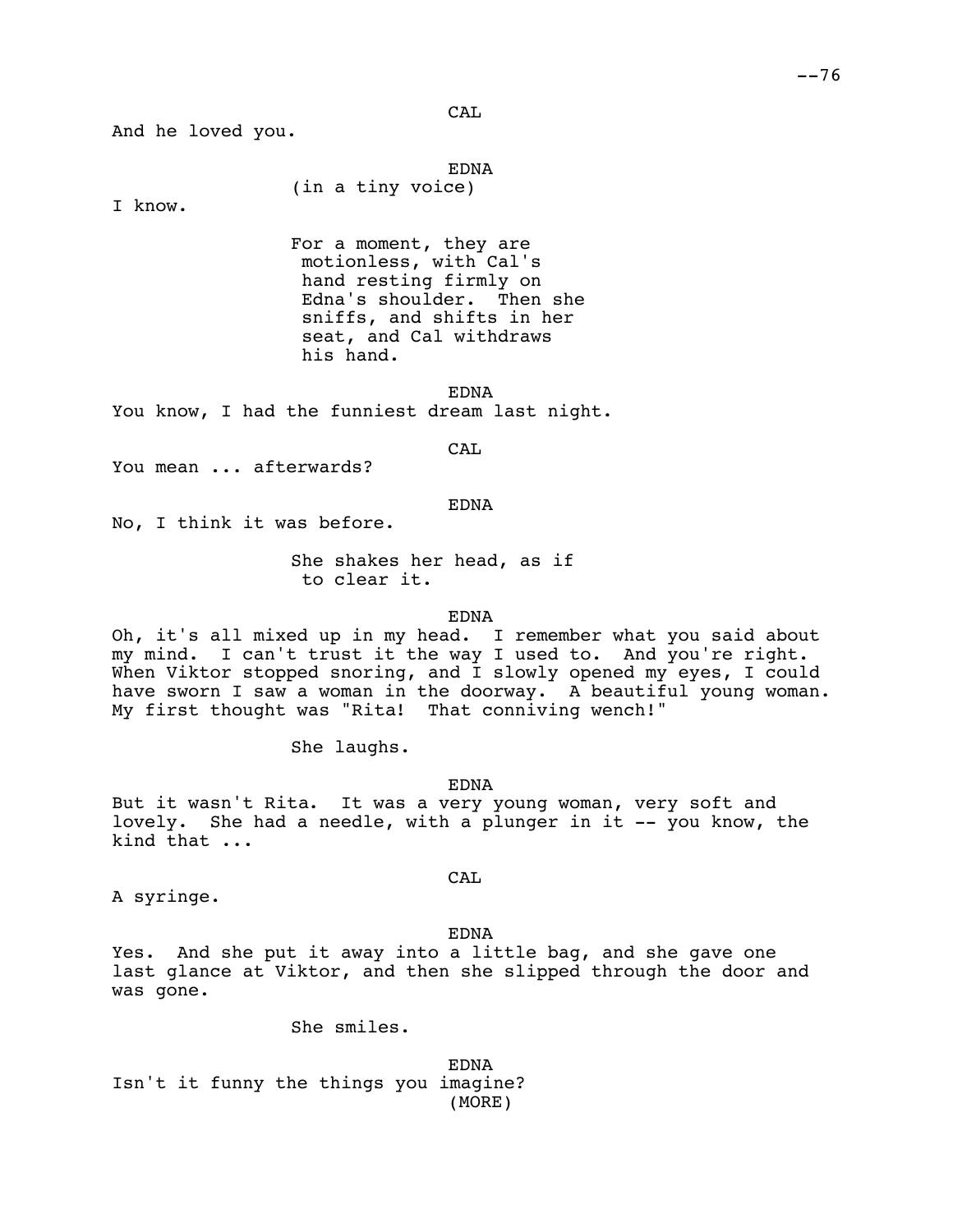CAL

And he loved you.

EDNA

(in a tiny voice)

I know.

For a moment, they are motionless, with Cal's hand resting firmly on Edna's shoulder. Then she sniffs, and shifts in her seat, and Cal withdraws his hand.

EDNA

You know, I had the funniest dream last night.

CAL

You mean ... afterwards?

EDNA

No, I think it was before.

She shakes her head, as if to clear it.

EDNA

Oh, it's all mixed up in my head. I remember what you said about my mind. I can't trust it the way I used to. And you're right. When Viktor stopped snoring, and I slowly opened my eyes, I could have sworn I saw a woman in the doorway. A beautiful young woman. My first thought was "Rita! That conniving wench!"

She laughs.

EDNA

But it wasn't Rita. It was a very young woman, very soft and lovely. She had a needle, with a plunger in it -- you know, the kind that ...

CAL

A syringe.

EDNA

Yes. And she put it away into a little bag, and she gave one last glance at Viktor, and then she slipped through the door and was gone.

She smiles.

EDNA

Isn't it funny the things you imagine?

(MORE)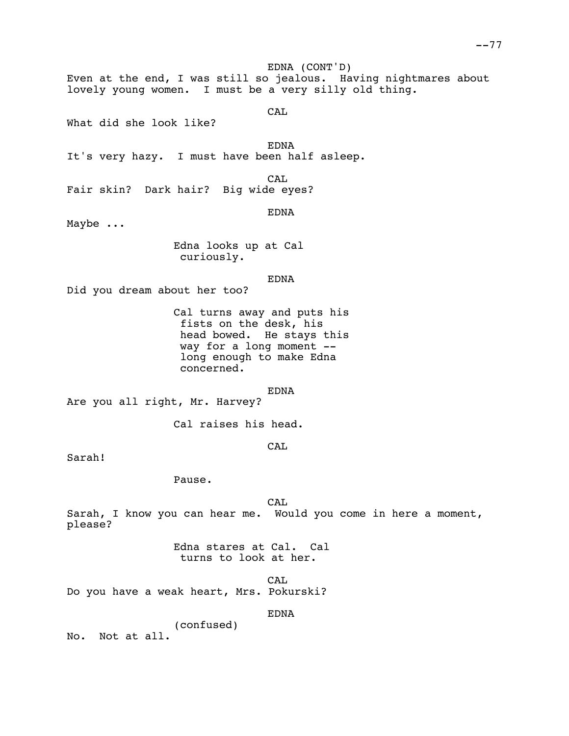EDNA (CONT'D)

Even at the end, I was still so jealous. Having nightmares about lovely young women. I must be a very silly old thing.

CAL

What did she look like?

EDNA

It's very hazy. I must have been half asleep.

CAL

Fair skin? Dark hair? Big wide eyes?

EDNA

Maybe ...

Edna looks up at Cal curiously.

EDNA

Did you dream about her too?

Cal turns away and puts his fists on the desk, his head bowed. He stays this way for a long moment -- long enough to make Edna concerned.

EDNA

Are you all right, Mr. Harvey?

Cal raises his head.

CAL

Sarah!

Pause.

CAL

Sarah, I know you can hear me. Would you come in here a moment, please?

Edna stares at Cal. Cal turns to look at her.

CAL

Do you have a weak heart, Mrs. Pokurski?

EDNA

(confused)

No. Not at all.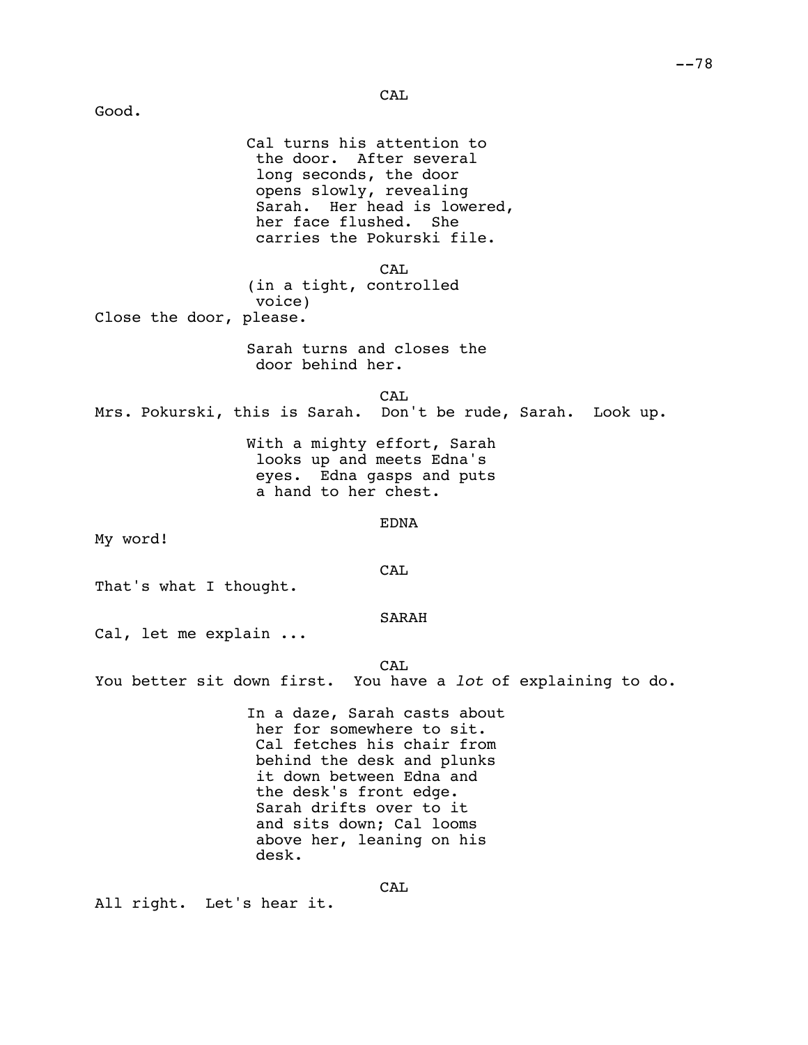CAL

Good.

Cal turns his attention to the door. After several long seconds, the door opens slowly, revealing Sarah. Her head is lowered, her face flushed. She carries the Pokurski file.

CAL

(in a tight, controlled voice)

Close the door, please.

Sarah turns and closes the door behind her.

CAL

Mrs. Pokurski, this is Sarah. Don't be rude, Sarah. Look up.

With a mighty effort, Sarah looks up and meets Edna's eyes. Edna gasps and puts a hand to her chest.

EDNA

My word!

CAL

That's what I thought.

SARAH

Cal, let me explain ...

CAL

You better sit down first. You have a *lot* of explaining to do.

In a daze, Sarah casts about her for somewhere to sit. Cal fetches his chair from behind the desk and plunks it down between Edna and the desk's front edge. Sarah drifts over to it and sits down; Cal looms above her, leaning on his desk.

CAL

All right. Let's hear it.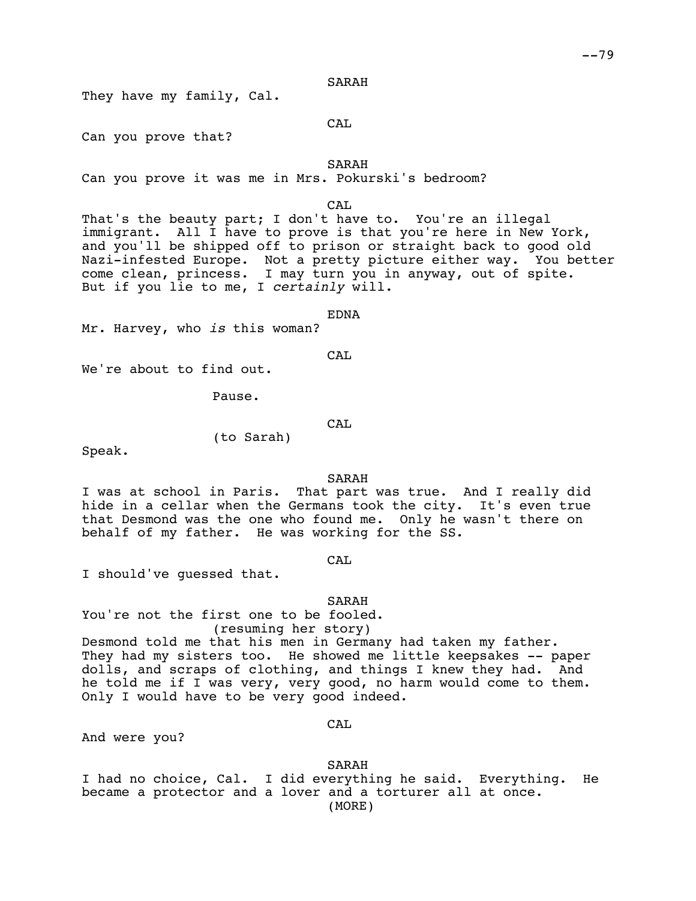SARAH

They have my family, Cal.

CAL

Can you prove that?

SARAH

Can you prove it was me in Mrs. Pokurski's bedroom?

CAL

That's the beauty part; I don't have to. You're an illegal immigrant. All I have to prove is that you're here in New York, and you'll be shipped off to prison or straight back to good old Nazi-infested Europe. Not a pretty picture either way. You better come clean, princess. I may turn you in anyway, out of spite. But if you lie to me, I *certainly* will.

EDNA

Mr. Harvey, who *is* this woman?

CAL

We're about to find out.

Pause.

CAL

(to Sarah)

Speak.

SARAH

I was at school in Paris. That part was true. And I really did hide in a cellar when the Germans took the city. It's even true that Desmond was the one who found me. Only he wasn't there on behalf of my father. He was working for the SS.

CAL

I should've guessed that.

SARAH

You're not the first one to be fooled.

(resuming her story)

Desmond told me that his men in Germany had taken my father. They had my sisters too. He showed me little keepsakes -- paper dolls, and scraps of clothing, and things I knew they had. And he told me if I was very, very good, no harm would come to them. Only I would have to be very good indeed.

CAL

And were you?

SARAH

I had no choice, Cal. I did everything he said. Everything. He became a protector and a lover and a torturer all at once.

(MORE)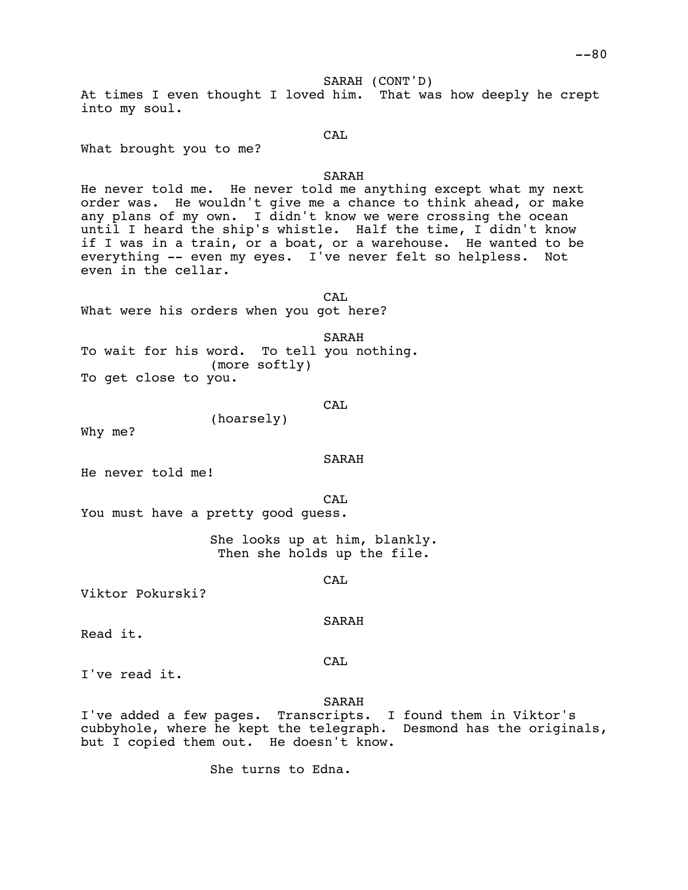SARAH (CONT'D)

At times I even thought I loved him.  That was how deeply he crept into my soul.

CAL

What brought you to me?

SARAH

He never told me.  He never told me anything except what my next order was.  He wouldn't give me a chance to think ahead, or make any plans of my own.  I didn't know we were crossing the ocean until I heard the ship's whistle.  Half the time, I didn't know if I was in a train, or a boat, or a warehouse.  He wanted to be everything -- even my eyes.  I've never felt so helpless.  Not even in the cellar.

CAL

What were his orders when you got here?

SARAH

To wait for his word.  To tell you nothing.
(more softly)
To get close to you.

CAL
(hoarsely)

Why me?

SARAH

He never told me!

CAL

You must have a pretty good guess.

She looks up at him, blankly. Then she holds up the file.

CAL

Viktor Pokurski?

SARAH

Read it.

CAL

I've read it.

SARAH

I've added a few pages.  Transcripts.  I found them in Viktor's cubbyhole, where he kept the telegraph.  Desmond has the originals, but I copied them out.  He doesn't know.

She turns to Edna.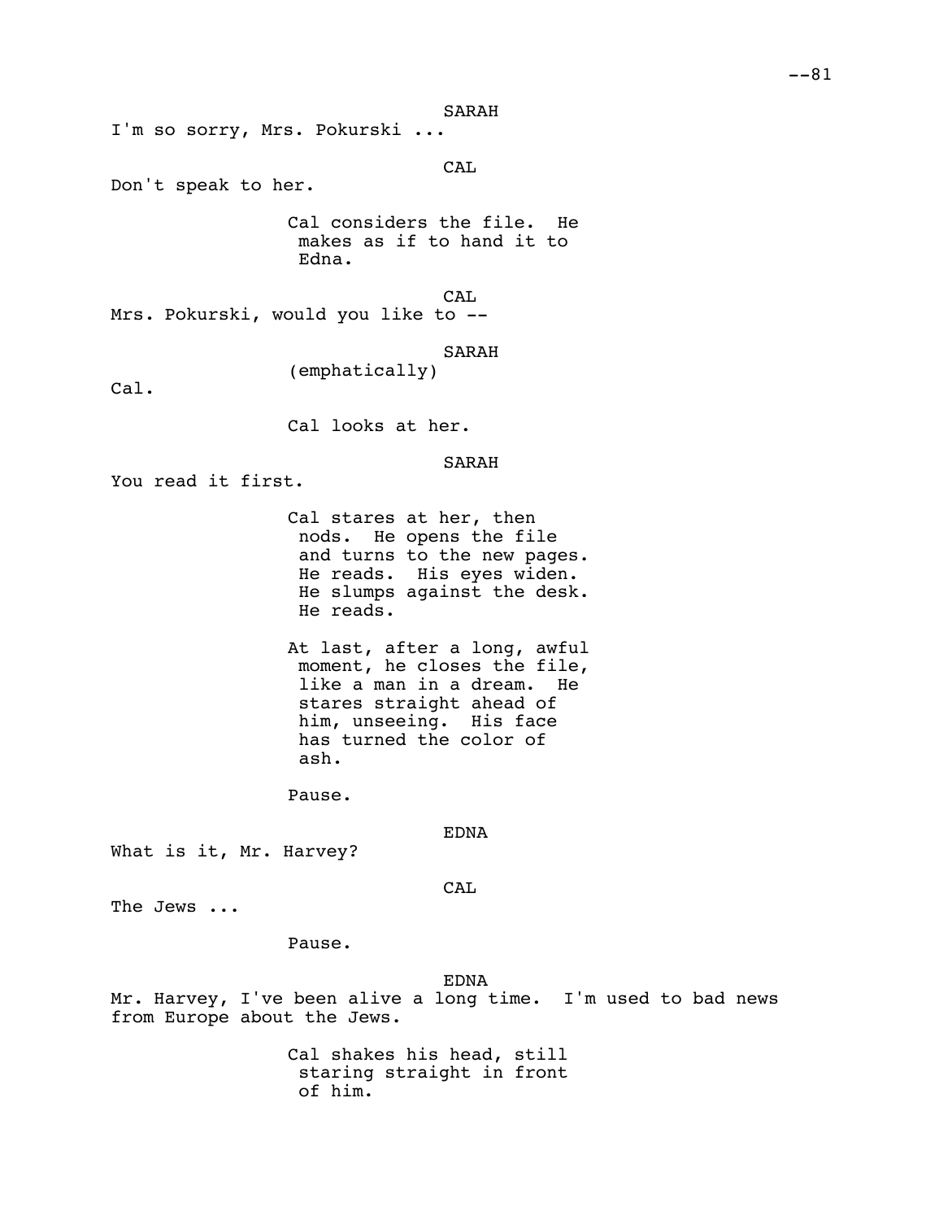SARAH

I'm so sorry, Mrs. Pokurski ...

CAL

Don't speak to her.

Cal considers the file. He makes as if to hand it to Edna.

CAL

Mrs. Pokurski, would you like to --

SARAH

(emphatically)

Cal.

Cal looks at her.

SARAH

You read it first.

Cal stares at her, then nods. He opens the file and turns to the new pages. He reads. His eyes widen. He slumps against the desk. He reads.

At last, after a long, awful moment, he closes the file, like a man in a dream. He stares straight ahead of him, unseeing. His face has turned the color of ash.

Pause.

EDNA

What is it, Mr. Harvey?

CAL

The Jews ...

Pause.

EDNA

Mr. Harvey, I've been alive a long time. I'm used to bad news from Europe about the Jews.

Cal shakes his head, still staring straight in front of him.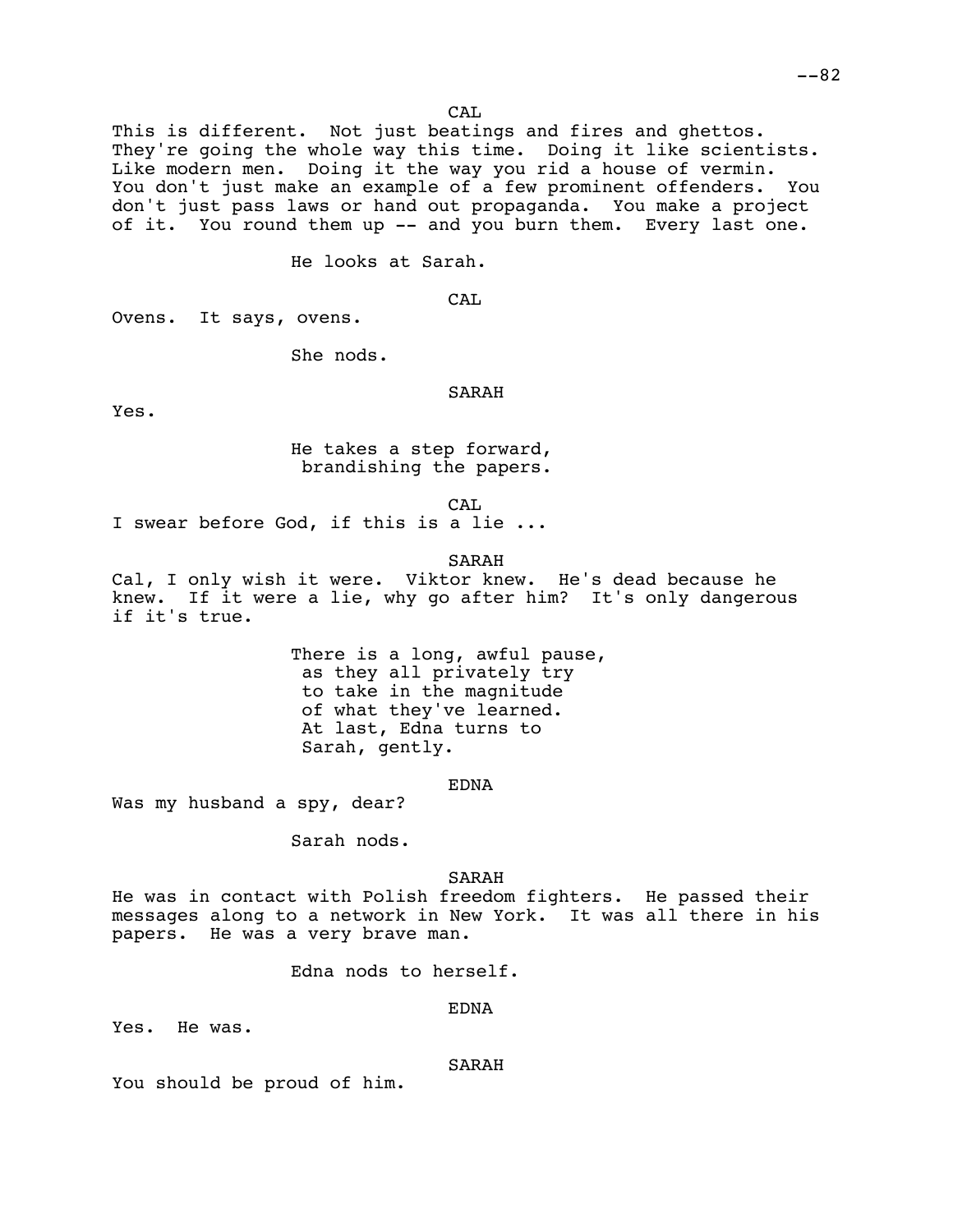CAL

This is different. Not just beatings and fires and ghettos. They're going the whole way this time. Doing it like scientists. Like modern men. Doing it the way you rid a house of vermin. You don't just make an example of a few prominent offenders. You don't just pass laws or hand out propaganda. You make a project of it. You round them up -- and you burn them. Every last one.

He looks at Sarah.

CAL

Ovens. It says, ovens.

She nods.

SARAH

Yes.

He takes a step forward, brandishing the papers.

CAL

I swear before God, if this is a lie ...

SARAH

Cal, I only wish it were. Viktor knew. He's dead because he knew. If it were a lie, why go after him? It's only dangerous if it's true.

There is a long, awful pause, as they all privately try to take in the magnitude of what they've learned. At last, Edna turns to Sarah, gently.

EDNA

Was my husband a spy, dear?

Sarah nods.

SARAH

He was in contact with Polish freedom fighters. He passed their messages along to a network in New York. It was all there in his papers. He was a very brave man.

Edna nods to herself.

EDNA

Yes. He was.

SARAH

You should be proud of him.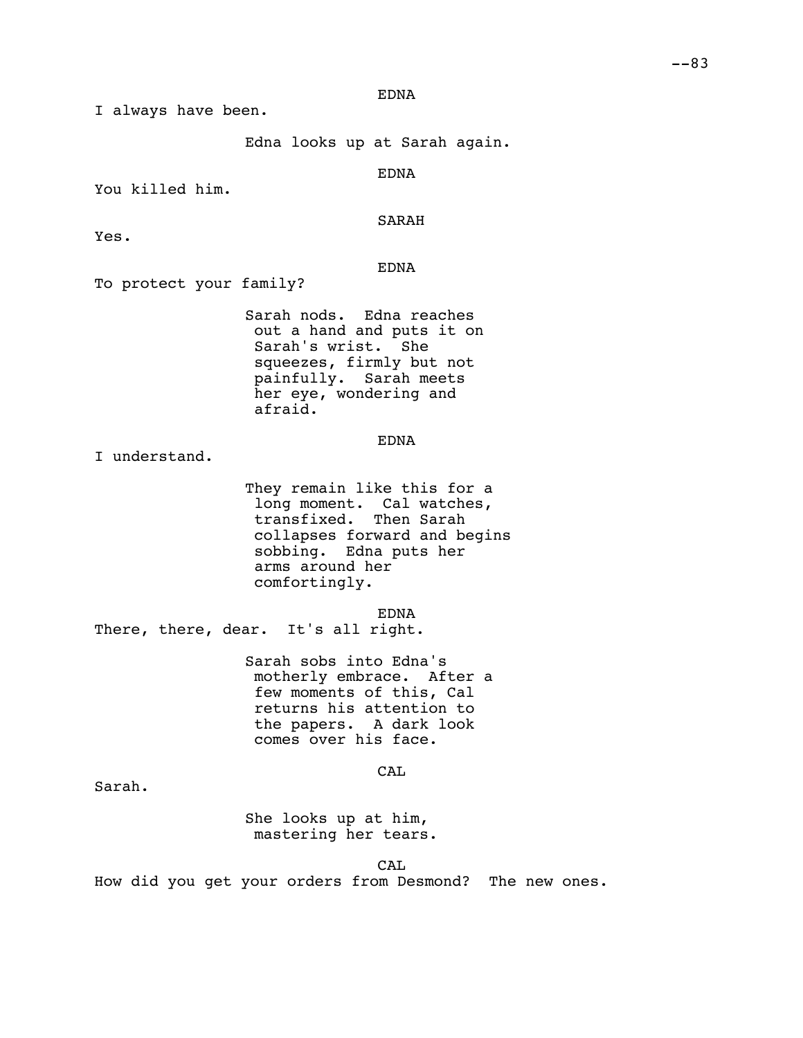EDNA

I always have been.

Edna looks up at Sarah again.

EDNA

You killed him.

SARAH

Yes.

EDNA

To protect your family?

Sarah nods. Edna reaches out a hand and puts it on Sarah's wrist. She squeezes, firmly but not painfully. Sarah meets her eye, wondering and afraid.

EDNA

I understand.

They remain like this for a long moment. Cal watches, transfixed. Then Sarah collapses forward and begins sobbing. Edna puts her arms around her comfortingly.

EDNA

There, there, dear. It's all right.

Sarah sobs into Edna's motherly embrace. After a few moments of this, Cal returns his attention to the papers. A dark look comes over his face.

CAL

Sarah.

She looks up at him, mastering her tears.

CAL

How did you get your orders from Desmond? The new ones.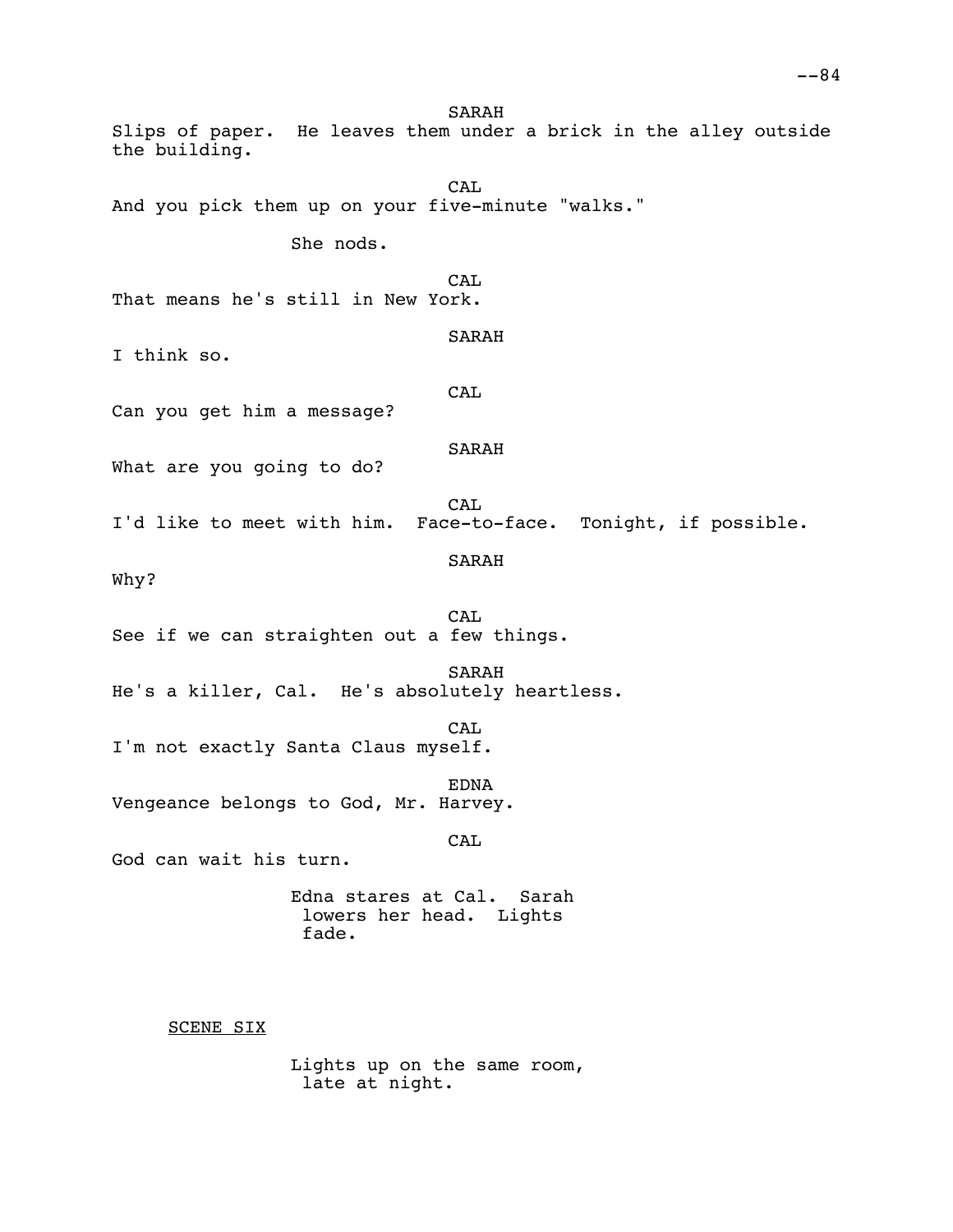SARAH

Slips of paper. He leaves them under a brick in the alley outside the building.

CAL

And you pick them up on your five-minute "walks."

She nods.

CAL

That means he's still in New York.

SARAH

I think so.

CAL

Can you get him a message?

SARAH

What are you going to do?

CAL

I'd like to meet with him. Face-to-face. Tonight, if possible.

SARAH

Why?

CAL

See if we can straighten out a few things.

SARAH

He's a killer, Cal. He's absolutely heartless.

CAL

I'm not exactly Santa Claus myself.

EDNA

Vengeance belongs to God, Mr. Harvey.

CAL

God can wait his turn.

Edna stares at Cal. Sarah lowers her head. Lights fade.

SCENE SIX

Lights up on the same room, late at night.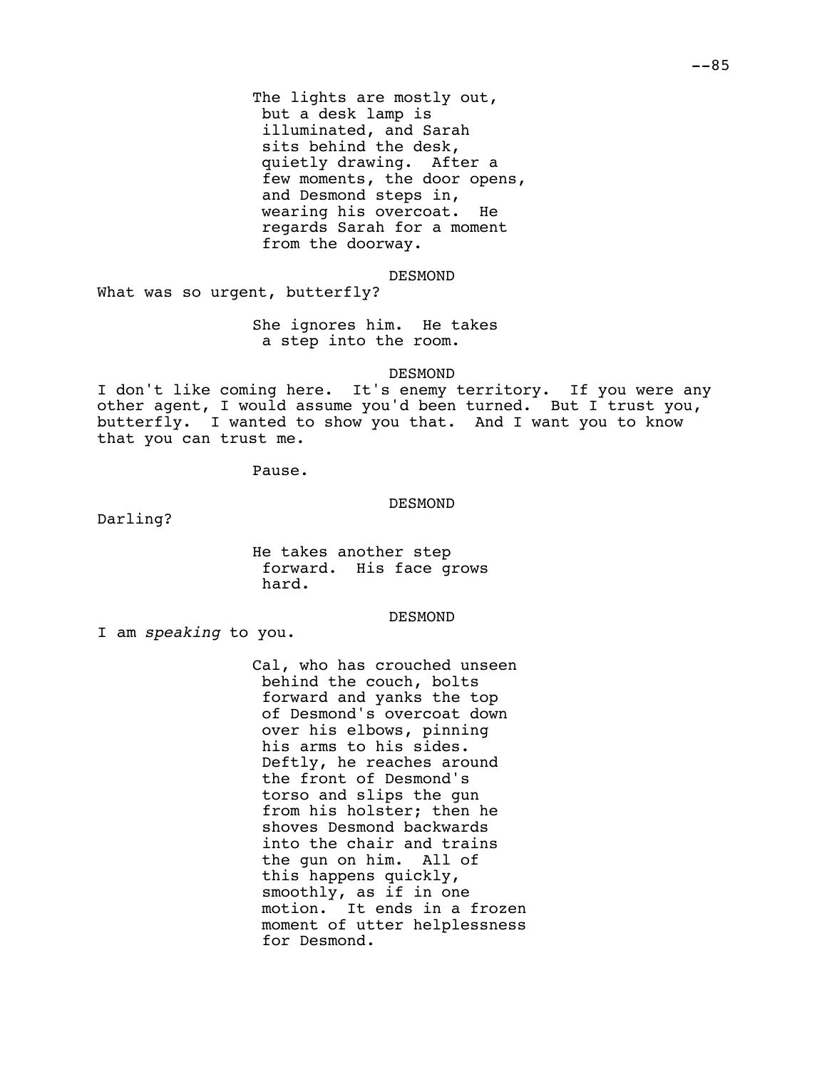The lights are mostly out, but a desk lamp is illuminated, and Sarah sits behind the desk, quietly drawing. After a few moments, the door opens, and Desmond steps in, wearing his overcoat. He regards Sarah for a moment from the doorway.

DESMOND

What was so urgent, butterfly?

She ignores him. He takes a step into the room.

DESMOND

I don't like coming here. It's enemy territory. If you were any other agent, I would assume you'd been turned. But I trust you, butterfly. I wanted to show you that. And I want you to know that you can trust me.

Pause.

DESMOND

Darling?

He takes another step forward. His face grows hard.

DESMOND

I am *speaking* to you.

Cal, who has crouched unseen behind the couch, bolts forward and yanks the top of Desmond's overcoat down over his elbows, pinning his arms to his sides. Deftly, he reaches around the front of Desmond's torso and slips the gun from his holster; then he shoves Desmond backwards into the chair and trains the gun on him. All of this happens quickly, smoothly, as if in one motion. It ends in a frozen moment of utter helplessness for Desmond.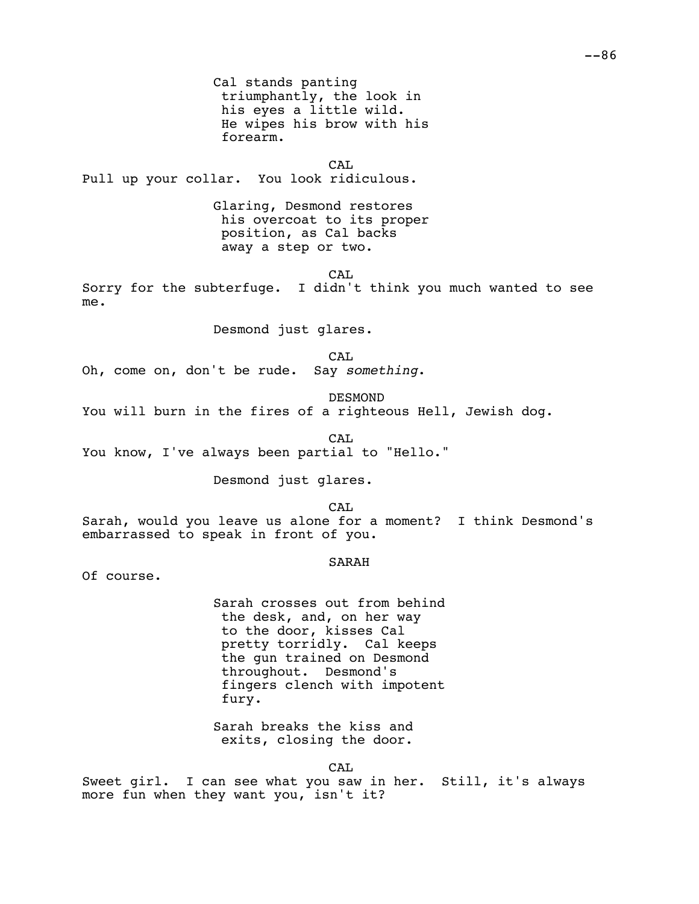Cal stands panting triumphantly, the look in his eyes a little wild. He wipes his brow with his forearm.

CAL

Pull up your collar.  You look ridiculous.

Glaring, Desmond restores his overcoat to its proper position, as Cal backs away a step or two.

CAL

Sorry for the subterfuge.  I didn't think you much wanted to see me.

Desmond just glares.

CAL

Oh, come on, don't be rude.  Say *something*.

DESMOND

You will burn in the fires of a righteous Hell, Jewish dog.

CAL

You know, I've always been partial to "Hello."

Desmond just glares.

CAL

Sarah, would you leave us alone for a moment?  I think Desmond's embarrassed to speak in front of you.

SARAH

Of course.

Sarah crosses out from behind the desk, and, on her way to the door, kisses Cal pretty torridly.  Cal keeps the gun trained on Desmond throughout.  Desmond's fingers clench with impotent fury.

Sarah breaks the kiss and exits, closing the door.

CAL

Sweet girl.  I can see what you saw in her.  Still, it's always more fun when they want you, isn't it?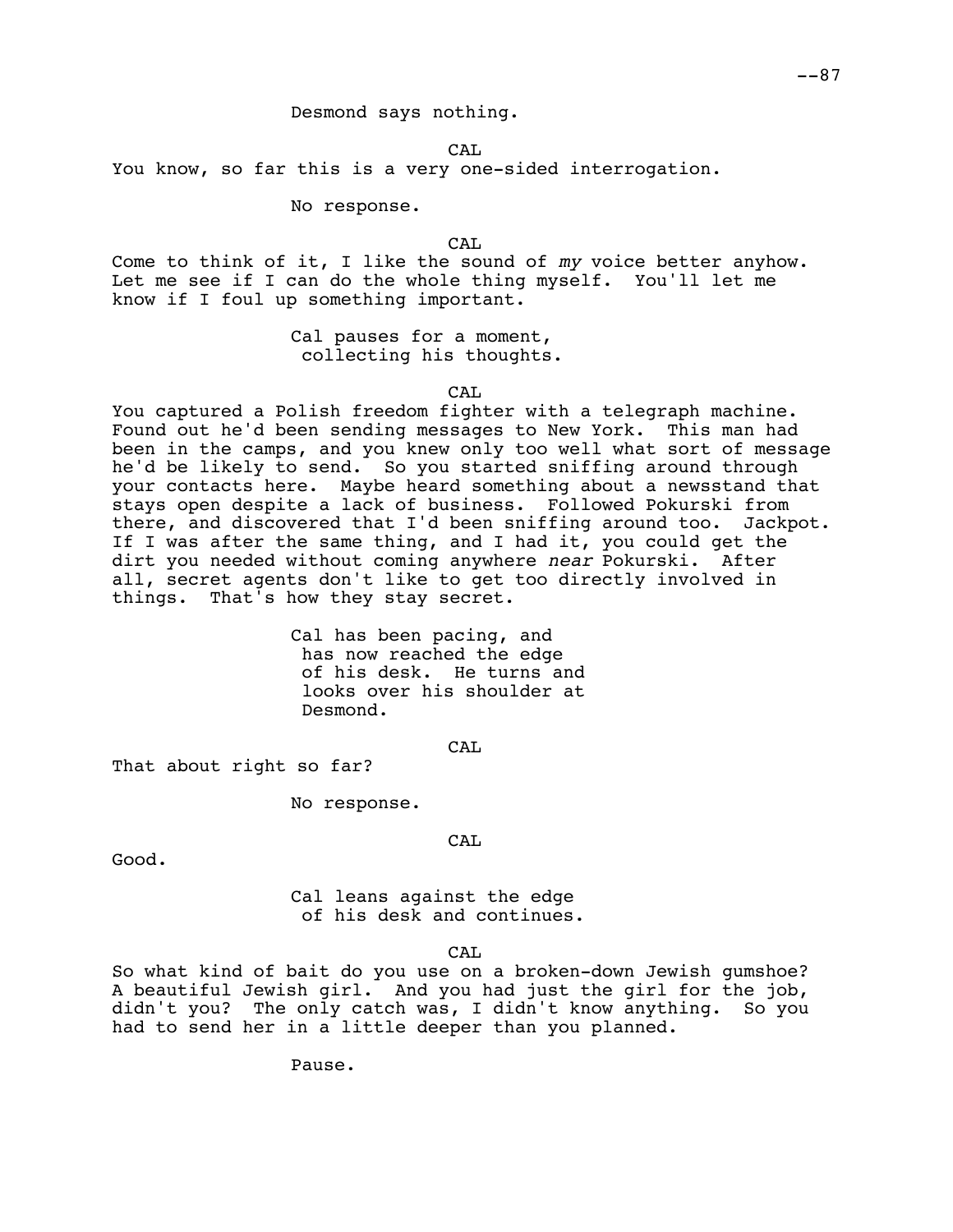Desmond says nothing.

CAL

You know, so far this is a very one-sided interrogation.

No response.

CAL

Come to think of it, I like the sound of *my* voice better anyhow. Let me see if I can do the whole thing myself. You'll let me know if I foul up something important.

Cal pauses for a moment, collecting his thoughts.

CAL

You captured a Polish freedom fighter with a telegraph machine. Found out he'd been sending messages to New York. This man had been in the camps, and you knew only too well what sort of message he'd be likely to send. So you started sniffing around through your contacts here. Maybe heard something about a newsstand that stays open despite a lack of business. Followed Pokurski from there, and discovered that I'd been sniffing around too. Jackpot. If I was after the same thing, and I had it, you could get the dirt you needed without coming anywhere *near* Pokurski. After all, secret agents don't like to get too directly involved in things. That's how they stay secret.

Cal has been pacing, and has now reached the edge of his desk. He turns and looks over his shoulder at Desmond.

CAL

That about right so far?

No response.

CAL

Good.

Cal leans against the edge of his desk and continues.

CAL

So what kind of bait do you use on a broken-down Jewish gumshoe? A beautiful Jewish girl. And you had just the girl for the job, didn't you? The only catch was, I didn't know anything. So you had to send her in a little deeper than you planned.

Pause.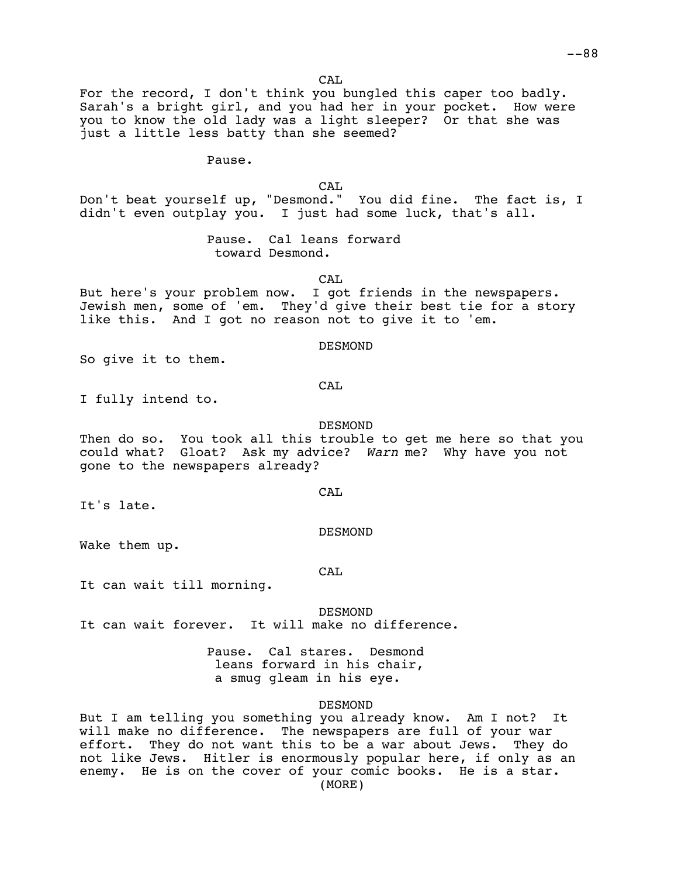CAL

For the record, I don't think you bungled this caper too badly. Sarah's a bright girl, and you had her in your pocket. How were you to know the old lady was a light sleeper? Or that she was just a little less batty than she seemed?

Pause.

CAL

Don't beat yourself up, "Desmond." You did fine. The fact is, I didn't even outplay you. I just had some luck, that's all.

Pause. Cal leans forward toward Desmond.

CAL

But here's your problem now. I got friends in the newspapers. Jewish men, some of 'em. They'd give their best tie for a story like this. And I got no reason not to give it to 'em.

DESMOND

So give it to them.

CAL

I fully intend to.

DESMOND

Then do so. You took all this trouble to get me here so that you could what? Gloat? Ask my advice? *Warn* me? Why have you not gone to the newspapers already?

CAL

It's late.

DESMOND

Wake them up.

CAL

It can wait till morning.

DESMOND

It can wait forever. It will make no difference.

Pause. Cal stares. Desmond leans forward in his chair, a smug gleam in his eye.

DESMOND

But I am telling you something you already know. Am I not? It will make no difference. The newspapers are full of your war effort. They do not want this to be a war about Jews. They do not like Jews. Hitler is enormously popular here, if only as an enemy. He is on the cover of your comic books. He is a star.

(MORE)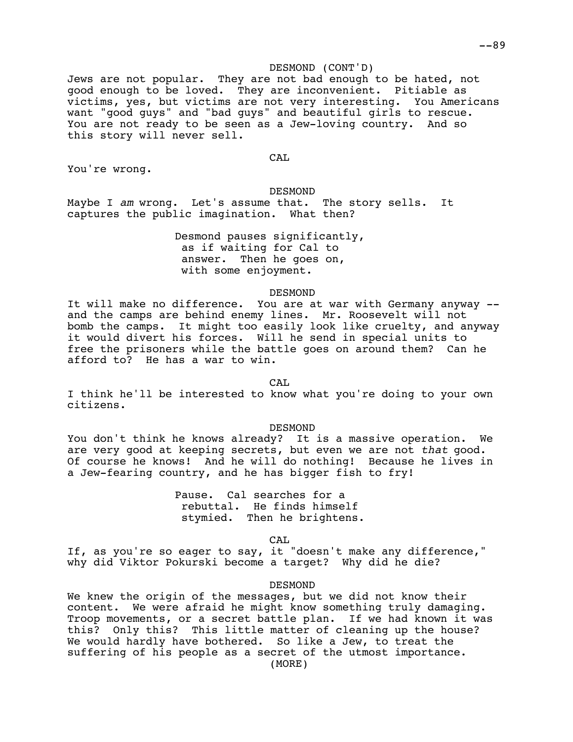DESMOND (CONT'D)

Jews are not popular. They are not bad enough to be hated, not good enough to be loved. They are inconvenient. Pitiable as victims, yes, but victims are not very interesting. You Americans want "good guys" and "bad guys" and beautiful girls to rescue. You are not ready to be seen as a Jew-loving country. And so this story will never sell.

CAL

You're wrong.

DESMOND

Maybe I *am* wrong. Let's assume that. The story sells. It captures the public imagination. What then?

Desmond pauses significantly, as if waiting for Cal to answer. Then he goes on, with some enjoyment.

DESMOND

It will make no difference. You are at war with Germany anyway -- and the camps are behind enemy lines. Mr. Roosevelt will not bomb the camps. It might too easily look like cruelty, and anyway it would divert his forces. Will he send in special units to free the prisoners while the battle goes on around them? Can he afford to? He has a war to win.

CAL

I think he'll be interested to know what you're doing to your own citizens.

DESMOND

You don't think he knows already? It is a massive operation. We are very good at keeping secrets, but even we are not *that* good. Of course he knows! And he will do nothing! Because he lives in a Jew-fearing country, and he has bigger fish to fry!

Pause. Cal searches for a rebuttal. He finds himself stymied. Then he brightens.

CAL

If, as you're so eager to say, it "doesn't make any difference," why did Viktor Pokurski become a target? Why did he die?

DESMOND

We knew the origin of the messages, but we did not know their content. We were afraid he might know something truly damaging. Troop movements, or a secret battle plan. If we had known it was this? Only this? This little matter of cleaning up the house? We would hardly have bothered. So like a Jew, to treat the suffering of his people as a secret of the utmost importance.

(MORE)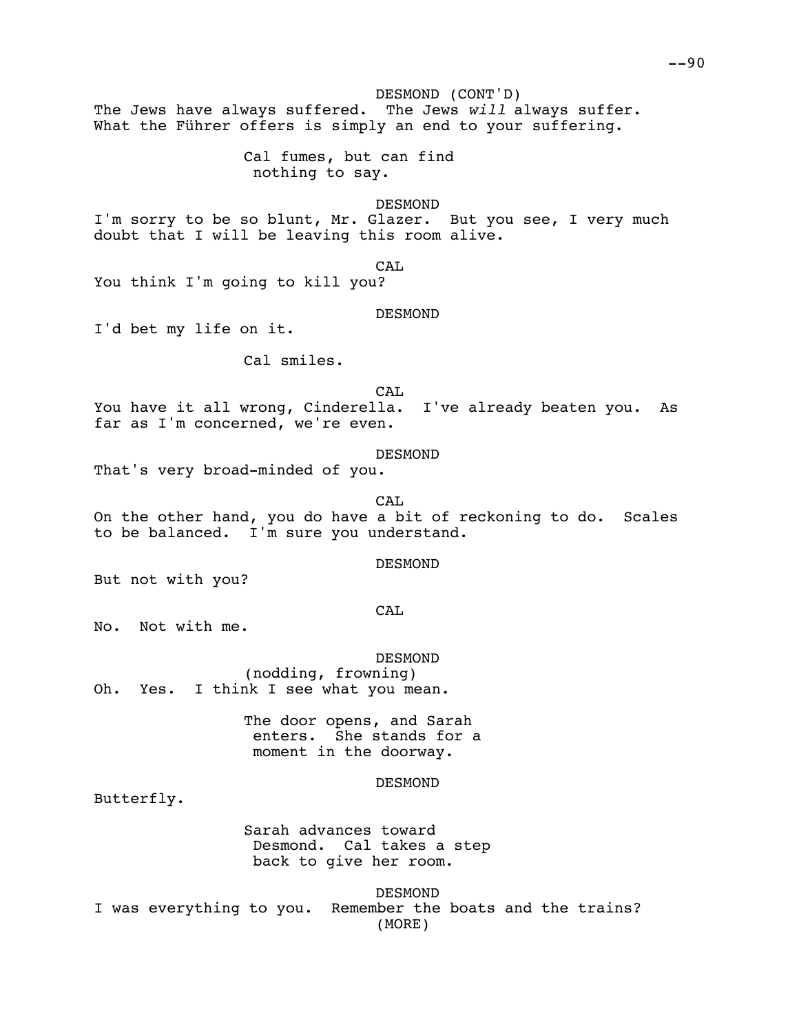DESMOND (CONT'D)

The Jews have always suffered. The Jews *will* always suffer. What the Führer offers is simply an end to your suffering.

Cal fumes, but can find nothing to say.

DESMOND

I'm sorry to be so blunt, Mr. Glazer. But you see, I very much doubt that I will be leaving this room alive.

CAL

You think I'm going to kill you?

DESMOND

I'd bet my life on it.

Cal smiles.

CAL

You have it all wrong, Cinderella. I've already beaten you. As far as I'm concerned, we're even.

DESMOND

That's very broad-minded of you.

CAL

On the other hand, you do have a bit of reckoning to do. Scales to be balanced. I'm sure you understand.

DESMOND

But not with you?

CAL

No. Not with me.

DESMOND

(nodding, frowning)

Oh. Yes. I think I see what you mean.

The door opens, and Sarah enters. She stands for a moment in the doorway.

DESMOND

Butterfly.

Sarah advances toward Desmond. Cal takes a step back to give her room.

DESMOND

I was everything to you. Remember the boats and the trains?

(MORE)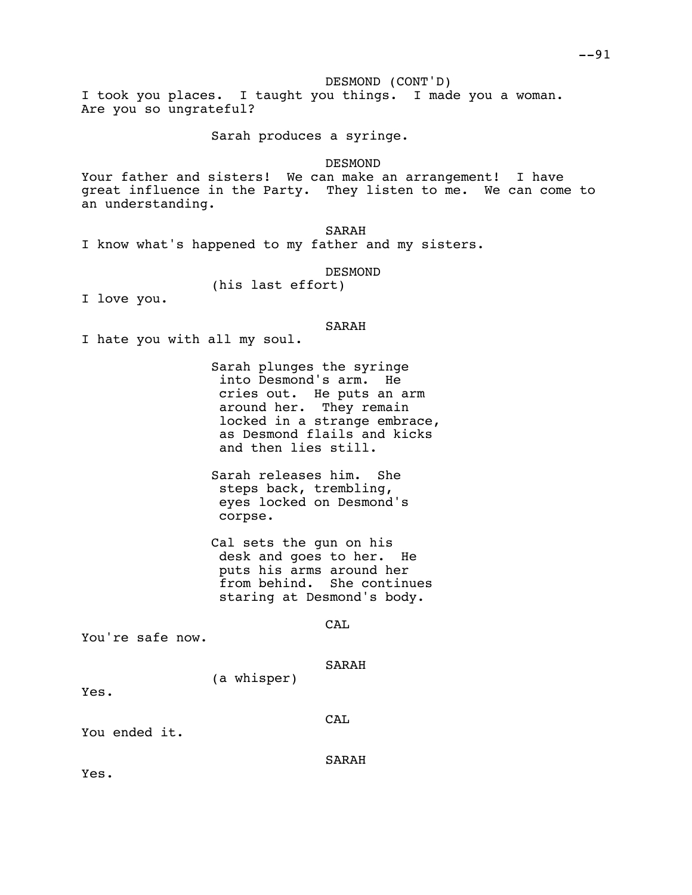DESMOND (CONT'D)

I took you places. I taught you things. I made you a woman. Are you so ungrateful?

Sarah produces a syringe.

DESMOND

Your father and sisters! We can make an arrangement! I have great influence in the Party. They listen to me. We can come to an understanding.

SARAH

I know what's happened to my father and my sisters.

DESMOND

(his last effort)

I love you.

SARAH

I hate you with all my soul.

Sarah plunges the syringe into Desmond's arm. He cries out. He puts an arm around her. They remain locked in a strange embrace, as Desmond flails and kicks and then lies still.

Sarah releases him. She steps back, trembling, eyes locked on Desmond's corpse.

Cal sets the gun on his desk and goes to her. He puts his arms around her from behind. She continues staring at Desmond's body.

CAL

You're safe now.

SARAH

(a whisper)

Yes.

CAL

You ended it.

SARAH

Yes.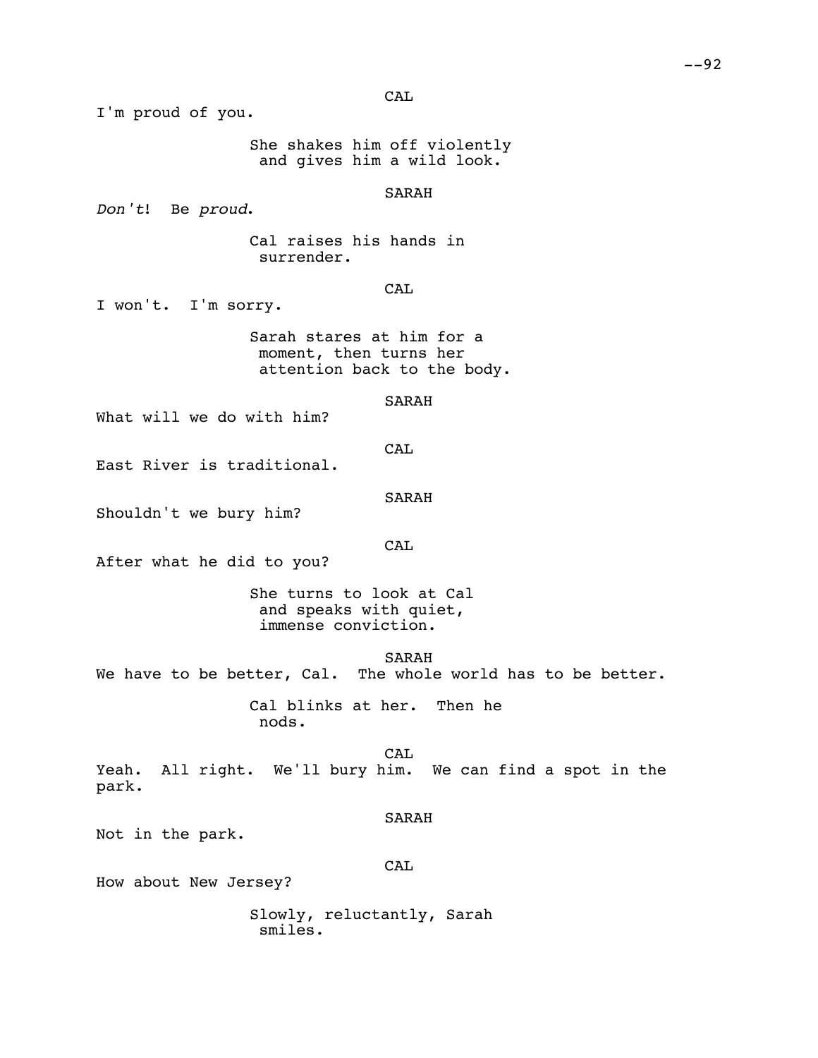CAL

I'm proud of you.

She shakes him off violently and gives him a wild look.

SARAH

*Don't*! Be *proud*.

Cal raises his hands in surrender.

CAL

I won't. I'm sorry.

Sarah stares at him for a moment, then turns her attention back to the body.

SARAH

What will we do with him?

CAL

East River is traditional.

SARAH

Shouldn't we bury him?

CAL

After what he did to you?

She turns to look at Cal and speaks with quiet, immense conviction.

SARAH

We have to be better, Cal. The whole world has to be better.

Cal blinks at her. Then he nods.

CAL

Yeah. All right. We'll bury him. We can find a spot in the park.

SARAH

Not in the park.

CAL

How about New Jersey?

Slowly, reluctantly, Sarah smiles.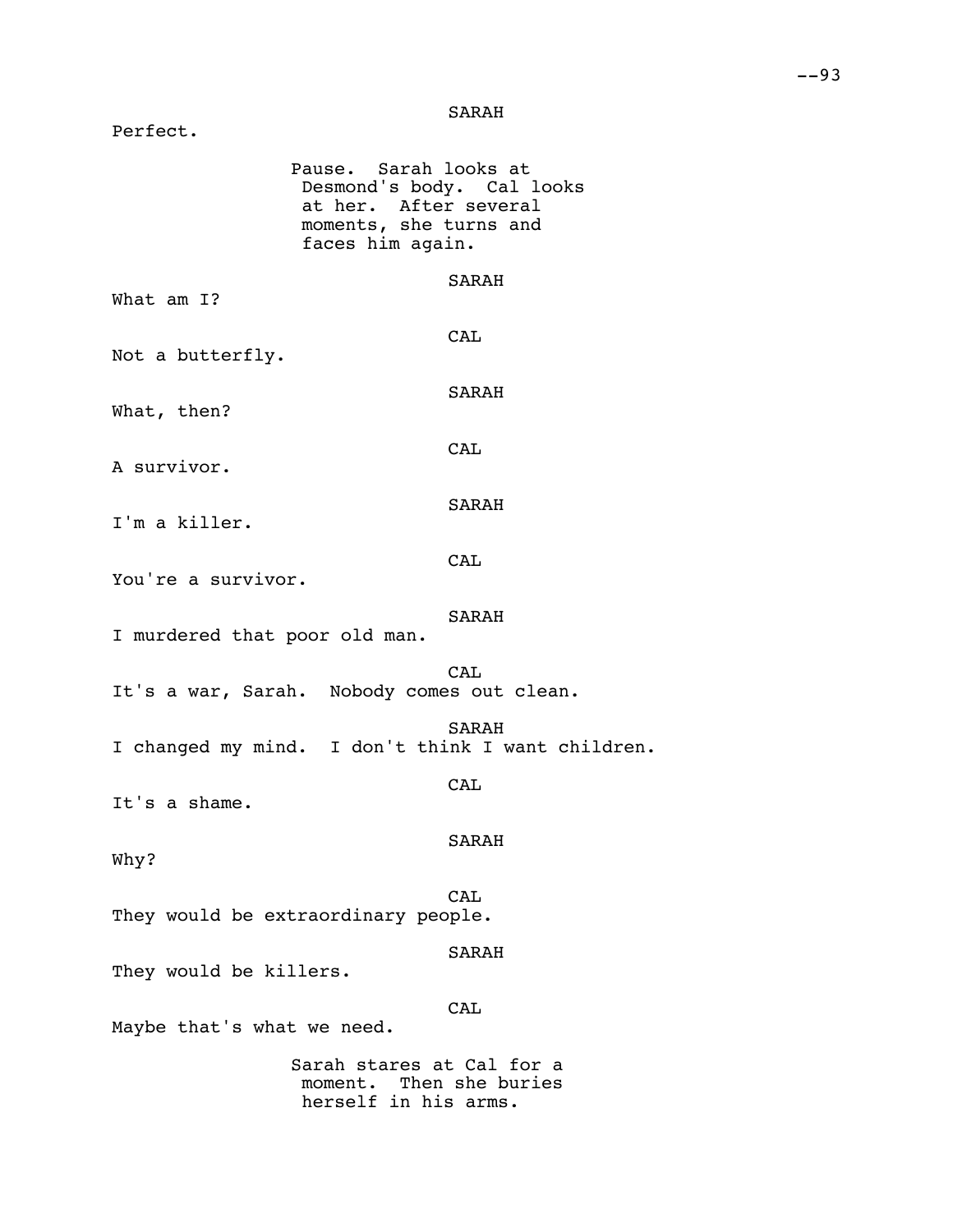SARAH

Perfect.

Pause. Sarah looks at Desmond's body. Cal looks at her. After several moments, she turns and faces him again.

SARAH

What am I?

CAL

Not a butterfly.

SARAH

What, then?

CAL

A survivor.

SARAH

I'm a killer.

CAL

You're a survivor.

SARAH

I murdered that poor old man.

CAL

It's a war, Sarah. Nobody comes out clean.

SARAH

I changed my mind. I don't think I want children.

CAL

It's a shame.

SARAH

Why?

CAL

They would be extraordinary people.

SARAH

They would be killers.

CAL

Maybe that's what we need.

Sarah stares at Cal for a moment. Then she buries herself in his arms.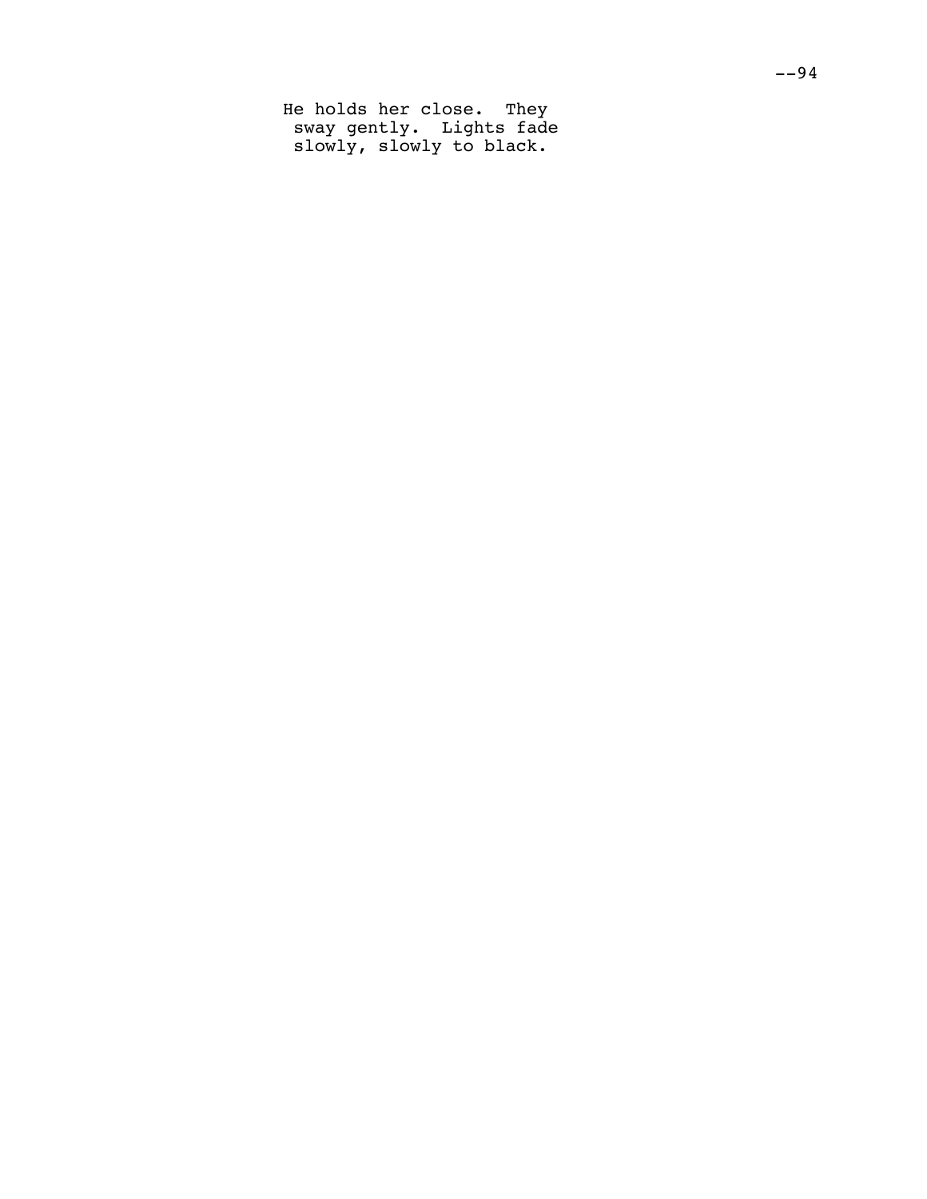He holds her close. They sway gently. Lights fade slowly, slowly to black.